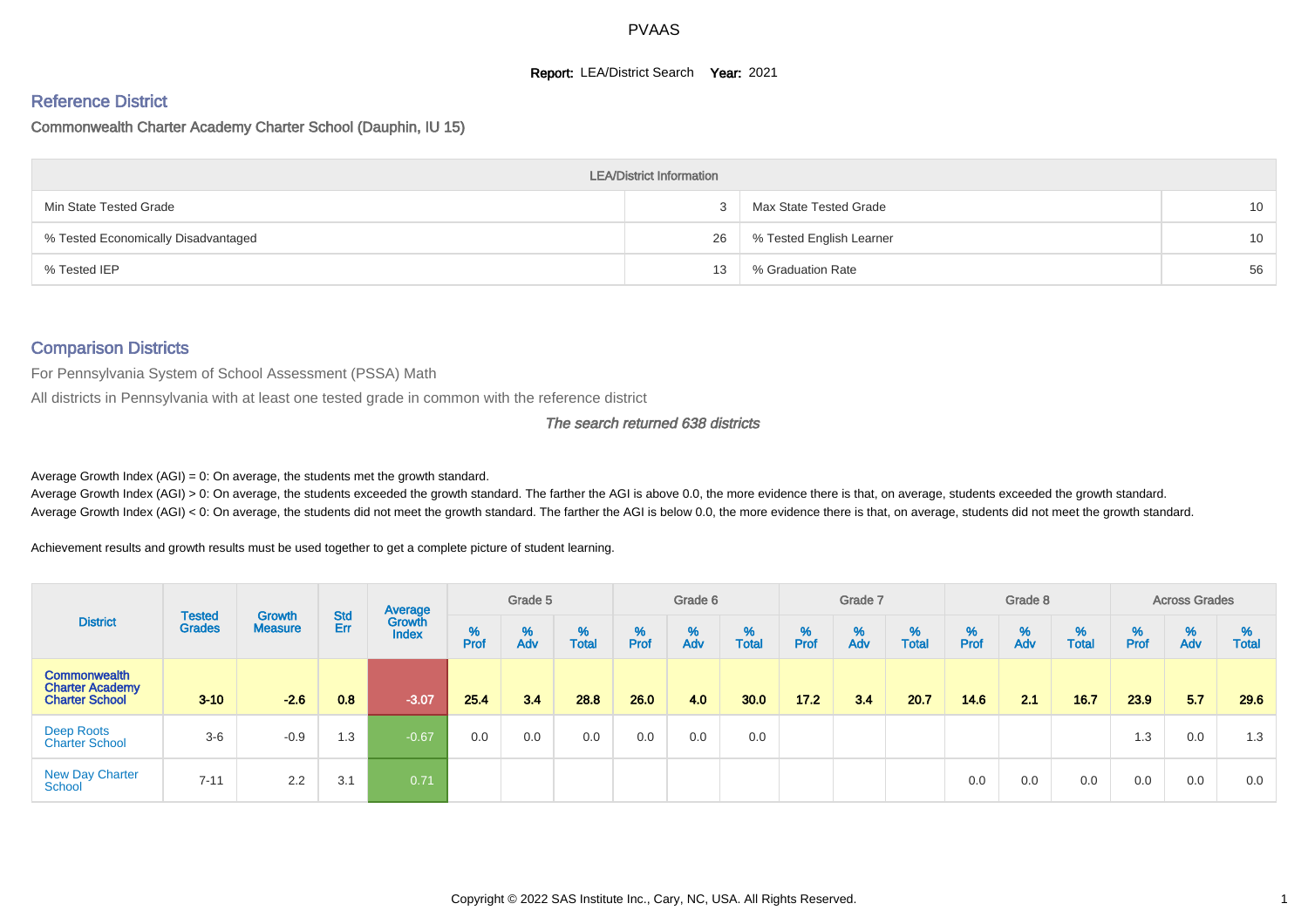PVAAS

**Report:** LEA/District Search **Year:** 2021

## Reference District

Commonwealth Charter Academy Charter School (Dauphin, IU 15)

| LEA/District Information | | | |
|---|---|---|---|
| Min State Tested Grade | 3 | Max State Tested Grade | 10 |
| % Tested Economically Disadvantaged | 26 | % Tested English Learner | 10 |
| % Tested IEP | 13 | % Graduation Rate | 56 |

## Comparison Districts

For Pennsylvania System of School Assessment (PSSA) Math

All districts in Pennsylvania with at least one tested grade in common with the reference district

*The search returned 638 districts*

Average Growth Index (AGI) = 0: On average, the students met the growth standard.

Average Growth Index (AGI) > 0: On average, the students exceeded the growth standard. The farther the AGI is above 0.0, the more evidence there is that, on average, students exceeded the growth standard.

Average Growth Index (AGI) < 0: On average, the students did not meet the growth standard. The farther the AGI is below 0.0, the more evidence there is that, on average, students did not meet the growth standard.

Achievement results and growth results must be used together to get a complete picture of student learning.

| District | Tested Grades | Growth Measure | Std Err | Average Growth Index | Grade 5 | | | Grade 6 | | | Grade 7 | | | Grade 8 | | | Across Grades | | |
|---|---|---|---|---|---|---|---|---|---|---|---|---|---|---|---|---|---|---|---|
| | | | | | % Prof | % Adv | % Total | % Prof | % Adv | % Total | % Prof | % Adv | % Total | % Prof | % Adv | % Total | % Prof | % Adv | % Total |
| **Commonwealth Charter Academy Charter School** | **3-10** | **-2.6** | **0.8** | **-3.07** | **25.4** | **3.4** | **28.8** | **26.0** | **4.0** | **30.0** | **17.2** | **3.4** | **20.7** | **14.6** | **2.1** | **16.7** | **23.9** | **5.7** | **29.6** |
| Deep Roots Charter School | 3-6 | -0.9 | 1.3 | -0.67 | 0.0 | 0.0 | 0.0 | 0.0 | 0.0 | 0.0 | | | | | | | 1.3 | 0.0 | 1.3 |
| New Day Charter School | 7-11 | 2.2 | 3.1 | 0.71 | | | | | | | | | | 0.0 | 0.0 | 0.0 | 0.0 | 0.0 | 0.0 |

Copyright © 2022 SAS Institute Inc., Cary, NC, USA. All Rights Reserved.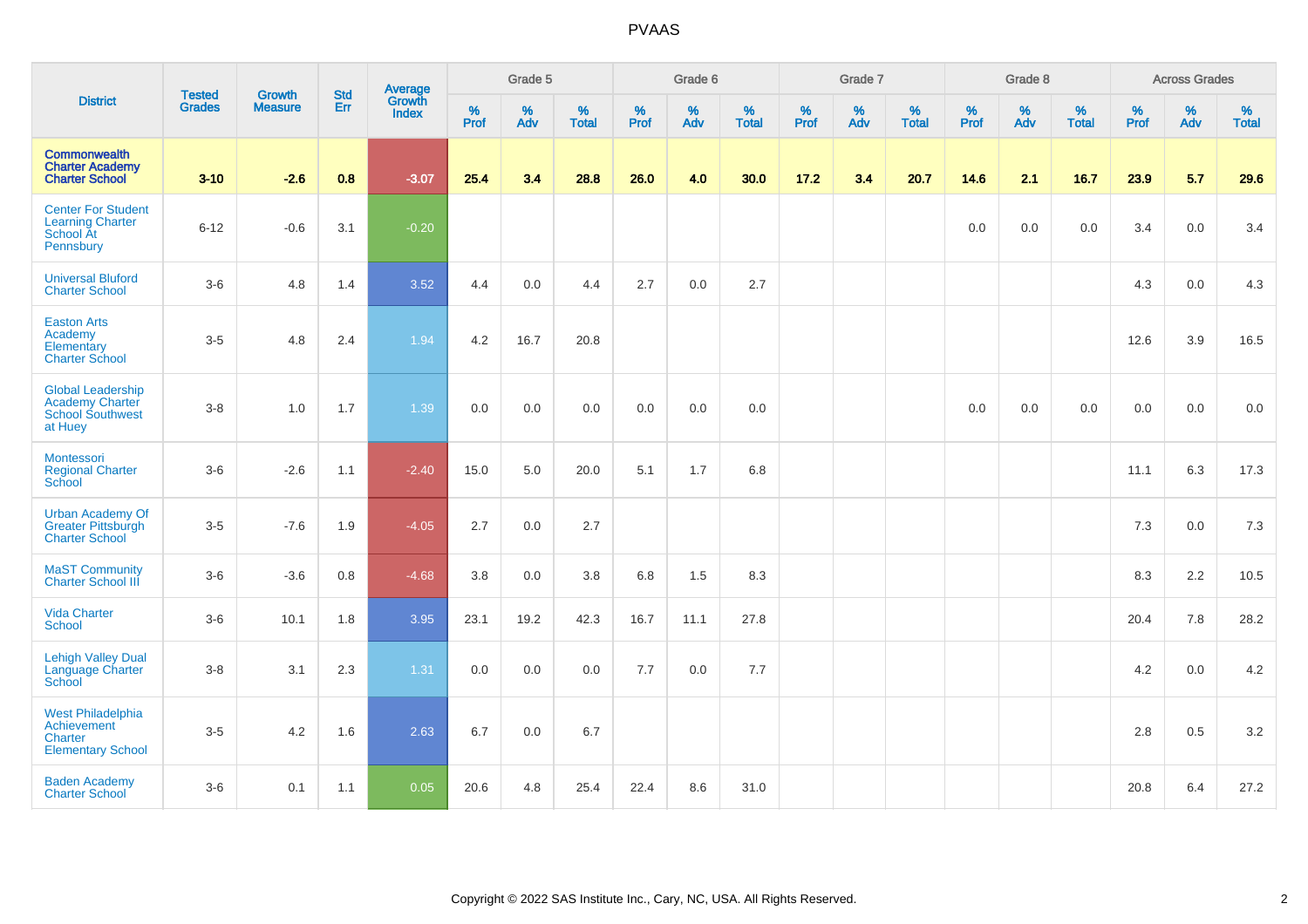| District | Tested Grades | Growth Measure | Std Err | Average Growth Index | Grade 5 | | | Grade 6 | | | Grade 7 | | | Grade 8 | | | Across Grades | | |
|---|---|---|---|---|---|---|---|---|---|---|---|---|---|---|---|---|---|---|---|
| | | | | | % Prof | % Adv | % Total | % Prof | % Adv | % Total | % Prof | % Adv | % Total | % Prof | % Adv | % Total | % Prof | % Adv | % Total |
| **Commonwealth Charter Academy Charter School** | **3-10** | **-2.6** | **0.8** | **-3.07** | **25.4** | **3.4** | **28.8** | **26.0** | **4.0** | **30.0** | **17.2** | **3.4** | **20.7** | **14.6** | **2.1** | **16.7** | **23.9** | **5.7** | **29.6** |
| Center For Student Learning Charter School At Pennsbury | 6-12 | -0.6 | 3.1 | -0.20 | | | | | | | | | | 0.0 | 0.0 | 0.0 | 3.4 | 0.0 | 3.4 |
| Universal Bluford Charter School | 3-6 | 4.8 | 1.4 | 3.52 | 4.4 | 0.0 | 4.4 | 2.7 | 0.0 | 2.7 | | | | | | | 4.3 | 0.0 | 4.3 |
| Easton Arts Academy Elementary Charter School | 3-5 | 4.8 | 2.4 | 1.94 | 4.2 | 16.7 | 20.8 | | | | | | | | | | 12.6 | 3.9 | 16.5 |
| Global Leadership Academy Charter School Southwest at Huey | 3-8 | 1.0 | 1.7 | 1.39 | 0.0 | 0.0 | 0.0 | 0.0 | 0.0 | 0.0 | | | | 0.0 | 0.0 | 0.0 | 0.0 | 0.0 | 0.0 |
| Montessori Regional Charter School | 3-6 | -2.6 | 1.1 | -2.40 | 15.0 | 5.0 | 20.0 | 5.1 | 1.7 | 6.8 | | | | | | | 11.1 | 6.3 | 17.3 |
| Urban Academy Of Greater Pittsburgh Charter School | 3-5 | -7.6 | 1.9 | -4.05 | 2.7 | 0.0 | 2.7 | | | | | | | | | | 7.3 | 0.0 | 7.3 |
| MaST Community Charter School III | 3-6 | -3.6 | 0.8 | -4.68 | 3.8 | 0.0 | 3.8 | 6.8 | 1.5 | 8.3 | | | | | | | 8.3 | 2.2 | 10.5 |
| Vida Charter School | 3-6 | 10.1 | 1.8 | 3.95 | 23.1 | 19.2 | 42.3 | 16.7 | 11.1 | 27.8 | | | | | | | 20.4 | 7.8 | 28.2 |
| Lehigh Valley Dual Language Charter School | 3-8 | 3.1 | 2.3 | 1.31 | 0.0 | 0.0 | 0.0 | 7.7 | 0.0 | 7.7 | | | | | | | 4.2 | 0.0 | 4.2 |
| West Philadelphia Achievement Charter Elementary School | 3-5 | 4.2 | 1.6 | 2.63 | 6.7 | 0.0 | 6.7 | | | | | | | | | | 2.8 | 0.5 | 3.2 |
| Baden Academy Charter School | 3-6 | 0.1 | 1.1 | 0.05 | 20.6 | 4.8 | 25.4 | 22.4 | 8.6 | 31.0 | | | | | | | 20.8 | 6.4 | 27.2 |

Copyright © 2022 SAS Institute Inc., Cary, NC, USA. All Rights Reserved.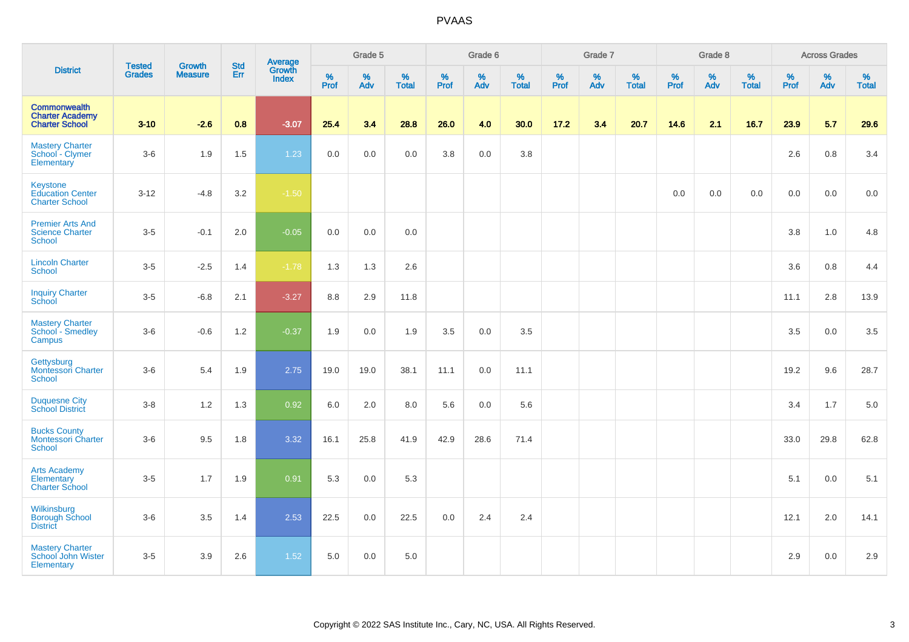# PVAAS

| District | Tested Grades | Growth Measure | Std Err | Average Growth Index | Grade 5 | | | Grade 6 | | | Grade 7 | | | Grade 8 | | | Across Grades | | |
|---|---|---|---|---|---|---|---|---|---|---|---|---|---|---|---|---|---|---|---|
| | | | | | % Prof | % Adv | % Total | % Prof | % Adv | % Total | % Prof | % Adv | % Total | % Prof | % Adv | % Total | % Prof | % Adv | % Total |
| **Commonwealth Charter Academy Charter School** | **3-10** | **-2.6** | **0.8** | **-3.07** | **25.4** | **3.4** | **28.8** | **26.0** | **4.0** | **30.0** | **17.2** | **3.4** | **20.7** | **14.6** | **2.1** | **16.7** | **23.9** | **5.7** | **29.6** |
| Mastery Charter School - Clymer Elementary | 3-6 | 1.9 | 1.5 | 1.23 | 0.0 | 0.0 | 0.0 | 3.8 | 0.0 | 3.8 | | | | | | | 2.6 | 0.8 | 3.4 |
| Keystone Education Center Charter School | 3-12 | -4.8 | 3.2 | -1.50 | | | | | | | | | | 0.0 | 0.0 | 0.0 | 0.0 | 0.0 | 0.0 |
| Premier Arts And Science Charter School | 3-5 | -0.1 | 2.0 | -0.05 | 0.0 | 0.0 | 0.0 | | | | | | | | | | 3.8 | 1.0 | 4.8 |
| Lincoln Charter School | 3-5 | -2.5 | 1.4 | -1.78 | 1.3 | 1.3 | 2.6 | | | | | | | | | | 3.6 | 0.8 | 4.4 |
| Inquiry Charter School | 3-5 | -6.8 | 2.1 | -3.27 | 8.8 | 2.9 | 11.8 | | | | | | | | | | 11.1 | 2.8 | 13.9 |
| Mastery Charter School - Smedley Campus | 3-6 | -0.6 | 1.2 | -0.37 | 1.9 | 0.0 | 1.9 | 3.5 | 0.0 | 3.5 | | | | | | | 3.5 | 0.0 | 3.5 |
| Gettysburg Montessori Charter School | 3-6 | 5.4 | 1.9 | 2.75 | 19.0 | 19.0 | 38.1 | 11.1 | 0.0 | 11.1 | | | | | | | 19.2 | 9.6 | 28.7 |
| Duquesne City School District | 3-8 | 1.2 | 1.3 | 0.92 | 6.0 | 2.0 | 8.0 | 5.6 | 0.0 | 5.6 | | | | | | | 3.4 | 1.7 | 5.0 |
| Bucks County Montessori Charter School | 3-6 | 9.5 | 1.8 | 3.32 | 16.1 | 25.8 | 41.9 | 42.9 | 28.6 | 71.4 | | | | | | | 33.0 | 29.8 | 62.8 |
| Arts Academy Elementary Charter School | 3-5 | 1.7 | 1.9 | 0.91 | 5.3 | 0.0 | 5.3 | | | | | | | | | | 5.1 | 0.0 | 5.1 |
| Wilkinsburg Borough School District | 3-6 | 3.5 | 1.4 | 2.53 | 22.5 | 0.0 | 22.5 | 0.0 | 2.4 | 2.4 | | | | | | | 12.1 | 2.0 | 14.1 |
| Mastery Charter School John Wister Elementary | 3-5 | 3.9 | 2.6 | 1.52 | 5.0 | 0.0 | 5.0 | | | | | | | | | | 2.9 | 0.0 | 2.9 |

Copyright © 2022 SAS Institute Inc., Cary, NC, USA. All Rights Reserved.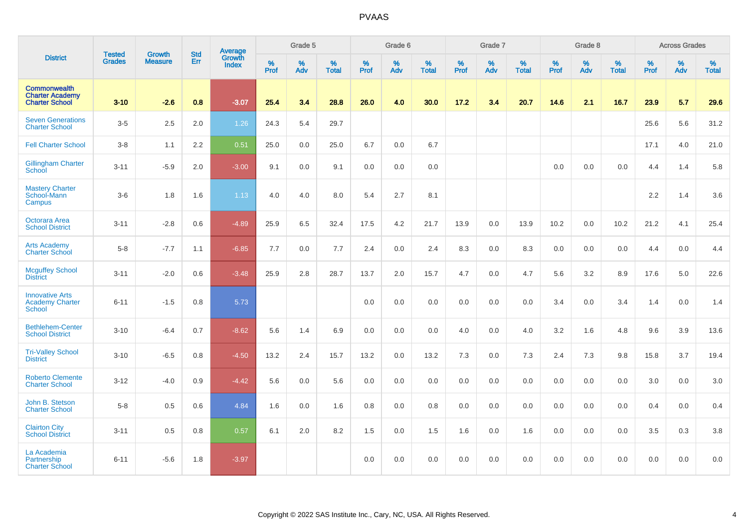# PVAAS

| District | Tested Grades | Growth Measure | Std Err | Average Growth Index | Grade 5 | | | Grade 6 | | | Grade 7 | | | Grade 8 | | | Across Grades | | |
|---|---|---|---|---|---|---|---|---|---|---|---|---|---|---|---|---|---|---|---|
| | | | | | % Prof | % Adv | % Total | % Prof | % Adv | % Total | % Prof | % Adv | % Total | % Prof | % Adv | % Total | % Prof | % Adv | % Total |
| **Commonwealth Charter Academy Charter School** | **3-10** | **-2.6** | **0.8** | **-3.07** | **25.4** | **3.4** | **28.8** | **26.0** | **4.0** | **30.0** | **17.2** | **3.4** | **20.7** | **14.6** | **2.1** | **16.7** | **23.9** | **5.7** | **29.6** |
| Seven Generations Charter School | 3-5 | 2.5 | 2.0 | 1.26 | 24.3 | 5.4 | 29.7 | | | | | | | | | | 25.6 | 5.6 | 31.2 |
| Fell Charter School | 3-8 | 1.1 | 2.2 | 0.51 | 25.0 | 0.0 | 25.0 | 6.7 | 0.0 | 6.7 | | | | | | | 17.1 | 4.0 | 21.0 |
| Gillingham Charter School | 3-11 | -5.9 | 2.0 | -3.00 | 9.1 | 0.0 | 9.1 | 0.0 | 0.0 | 0.0 | | | | 0.0 | 0.0 | 0.0 | 4.4 | 1.4 | 5.8 |
| Mastery Charter School-Mann Campus | 3-6 | 1.8 | 1.6 | 1.13 | 4.0 | 4.0 | 8.0 | 5.4 | 2.7 | 8.1 | | | | | | | 2.2 | 1.4 | 3.6 |
| Octorara Area School District | 3-11 | -2.8 | 0.6 | -4.89 | 25.9 | 6.5 | 32.4 | 17.5 | 4.2 | 21.7 | 13.9 | 0.0 | 13.9 | 10.2 | 0.0 | 10.2 | 21.2 | 4.1 | 25.4 |
| Arts Academy Charter School | 5-8 | -7.7 | 1.1 | -6.85 | 7.7 | 0.0 | 7.7 | 2.4 | 0.0 | 2.4 | 8.3 | 0.0 | 8.3 | 0.0 | 0.0 | 0.0 | 4.4 | 0.0 | 4.4 |
| Mcguffey School District | 3-11 | -2.0 | 0.6 | -3.48 | 25.9 | 2.8 | 28.7 | 13.7 | 2.0 | 15.7 | 4.7 | 0.0 | 4.7 | 5.6 | 3.2 | 8.9 | 17.6 | 5.0 | 22.6 |
| Innovative Arts Academy Charter School | 6-11 | -1.5 | 0.8 | 5.73 | | | | 0.0 | 0.0 | 0.0 | 0.0 | 0.0 | 0.0 | 3.4 | 0.0 | 3.4 | 1.4 | 0.0 | 1.4 |
| Bethlehem-Center School District | 3-10 | -6.4 | 0.7 | -8.62 | 5.6 | 1.4 | 6.9 | 0.0 | 0.0 | 0.0 | 4.0 | 0.0 | 4.0 | 3.2 | 1.6 | 4.8 | 9.6 | 3.9 | 13.6 |
| Tri-Valley School District | 3-10 | -6.5 | 0.8 | -4.50 | 13.2 | 2.4 | 15.7 | 13.2 | 0.0 | 13.2 | 7.3 | 0.0 | 7.3 | 2.4 | 7.3 | 9.8 | 15.8 | 3.7 | 19.4 |
| Roberto Clemente Charter School | 3-12 | -4.0 | 0.9 | -4.42 | 5.6 | 0.0 | 5.6 | 0.0 | 0.0 | 0.0 | 0.0 | 0.0 | 0.0 | 0.0 | 0.0 | 0.0 | 3.0 | 0.0 | 3.0 |
| John B. Stetson Charter School | 5-8 | 0.5 | 0.6 | 4.84 | 1.6 | 0.0 | 1.6 | 0.8 | 0.0 | 0.8 | 0.0 | 0.0 | 0.0 | 0.0 | 0.0 | 0.0 | 0.4 | 0.0 | 0.4 |
| Clairton City School District | 3-11 | 0.5 | 0.8 | 0.57 | 6.1 | 2.0 | 8.2 | 1.5 | 0.0 | 1.5 | 1.6 | 0.0 | 1.6 | 0.0 | 0.0 | 0.0 | 3.5 | 0.3 | 3.8 |
| La Academia Partnership Charter School | 6-11 | -5.6 | 1.8 | -3.97 | | | | 0.0 | 0.0 | 0.0 | 0.0 | 0.0 | 0.0 | 0.0 | 0.0 | 0.0 | 0.0 | 0.0 | 0.0 |

Copyright © 2022 SAS Institute Inc., Cary, NC, USA. All Rights Reserved.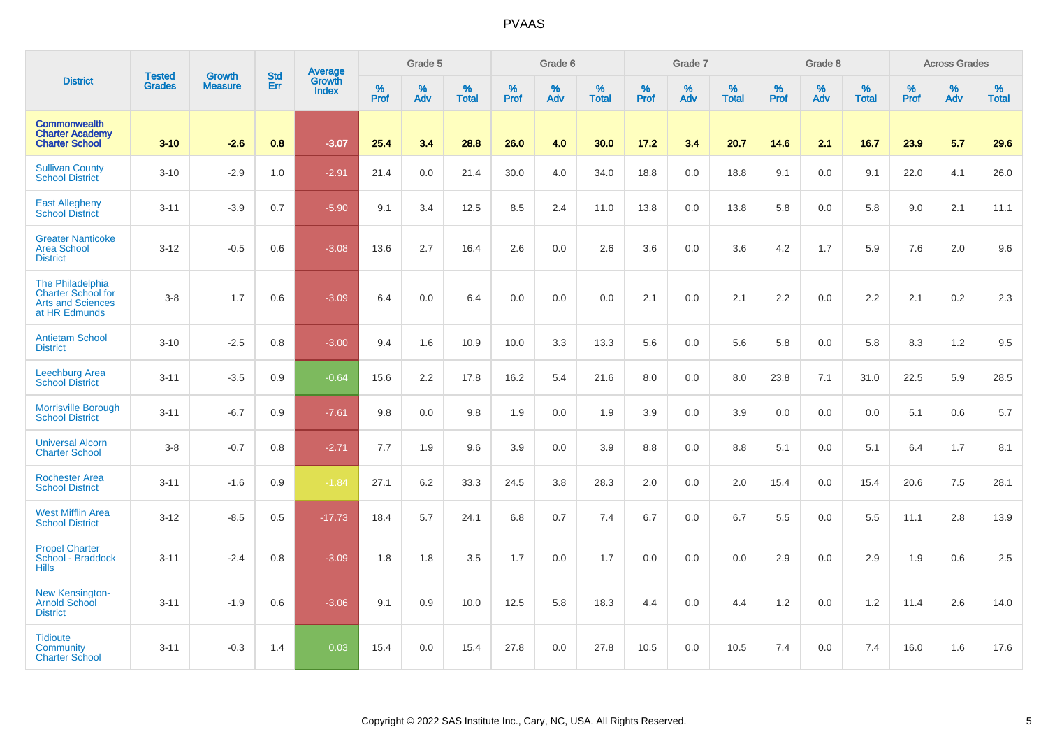# PVAAS

| District | Tested Grades | Growth Measure | Std Err | Average Growth Index | Grade 5 | | | Grade 6 | | | Grade 7 | | | Grade 8 | | | Across Grades | | |
|---|---|---|---|---|---|---|---|---|---|---|---|---|---|---|---|---|---|---|---|
| | | | | | % Prof | % Adv | % Total | % Prof | % Adv | % Total | % Prof | % Adv | % Total | % Prof | % Adv | % Total | % Prof | % Adv | % Total |
| **Commonwealth Charter Academy Charter School** | **3-10** | **-2.6** | **0.8** | **-3.07** | **25.4** | **3.4** | **28.8** | **26.0** | **4.0** | **30.0** | **17.2** | **3.4** | **20.7** | **14.6** | **2.1** | **16.7** | **23.9** | **5.7** | **29.6** |
| Sullivan County School District | 3-10 | -2.9 | 1.0 | -2.91 | 21.4 | 0.0 | 21.4 | 30.0 | 4.0 | 34.0 | 18.8 | 0.0 | 18.8 | 9.1 | 0.0 | 9.1 | 22.0 | 4.1 | 26.0 |
| East Allegheny School District | 3-11 | -3.9 | 0.7 | -5.90 | 9.1 | 3.4 | 12.5 | 8.5 | 2.4 | 11.0 | 13.8 | 0.0 | 13.8 | 5.8 | 0.0 | 5.8 | 9.0 | 2.1 | 11.1 |
| Greater Nanticoke Area School District | 3-12 | -0.5 | 0.6 | -3.08 | 13.6 | 2.7 | 16.4 | 2.6 | 0.0 | 2.6 | 3.6 | 0.0 | 3.6 | 4.2 | 1.7 | 5.9 | 7.6 | 2.0 | 9.6 |
| The Philadelphia Charter School for Arts and Sciences at HR Edmunds | 3-8 | 1.7 | 0.6 | -3.09 | 6.4 | 0.0 | 6.4 | 0.0 | 0.0 | 0.0 | 2.1 | 0.0 | 2.1 | 2.2 | 0.0 | 2.2 | 2.1 | 0.2 | 2.3 |
| Antietam School District | 3-10 | -2.5 | 0.8 | -3.00 | 9.4 | 1.6 | 10.9 | 10.0 | 3.3 | 13.3 | 5.6 | 0.0 | 5.6 | 5.8 | 0.0 | 5.8 | 8.3 | 1.2 | 9.5 |
| Leechburg Area School District | 3-11 | -3.5 | 0.9 | -0.64 | 15.6 | 2.2 | 17.8 | 16.2 | 5.4 | 21.6 | 8.0 | 0.0 | 8.0 | 23.8 | 7.1 | 31.0 | 22.5 | 5.9 | 28.5 |
| Morrisville Borough School District | 3-11 | -6.7 | 0.9 | -7.61 | 9.8 | 0.0 | 9.8 | 1.9 | 0.0 | 1.9 | 3.9 | 0.0 | 3.9 | 0.0 | 0.0 | 0.0 | 5.1 | 0.6 | 5.7 |
| Universal Alcorn Charter School | 3-8 | -0.7 | 0.8 | -2.71 | 7.7 | 1.9 | 9.6 | 3.9 | 0.0 | 3.9 | 8.8 | 0.0 | 8.8 | 5.1 | 0.0 | 5.1 | 6.4 | 1.7 | 8.1 |
| Rochester Area School District | 3-11 | -1.6 | 0.9 | -1.84 | 27.1 | 6.2 | 33.3 | 24.5 | 3.8 | 28.3 | 2.0 | 0.0 | 2.0 | 15.4 | 0.0 | 15.4 | 20.6 | 7.5 | 28.1 |
| West Mifflin Area School District | 3-12 | -8.5 | 0.5 | -17.73 | 18.4 | 5.7 | 24.1 | 6.8 | 0.7 | 7.4 | 6.7 | 0.0 | 6.7 | 5.5 | 0.0 | 5.5 | 11.1 | 2.8 | 13.9 |
| Propel Charter School - Braddock Hills | 3-11 | -2.4 | 0.8 | -3.09 | 1.8 | 1.8 | 3.5 | 1.7 | 0.0 | 1.7 | 0.0 | 0.0 | 0.0 | 2.9 | 0.0 | 2.9 | 1.9 | 0.6 | 2.5 |
| New Kensington-Arnold School District | 3-11 | -1.9 | 0.6 | -3.06 | 9.1 | 0.9 | 10.0 | 12.5 | 5.8 | 18.3 | 4.4 | 0.0 | 4.4 | 1.2 | 0.0 | 1.2 | 11.4 | 2.6 | 14.0 |
| Tidioute Community Charter School | 3-11 | -0.3 | 1.4 | 0.03 | 15.4 | 0.0 | 15.4 | 27.8 | 0.0 | 27.8 | 10.5 | 0.0 | 10.5 | 7.4 | 0.0 | 7.4 | 16.0 | 1.6 | 17.6 |

Copyright © 2022 SAS Institute Inc., Cary, NC, USA. All Rights Reserved.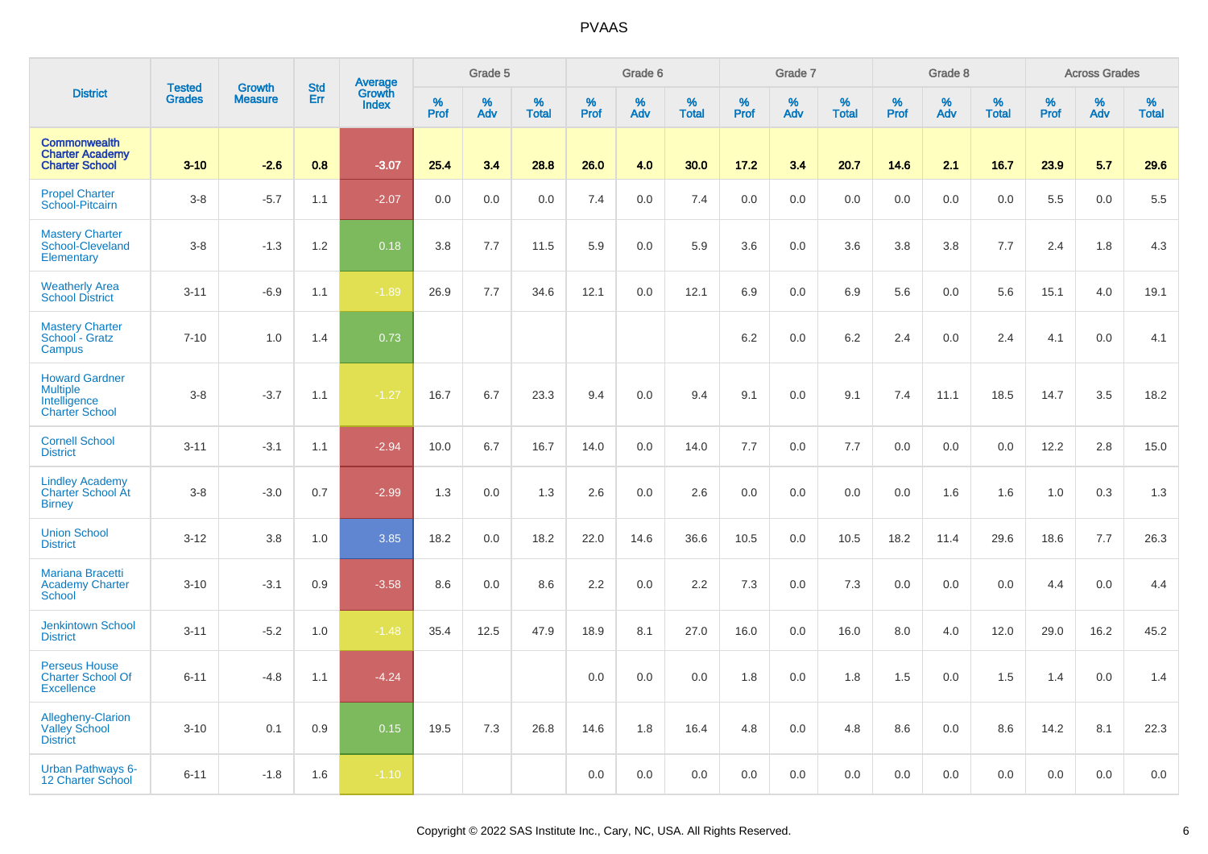# PVAAS

| District | Tested Grades | Growth Measure | Std Err | Average Growth Index | Grade 5 | | | Grade 6 | | | Grade 7 | | | Grade 8 | | | Across Grades | | |
|---|---|---|---|---|---|---|---|---|---|---|---|---|---|---|---|---|---|---|---|
| | | | | | % Prof | % Adv | % Total | % Prof | % Adv | % Total | % Prof | % Adv | % Total | % Prof | % Adv | % Total | % Prof | % Adv | % Total |
| **Commonwealth Charter Academy Charter School** | **3-10** | **-2.6** | **0.8** | **-3.07** | **25.4** | **3.4** | **28.8** | **26.0** | **4.0** | **30.0** | **17.2** | **3.4** | **20.7** | **14.6** | **2.1** | **16.7** | **23.9** | **5.7** | **29.6** |
| Propel Charter School-Pitcairn | 3-8 | -5.7 | 1.1 | -2.07 | 0.0 | 0.0 | 0.0 | 7.4 | 0.0 | 7.4 | 0.0 | 0.0 | 0.0 | 0.0 | 0.0 | 0.0 | 5.5 | 0.0 | 5.5 |
| Mastery Charter School-Cleveland Elementary | 3-8 | -1.3 | 1.2 | 0.18 | 3.8 | 7.7 | 11.5 | 5.9 | 0.0 | 5.9 | 3.6 | 0.0 | 3.6 | 3.8 | 3.8 | 7.7 | 2.4 | 1.8 | 4.3 |
| Weatherly Area School District | 3-11 | -6.9 | 1.1 | -1.89 | 26.9 | 7.7 | 34.6 | 12.1 | 0.0 | 12.1 | 6.9 | 0.0 | 6.9 | 5.6 | 0.0 | 5.6 | 15.1 | 4.0 | 19.1 |
| Mastery Charter School - Gratz Campus | 7-10 | 1.0 | 1.4 | 0.73 | | | | | | | 6.2 | 0.0 | 6.2 | 2.4 | 0.0 | 2.4 | 4.1 | 0.0 | 4.1 |
| Howard Gardner Multiple Intelligence Charter School | 3-8 | -3.7 | 1.1 | -1.27 | 16.7 | 6.7 | 23.3 | 9.4 | 0.0 | 9.4 | 9.1 | 0.0 | 9.1 | 7.4 | 11.1 | 18.5 | 14.7 | 3.5 | 18.2 |
| Cornell School District | 3-11 | -3.1 | 1.1 | -2.94 | 10.0 | 6.7 | 16.7 | 14.0 | 0.0 | 14.0 | 7.7 | 0.0 | 7.7 | 0.0 | 0.0 | 0.0 | 12.2 | 2.8 | 15.0 |
| Lindley Academy Charter School At Birney | 3-8 | -3.0 | 0.7 | -2.99 | 1.3 | 0.0 | 1.3 | 2.6 | 0.0 | 2.6 | 0.0 | 0.0 | 0.0 | 0.0 | 1.6 | 1.6 | 1.0 | 0.3 | 1.3 |
| Union School District | 3-12 | 3.8 | 1.0 | 3.85 | 18.2 | 0.0 | 18.2 | 22.0 | 14.6 | 36.6 | 10.5 | 0.0 | 10.5 | 18.2 | 11.4 | 29.6 | 18.6 | 7.7 | 26.3 |
| Mariana Bracetti Academy Charter School | 3-10 | -3.1 | 0.9 | -3.58 | 8.6 | 0.0 | 8.6 | 2.2 | 0.0 | 2.2 | 7.3 | 0.0 | 7.3 | 0.0 | 0.0 | 0.0 | 4.4 | 0.0 | 4.4 |
| Jenkintown School District | 3-11 | -5.2 | 1.0 | -1.48 | 35.4 | 12.5 | 47.9 | 18.9 | 8.1 | 27.0 | 16.0 | 0.0 | 16.0 | 8.0 | 4.0 | 12.0 | 29.0 | 16.2 | 45.2 |
| Perseus House Charter School Of Excellence | 6-11 | -4.8 | 1.1 | -4.24 | | | | 0.0 | 0.0 | 0.0 | 1.8 | 0.0 | 1.8 | 1.5 | 0.0 | 1.5 | 1.4 | 0.0 | 1.4 |
| Allegheny-Clarion Valley School District | 3-10 | 0.1 | 0.9 | 0.15 | 19.5 | 7.3 | 26.8 | 14.6 | 1.8 | 16.4 | 4.8 | 0.0 | 4.8 | 8.6 | 0.0 | 8.6 | 14.2 | 8.1 | 22.3 |
| Urban Pathways 6-12 Charter School | 6-11 | -1.8 | 1.6 | -1.10 | | | | 0.0 | 0.0 | 0.0 | 0.0 | 0.0 | 0.0 | 0.0 | 0.0 | 0.0 | 0.0 | 0.0 | 0.0 |

Copyright © 2022 SAS Institute Inc., Cary, NC, USA. All Rights Reserved.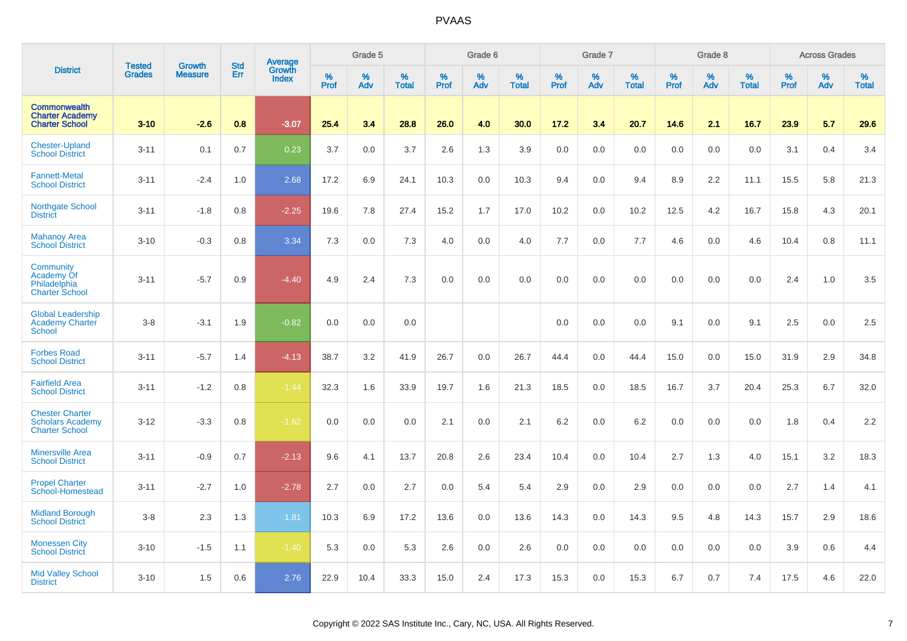# PVAAS

| District | Tested Grades | Growth Measure | Std Err | Average Growth Index | Grade 5 | | | Grade 6 | | | Grade 7 | | | Grade 8 | | | Across Grades | | |
|---|---|---|---|---|---|---|---|---|---|---|---|---|---|---|---|---|---|---|---|
| | | | | | % Prof | % Adv | % Total | % Prof | % Adv | % Total | % Prof | % Adv | % Total | % Prof | % Adv | % Total | % Prof | % Adv | % Total |
| **Commonwealth Charter Academy Charter School** | **3-10** | **-2.6** | **0.8** | **-3.07** | **25.4** | **3.4** | **28.8** | **26.0** | **4.0** | **30.0** | **17.2** | **3.4** | **20.7** | **14.6** | **2.1** | **16.7** | **23.9** | **5.7** | **29.6** |
| Chester-Upland School District | 3-11 | 0.1 | 0.7 | 0.23 | 3.7 | 0.0 | 3.7 | 2.6 | 1.3 | 3.9 | 0.0 | 0.0 | 0.0 | 0.0 | 0.0 | 0.0 | 3.1 | 0.4 | 3.4 |
| Fannett-Metal School District | 3-11 | -2.4 | 1.0 | 2.68 | 17.2 | 6.9 | 24.1 | 10.3 | 0.0 | 10.3 | 9.4 | 0.0 | 9.4 | 8.9 | 2.2 | 11.1 | 15.5 | 5.8 | 21.3 |
| Northgate School District | 3-11 | -1.8 | 0.8 | -2.25 | 19.6 | 7.8 | 27.4 | 15.2 | 1.7 | 17.0 | 10.2 | 0.0 | 10.2 | 12.5 | 4.2 | 16.7 | 15.8 | 4.3 | 20.1 |
| Mahanoy Area School District | 3-10 | -0.3 | 0.8 | 3.34 | 7.3 | 0.0 | 7.3 | 4.0 | 0.0 | 4.0 | 7.7 | 0.0 | 7.7 | 4.6 | 0.0 | 4.6 | 10.4 | 0.8 | 11.1 |
| Community Academy Of Philadelphia Charter School | 3-11 | -5.7 | 0.9 | -4.40 | 4.9 | 2.4 | 7.3 | 0.0 | 0.0 | 0.0 | 0.0 | 0.0 | 0.0 | 0.0 | 0.0 | 0.0 | 2.4 | 1.0 | 3.5 |
| Global Leadership Academy Charter School | 3-8 | -3.1 | 1.9 | -0.82 | 0.0 | 0.0 | 0.0 | | | | 0.0 | 0.0 | 0.0 | 9.1 | 0.0 | 9.1 | 2.5 | 0.0 | 2.5 |
| Forbes Road School District | 3-11 | -5.7 | 1.4 | -4.13 | 38.7 | 3.2 | 41.9 | 26.7 | 0.0 | 26.7 | 44.4 | 0.0 | 44.4 | 15.0 | 0.0 | 15.0 | 31.9 | 2.9 | 34.8 |
| Fairfield Area School District | 3-11 | -1.2 | 0.8 | -1.44 | 32.3 | 1.6 | 33.9 | 19.7 | 1.6 | 21.3 | 18.5 | 0.0 | 18.5 | 16.7 | 3.7 | 20.4 | 25.3 | 6.7 | 32.0 |
| Chester Charter Scholars Academy Charter School | 3-12 | -3.3 | 0.8 | -1.62 | 0.0 | 0.0 | 0.0 | 2.1 | 0.0 | 2.1 | 6.2 | 0.0 | 6.2 | 0.0 | 0.0 | 0.0 | 1.8 | 0.4 | 2.2 |
| Minersville Area School District | 3-11 | -0.9 | 0.7 | -2.13 | 9.6 | 4.1 | 13.7 | 20.8 | 2.6 | 23.4 | 10.4 | 0.0 | 10.4 | 2.7 | 1.3 | 4.0 | 15.1 | 3.2 | 18.3 |
| Propel Charter School-Homestead | 3-11 | -2.7 | 1.0 | -2.78 | 2.7 | 0.0 | 2.7 | 0.0 | 5.4 | 5.4 | 2.9 | 0.0 | 2.9 | 0.0 | 0.0 | 0.0 | 2.7 | 1.4 | 4.1 |
| Midland Borough School District | 3-8 | 2.3 | 1.3 | 1.81 | 10.3 | 6.9 | 17.2 | 13.6 | 0.0 | 13.6 | 14.3 | 0.0 | 14.3 | 9.5 | 4.8 | 14.3 | 15.7 | 2.9 | 18.6 |
| Monessen City School District | 3-10 | -1.5 | 1.1 | -1.40 | 5.3 | 0.0 | 5.3 | 2.6 | 0.0 | 2.6 | 0.0 | 0.0 | 0.0 | 0.0 | 0.0 | 0.0 | 3.9 | 0.6 | 4.4 |
| Mid Valley School District | 3-10 | 1.5 | 0.6 | 2.76 | 22.9 | 10.4 | 33.3 | 15.0 | 2.4 | 17.3 | 15.3 | 0.0 | 15.3 | 6.7 | 0.7 | 7.4 | 17.5 | 4.6 | 22.0 |

Copyright © 2022 SAS Institute Inc., Cary, NC, USA. All Rights Reserved.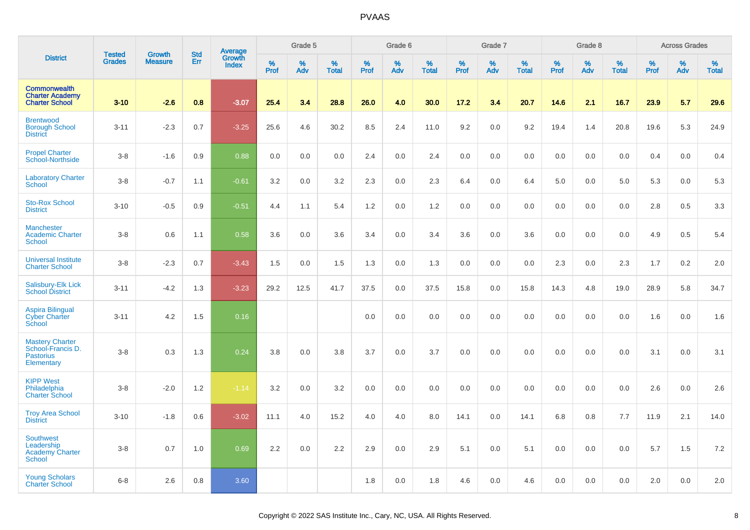# PVAAS

| District | Tested Grades | Growth Measure | Std Err | Average Growth Index | Grade 5 | | | Grade 6 | | | Grade 7 | | | Grade 8 | | | Across Grades | | |
|---|---|---|---|---|---|---|---|---|---|---|---|---|---|---|---|---|---|---|---|
| | | | | | % Prof | % Adv | % Total | % Prof | % Adv | % Total | % Prof | % Adv | % Total | % Prof | % Adv | % Total | % Prof | % Adv | % Total |
| **Commonwealth Charter Academy Charter School** | **3-10** | **-2.6** | **0.8** | **-3.07** | **25.4** | **3.4** | **28.8** | **26.0** | **4.0** | **30.0** | **17.2** | **3.4** | **20.7** | **14.6** | **2.1** | **16.7** | **23.9** | **5.7** | **29.6** |
| Brentwood Borough School District | 3-11 | -2.3 | 0.7 | -3.25 | 25.6 | 4.6 | 30.2 | 8.5 | 2.4 | 11.0 | 9.2 | 0.0 | 9.2 | 19.4 | 1.4 | 20.8 | 19.6 | 5.3 | 24.9 |
| Propel Charter School-Northside | 3-8 | -1.6 | 0.9 | 0.88 | 0.0 | 0.0 | 0.0 | 2.4 | 0.0 | 2.4 | 0.0 | 0.0 | 0.0 | 0.0 | 0.0 | 0.0 | 0.4 | 0.0 | 0.4 |
| Laboratory Charter School | 3-8 | -0.7 | 1.1 | -0.61 | 3.2 | 0.0 | 3.2 | 2.3 | 0.0 | 2.3 | 6.4 | 0.0 | 6.4 | 5.0 | 0.0 | 5.0 | 5.3 | 0.0 | 5.3 |
| Sto-Rox School District | 3-10 | -0.5 | 0.9 | -0.51 | 4.4 | 1.1 | 5.4 | 1.2 | 0.0 | 1.2 | 0.0 | 0.0 | 0.0 | 0.0 | 0.0 | 0.0 | 2.8 | 0.5 | 3.3 |
| Manchester Academic Charter School | 3-8 | 0.6 | 1.1 | 0.58 | 3.6 | 0.0 | 3.6 | 3.4 | 0.0 | 3.4 | 3.6 | 0.0 | 3.6 | 0.0 | 0.0 | 0.0 | 4.9 | 0.5 | 5.4 |
| Universal Institute Charter School | 3-8 | -2.3 | 0.7 | -3.43 | 1.5 | 0.0 | 1.5 | 1.3 | 0.0 | 1.3 | 0.0 | 0.0 | 0.0 | 2.3 | 0.0 | 2.3 | 1.7 | 0.2 | 2.0 |
| Salisbury-Elk Lick School District | 3-11 | -4.2 | 1.3 | -3.23 | 29.2 | 12.5 | 41.7 | 37.5 | 0.0 | 37.5 | 15.8 | 0.0 | 15.8 | 14.3 | 4.8 | 19.0 | 28.9 | 5.8 | 34.7 |
| Aspira Bilingual Cyber Charter School | 3-11 | 4.2 | 1.5 | 0.16 | | | | 0.0 | 0.0 | 0.0 | 0.0 | 0.0 | 0.0 | 0.0 | 0.0 | 0.0 | 1.6 | 0.0 | 1.6 |
| Mastery Charter School-Francis D. Pastorius Elementary | 3-8 | 0.3 | 1.3 | 0.24 | 3.8 | 0.0 | 3.8 | 3.7 | 0.0 | 3.7 | 0.0 | 0.0 | 0.0 | 0.0 | 0.0 | 0.0 | 3.1 | 0.0 | 3.1 |
| KIPP West Philadelphia Charter School | 3-8 | -2.0 | 1.2 | -1.14 | 3.2 | 0.0 | 3.2 | 0.0 | 0.0 | 0.0 | 0.0 | 0.0 | 0.0 | 0.0 | 0.0 | 0.0 | 2.6 | 0.0 | 2.6 |
| Troy Area School District | 3-10 | -1.8 | 0.6 | -3.02 | 11.1 | 4.0 | 15.2 | 4.0 | 4.0 | 8.0 | 14.1 | 0.0 | 14.1 | 6.8 | 0.8 | 7.7 | 11.9 | 2.1 | 14.0 |
| Southwest Leadership Academy Charter School | 3-8 | 0.7 | 1.0 | 0.69 | 2.2 | 0.0 | 2.2 | 2.9 | 0.0 | 2.9 | 5.1 | 0.0 | 5.1 | 0.0 | 0.0 | 0.0 | 5.7 | 1.5 | 7.2 |
| Young Scholars Charter School | 6-8 | 2.6 | 0.8 | 3.60 | | | | 1.8 | 0.0 | 1.8 | 4.6 | 0.0 | 4.6 | 0.0 | 0.0 | 0.0 | 2.0 | 0.0 | 2.0 |

Copyright © 2022 SAS Institute Inc., Cary, NC, USA. All Rights Reserved.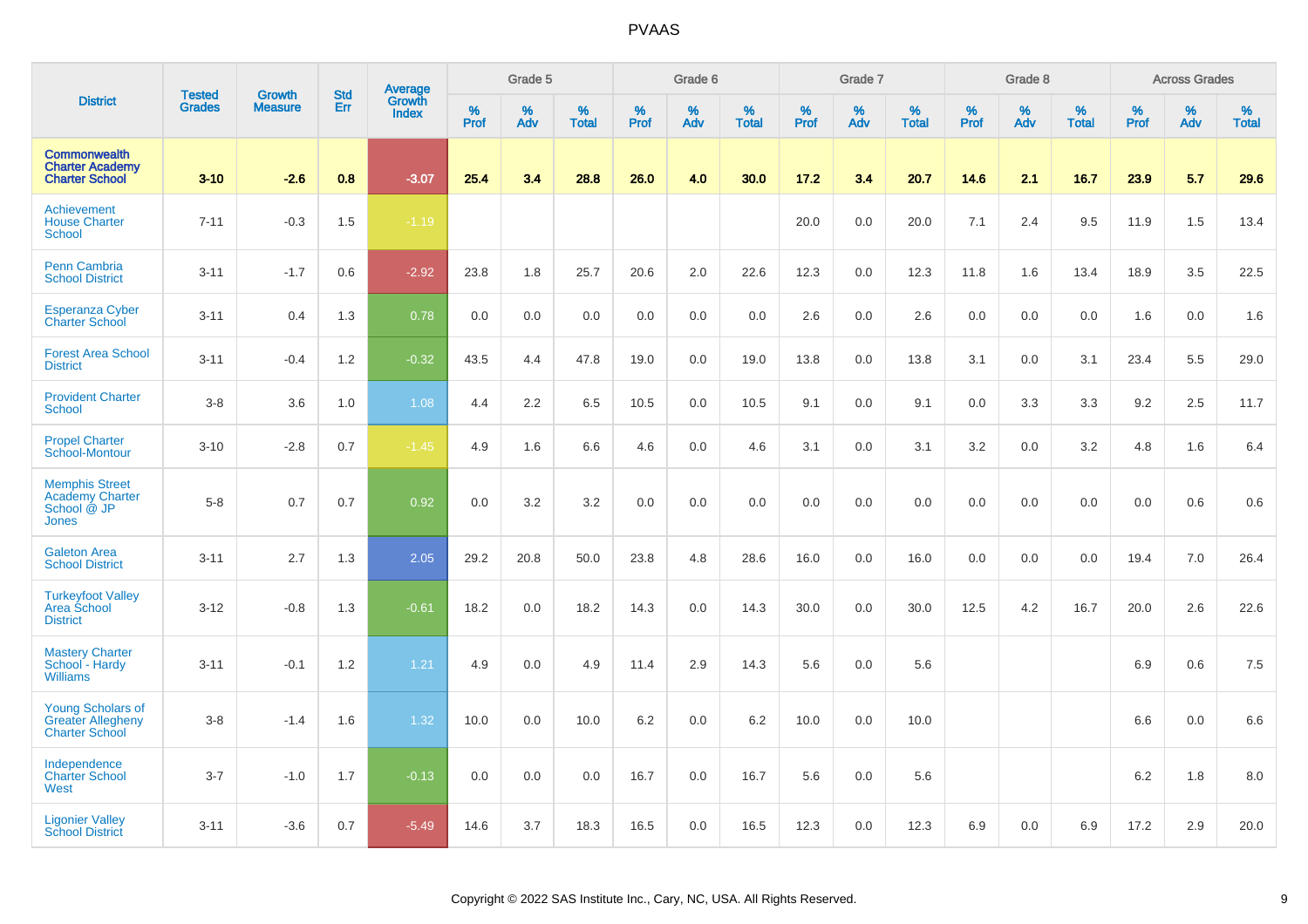# PVAAS

| District | Tested Grades | Growth Measure | Std Err | Average Growth Index | Grade 5 | | | Grade 6 | | | Grade 7 | | | Grade 8 | | | Across Grades | | |
|---|---|---|---|---|---|---|---|---|---|---|---|---|---|---|---|---|---|---|---|
| | | | | | % Prof | % Adv | % Total | % Prof | % Adv | % Total | % Prof | % Adv | % Total | % Prof | % Adv | % Total | % Prof | % Adv | % Total |
| **Commonwealth Charter Academy Charter School** | **3-10** | **-2.6** | **0.8** | **-3.07** | **25.4** | **3.4** | **28.8** | **26.0** | **4.0** | **30.0** | **17.2** | **3.4** | **20.7** | **14.6** | **2.1** | **16.7** | **23.9** | **5.7** | **29.6** |
| Achievement House Charter School | 7-11 | -0.3 | 1.5 | -1.19 | | | | | | | 20.0 | 0.0 | 20.0 | 7.1 | 2.4 | 9.5 | 11.9 | 1.5 | 13.4 |
| Penn Cambria School District | 3-11 | -1.7 | 0.6 | -2.92 | 23.8 | 1.8 | 25.7 | 20.6 | 2.0 | 22.6 | 12.3 | 0.0 | 12.3 | 11.8 | 1.6 | 13.4 | 18.9 | 3.5 | 22.5 |
| Esperanza Cyber Charter School | 3-11 | 0.4 | 1.3 | 0.78 | 0.0 | 0.0 | 0.0 | 0.0 | 0.0 | 0.0 | 2.6 | 0.0 | 2.6 | 0.0 | 0.0 | 0.0 | 1.6 | 0.0 | 1.6 |
| Forest Area School District | 3-11 | -0.4 | 1.2 | -0.32 | 43.5 | 4.4 | 47.8 | 19.0 | 0.0 | 19.0 | 13.8 | 0.0 | 13.8 | 3.1 | 0.0 | 3.1 | 23.4 | 5.5 | 29.0 |
| Provident Charter School | 3-8 | 3.6 | 1.0 | 1.08 | 4.4 | 2.2 | 6.5 | 10.5 | 0.0 | 10.5 | 9.1 | 0.0 | 9.1 | 0.0 | 3.3 | 3.3 | 9.2 | 2.5 | 11.7 |
| Propel Charter School-Montour | 3-10 | -2.8 | 0.7 | -1.45 | 4.9 | 1.6 | 6.6 | 4.6 | 0.0 | 4.6 | 3.1 | 0.0 | 3.1 | 3.2 | 0.0 | 3.2 | 4.8 | 1.6 | 6.4 |
| Memphis Street Academy Charter School @ JP Jones | 5-8 | 0.7 | 0.7 | 0.92 | 0.0 | 3.2 | 3.2 | 0.0 | 0.0 | 0.0 | 0.0 | 0.0 | 0.0 | 0.0 | 0.0 | 0.0 | 0.0 | 0.6 | 0.6 |
| Galeton Area School District | 3-11 | 2.7 | 1.3 | 2.05 | 29.2 | 20.8 | 50.0 | 23.8 | 4.8 | 28.6 | 16.0 | 0.0 | 16.0 | 0.0 | 0.0 | 0.0 | 19.4 | 7.0 | 26.4 |
| Turkeyfoot Valley Area School District | 3-12 | -0.8 | 1.3 | -0.61 | 18.2 | 0.0 | 18.2 | 14.3 | 0.0 | 14.3 | 30.0 | 0.0 | 30.0 | 12.5 | 4.2 | 16.7 | 20.0 | 2.6 | 22.6 |
| Mastery Charter School - Hardy Williams | 3-11 | -0.1 | 1.2 | 1.21 | 4.9 | 0.0 | 4.9 | 11.4 | 2.9 | 14.3 | 5.6 | 0.0 | 5.6 | | | | 6.9 | 0.6 | 7.5 |
| Young Scholars of Greater Allegheny Charter School | 3-8 | -1.4 | 1.6 | 1.32 | 10.0 | 0.0 | 10.0 | 6.2 | 0.0 | 6.2 | 10.0 | 0.0 | 10.0 | | | | 6.6 | 0.0 | 6.6 |
| Independence Charter School West | 3-7 | -1.0 | 1.7 | -0.13 | 0.0 | 0.0 | 0.0 | 16.7 | 0.0 | 16.7 | 5.6 | 0.0 | 5.6 | | | | 6.2 | 1.8 | 8.0 |
| Ligonier Valley School District | 3-11 | -3.6 | 0.7 | -5.49 | 14.6 | 3.7 | 18.3 | 16.5 | 0.0 | 16.5 | 12.3 | 0.0 | 12.3 | 6.9 | 0.0 | 6.9 | 17.2 | 2.9 | 20.0 |

Copyright © 2022 SAS Institute Inc., Cary, NC, USA. All Rights Reserved.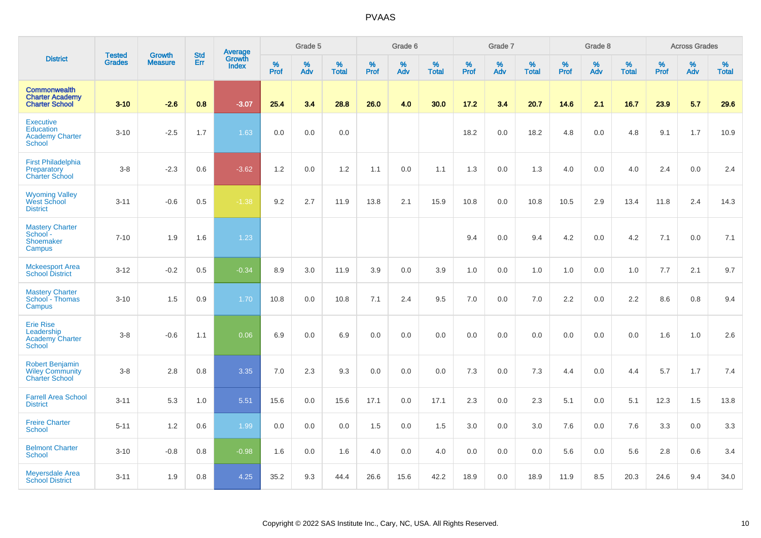# PVAAS

| District | Tested Grades | Growth Measure | Std Err | Average Growth Index | Grade 5 | | | Grade 6 | | | Grade 7 | | | Grade 8 | | | Across Grades | | |
|---|---|---|---|---|---|---|---|---|---|---|---|---|---|---|---|---|---|---|---|
| | | | | | % Prof | % Adv | % Total | % Prof | % Adv | % Total | % Prof | % Adv | % Total | % Prof | % Adv | % Total | % Prof | % Adv | % Total |
| **Commonwealth Charter Academy Charter School** | **3-10** | **-2.6** | **0.8** | **-3.07** | **25.4** | **3.4** | **28.8** | **26.0** | **4.0** | **30.0** | **17.2** | **3.4** | **20.7** | **14.6** | **2.1** | **16.7** | **23.9** | **5.7** | **29.6** |
| Executive Education Academy Charter School | 3-10 | -2.5 | 1.7 | 1.63 | 0.0 | 0.0 | 0.0 | | | | 18.2 | 0.0 | 18.2 | 4.8 | 0.0 | 4.8 | 9.1 | 1.7 | 10.9 |
| First Philadelphia Preparatory Charter School | 3-8 | -2.3 | 0.6 | -3.62 | 1.2 | 0.0 | 1.2 | 1.1 | 0.0 | 1.1 | 1.3 | 0.0 | 1.3 | 4.0 | 0.0 | 4.0 | 2.4 | 0.0 | 2.4 |
| Wyoming Valley West School District | 3-11 | -0.6 | 0.5 | -1.38 | 9.2 | 2.7 | 11.9 | 13.8 | 2.1 | 15.9 | 10.8 | 0.0 | 10.8 | 10.5 | 2.9 | 13.4 | 11.8 | 2.4 | 14.3 |
| Mastery Charter School - Shoemaker Campus | 7-10 | 1.9 | 1.6 | 1.23 | | | | | | | 9.4 | 0.0 | 9.4 | 4.2 | 0.0 | 4.2 | 7.1 | 0.0 | 7.1 |
| Mckeesport Area School District | 3-12 | -0.2 | 0.5 | -0.34 | 8.9 | 3.0 | 11.9 | 3.9 | 0.0 | 3.9 | 1.0 | 0.0 | 1.0 | 1.0 | 0.0 | 1.0 | 7.7 | 2.1 | 9.7 |
| Mastery Charter School - Thomas Campus | 3-10 | 1.5 | 0.9 | 1.70 | 10.8 | 0.0 | 10.8 | 7.1 | 2.4 | 9.5 | 7.0 | 0.0 | 7.0 | 2.2 | 0.0 | 2.2 | 8.6 | 0.8 | 9.4 |
| Erie Rise Leadership Academy Charter School | 3-8 | -0.6 | 1.1 | 0.06 | 6.9 | 0.0 | 6.9 | 0.0 | 0.0 | 0.0 | 0.0 | 0.0 | 0.0 | 0.0 | 0.0 | 0.0 | 1.6 | 1.0 | 2.6 |
| Robert Benjamin Wiley Community Charter School | 3-8 | 2.8 | 0.8 | 3.35 | 7.0 | 2.3 | 9.3 | 0.0 | 0.0 | 0.0 | 7.3 | 0.0 | 7.3 | 4.4 | 0.0 | 4.4 | 5.7 | 1.7 | 7.4 |
| Farrell Area School District | 3-11 | 5.3 | 1.0 | 5.51 | 15.6 | 0.0 | 15.6 | 17.1 | 0.0 | 17.1 | 2.3 | 0.0 | 2.3 | 5.1 | 0.0 | 5.1 | 12.3 | 1.5 | 13.8 |
| Freire Charter School | 5-11 | 1.2 | 0.6 | 1.99 | 0.0 | 0.0 | 0.0 | 1.5 | 0.0 | 1.5 | 3.0 | 0.0 | 3.0 | 7.6 | 0.0 | 7.6 | 3.3 | 0.0 | 3.3 |
| Belmont Charter School | 3-10 | -0.8 | 0.8 | -0.98 | 1.6 | 0.0 | 1.6 | 4.0 | 0.0 | 4.0 | 0.0 | 0.0 | 0.0 | 5.6 | 0.0 | 5.6 | 2.8 | 0.6 | 3.4 |
| Meyersdale Area School District | 3-11 | 1.9 | 0.8 | 4.25 | 35.2 | 9.3 | 44.4 | 26.6 | 15.6 | 42.2 | 18.9 | 0.0 | 18.9 | 11.9 | 8.5 | 20.3 | 24.6 | 9.4 | 34.0 |

Copyright © 2022 SAS Institute Inc., Cary, NC, USA. All Rights Reserved.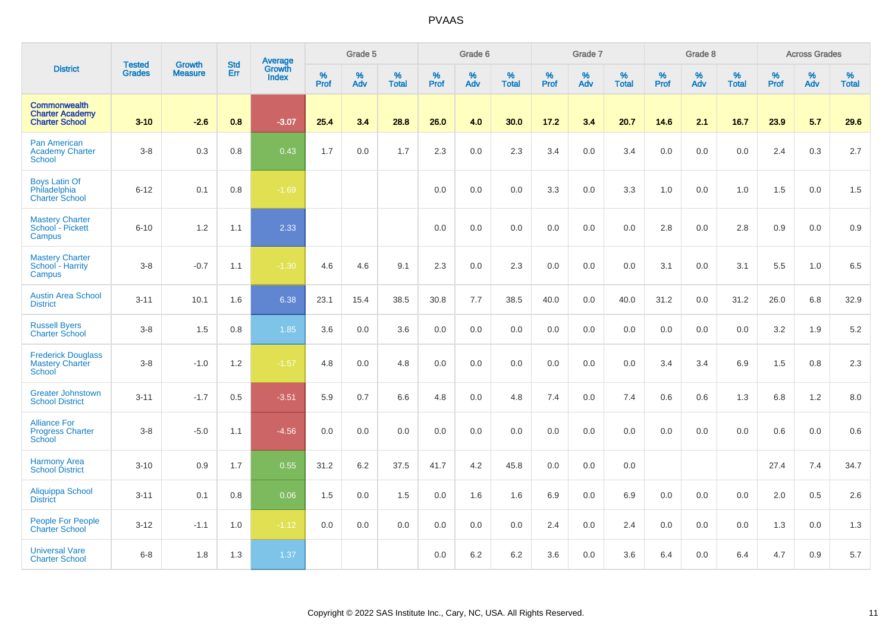# PVAAS

| District | Tested Grades | Growth Measure | Std Err | Average Growth Index | Grade 5 | | | Grade 6 | | | Grade 7 | | | Grade 8 | | | Across Grades | | |
|---|---|---|---|---|---|---|---|---|---|---|---|---|---|---|---|---|---|---|---|
| | | | | | % Prof | % Adv | % Total | % Prof | % Adv | % Total | % Prof | % Adv | % Total | % Prof | % Adv | % Total | % Prof | % Adv | % Total |
| **Commonwealth Charter Academy Charter School** | **3-10** | **-2.6** | **0.8** | **-3.07** | **25.4** | **3.4** | **28.8** | **26.0** | **4.0** | **30.0** | **17.2** | **3.4** | **20.7** | **14.6** | **2.1** | **16.7** | **23.9** | **5.7** | **29.6** |
| Pan American Academy Charter School | 3-8 | 0.3 | 0.8 | 0.43 | 1.7 | 0.0 | 1.7 | 2.3 | 0.0 | 2.3 | 3.4 | 0.0 | 3.4 | 0.0 | 0.0 | 0.0 | 2.4 | 0.3 | 2.7 |
| Boys Latin Of Philadelphia Charter School | 6-12 | 0.1 | 0.8 | -1.69 | | | | 0.0 | 0.0 | 0.0 | 3.3 | 0.0 | 3.3 | 1.0 | 0.0 | 1.0 | 1.5 | 0.0 | 1.5 |
| Mastery Charter School - Pickett Campus | 6-10 | 1.2 | 1.1 | 2.33 | | | | 0.0 | 0.0 | 0.0 | 0.0 | 0.0 | 0.0 | 2.8 | 0.0 | 2.8 | 0.9 | 0.0 | 0.9 |
| Mastery Charter School - Harrity Campus | 3-8 | -0.7 | 1.1 | -1.30 | 4.6 | 4.6 | 9.1 | 2.3 | 0.0 | 2.3 | 0.0 | 0.0 | 0.0 | 3.1 | 0.0 | 3.1 | 5.5 | 1.0 | 6.5 |
| Austin Area School District | 3-11 | 10.1 | 1.6 | 6.38 | 23.1 | 15.4 | 38.5 | 30.8 | 7.7 | 38.5 | 40.0 | 0.0 | 40.0 | 31.2 | 0.0 | 31.2 | 26.0 | 6.8 | 32.9 |
| Russell Byers Charter School | 3-8 | 1.5 | 0.8 | 1.85 | 3.6 | 0.0 | 3.6 | 0.0 | 0.0 | 0.0 | 0.0 | 0.0 | 0.0 | 0.0 | 0.0 | 0.0 | 3.2 | 1.9 | 5.2 |
| Frederick Douglass Mastery Charter School | 3-8 | -1.0 | 1.2 | -1.57 | 4.8 | 0.0 | 4.8 | 0.0 | 0.0 | 0.0 | 0.0 | 0.0 | 0.0 | 3.4 | 3.4 | 6.9 | 1.5 | 0.8 | 2.3 |
| Greater Johnstown School District | 3-11 | -1.7 | 0.5 | -3.51 | 5.9 | 0.7 | 6.6 | 4.8 | 0.0 | 4.8 | 7.4 | 0.0 | 7.4 | 0.6 | 0.6 | 1.3 | 6.8 | 1.2 | 8.0 |
| Alliance For Progress Charter School | 3-8 | -5.0 | 1.1 | -4.56 | 0.0 | 0.0 | 0.0 | 0.0 | 0.0 | 0.0 | 0.0 | 0.0 | 0.0 | 0.0 | 0.0 | 0.0 | 0.6 | 0.0 | 0.6 |
| Harmony Area School District | 3-10 | 0.9 | 1.7 | 0.55 | 31.2 | 6.2 | 37.5 | 41.7 | 4.2 | 45.8 | 0.0 | 0.0 | 0.0 | | | | 27.4 | 7.4 | 34.7 |
| Aliquippa School District | 3-11 | 0.1 | 0.8 | 0.06 | 1.5 | 0.0 | 1.5 | 0.0 | 1.6 | 1.6 | 6.9 | 0.0 | 6.9 | 0.0 | 0.0 | 0.0 | 2.0 | 0.5 | 2.6 |
| People For People Charter School | 3-12 | -1.1 | 1.0 | -1.12 | 0.0 | 0.0 | 0.0 | 0.0 | 0.0 | 0.0 | 2.4 | 0.0 | 2.4 | 0.0 | 0.0 | 0.0 | 1.3 | 0.0 | 1.3 |
| Universal Vare Charter School | 6-8 | 1.8 | 1.3 | 1.37 | | | | 0.0 | 6.2 | 6.2 | 3.6 | 0.0 | 3.6 | 6.4 | 0.0 | 6.4 | 4.7 | 0.9 | 5.7 |

Copyright © 2022 SAS Institute Inc., Cary, NC, USA. All Rights Reserved.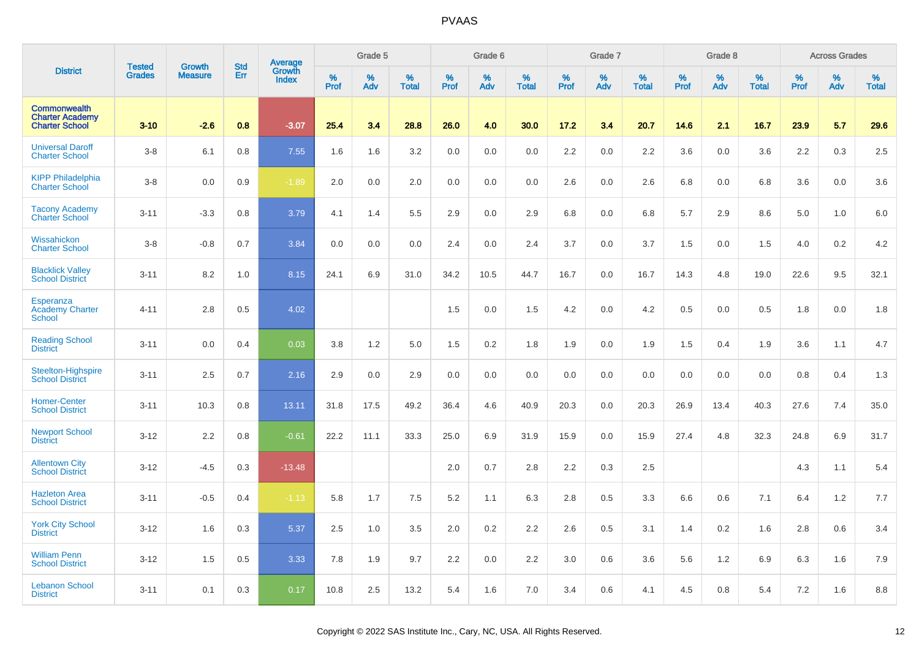# PVAAS

| District | Tested Grades | Growth Measure | Std Err | Average Growth Index | Grade 5 | | | Grade 6 | | | Grade 7 | | | Grade 8 | | | Across Grades | | |
|---|---|---|---|---|---|---|---|---|---|---|---|---|---|---|---|---|---|---|---|
| | | | | | % Prof | % Adv | % Total | % Prof | % Adv | % Total | % Prof | % Adv | % Total | % Prof | % Adv | % Total | % Prof | % Adv | % Total |
| **Commonwealth Charter Academy Charter School** | **3-10** | **-2.6** | **0.8** | **-3.07** | **25.4** | **3.4** | **28.8** | **26.0** | **4.0** | **30.0** | **17.2** | **3.4** | **20.7** | **14.6** | **2.1** | **16.7** | **23.9** | **5.7** | **29.6** |
| Universal Daroff Charter School | 3-8 | 6.1 | 0.8 | 7.55 | 1.6 | 1.6 | 3.2 | 0.0 | 0.0 | 0.0 | 2.2 | 0.0 | 2.2 | 3.6 | 0.0 | 3.6 | 2.2 | 0.3 | 2.5 |
| KIPP Philadelphia Charter School | 3-8 | 0.0 | 0.9 | -1.89 | 2.0 | 0.0 | 2.0 | 0.0 | 0.0 | 0.0 | 2.6 | 0.0 | 2.6 | 6.8 | 0.0 | 6.8 | 3.6 | 0.0 | 3.6 |
| Tacony Academy Charter School | 3-11 | -3.3 | 0.8 | 3.79 | 4.1 | 1.4 | 5.5 | 2.9 | 0.0 | 2.9 | 6.8 | 0.0 | 6.8 | 5.7 | 2.9 | 8.6 | 5.0 | 1.0 | 6.0 |
| Wissahickon Charter School | 3-8 | -0.8 | 0.7 | 3.84 | 0.0 | 0.0 | 0.0 | 2.4 | 0.0 | 2.4 | 3.7 | 0.0 | 3.7 | 1.5 | 0.0 | 1.5 | 4.0 | 0.2 | 4.2 |
| Blacklick Valley School District | 3-11 | 8.2 | 1.0 | 8.15 | 24.1 | 6.9 | 31.0 | 34.2 | 10.5 | 44.7 | 16.7 | 0.0 | 16.7 | 14.3 | 4.8 | 19.0 | 22.6 | 9.5 | 32.1 |
| Esperanza Academy Charter School | 4-11 | 2.8 | 0.5 | 4.02 | | | | 1.5 | 0.0 | 1.5 | 4.2 | 0.0 | 4.2 | 0.5 | 0.0 | 0.5 | 1.8 | 0.0 | 1.8 |
| Reading School District | 3-11 | 0.0 | 0.4 | 0.03 | 3.8 | 1.2 | 5.0 | 1.5 | 0.2 | 1.8 | 1.9 | 0.0 | 1.9 | 1.5 | 0.4 | 1.9 | 3.6 | 1.1 | 4.7 |
| Steelton-Highspire School District | 3-11 | 2.5 | 0.7 | 2.16 | 2.9 | 0.0 | 2.9 | 0.0 | 0.0 | 0.0 | 0.0 | 0.0 | 0.0 | 0.0 | 0.0 | 0.0 | 0.8 | 0.4 | 1.3 |
| Homer-Center School District | 3-11 | 10.3 | 0.8 | 13.11 | 31.8 | 17.5 | 49.2 | 36.4 | 4.6 | 40.9 | 20.3 | 0.0 | 20.3 | 26.9 | 13.4 | 40.3 | 27.6 | 7.4 | 35.0 |
| Newport School District | 3-12 | 2.2 | 0.8 | -0.61 | 22.2 | 11.1 | 33.3 | 25.0 | 6.9 | 31.9 | 15.9 | 0.0 | 15.9 | 27.4 | 4.8 | 32.3 | 24.8 | 6.9 | 31.7 |
| Allentown City School District | 3-12 | -4.5 | 0.3 | -13.48 | | | | 2.0 | 0.7 | 2.8 | 2.2 | 0.3 | 2.5 | | | | 4.3 | 1.1 | 5.4 |
| Hazleton Area School District | 3-11 | -0.5 | 0.4 | -1.13 | 5.8 | 1.7 | 7.5 | 5.2 | 1.1 | 6.3 | 2.8 | 0.5 | 3.3 | 6.6 | 0.6 | 7.1 | 6.4 | 1.2 | 7.7 |
| York City School District | 3-12 | 1.6 | 0.3 | 5.37 | 2.5 | 1.0 | 3.5 | 2.0 | 0.2 | 2.2 | 2.6 | 0.5 | 3.1 | 1.4 | 0.2 | 1.6 | 2.8 | 0.6 | 3.4 |
| William Penn School District | 3-12 | 1.5 | 0.5 | 3.33 | 7.8 | 1.9 | 9.7 | 2.2 | 0.0 | 2.2 | 3.0 | 0.6 | 3.6 | 5.6 | 1.2 | 6.9 | 6.3 | 1.6 | 7.9 |
| Lebanon School District | 3-11 | 0.1 | 0.3 | 0.17 | 10.8 | 2.5 | 13.2 | 5.4 | 1.6 | 7.0 | 3.4 | 0.6 | 4.1 | 4.5 | 0.8 | 5.4 | 7.2 | 1.6 | 8.8 |

Copyright © 2022 SAS Institute Inc., Cary, NC, USA. All Rights Reserved.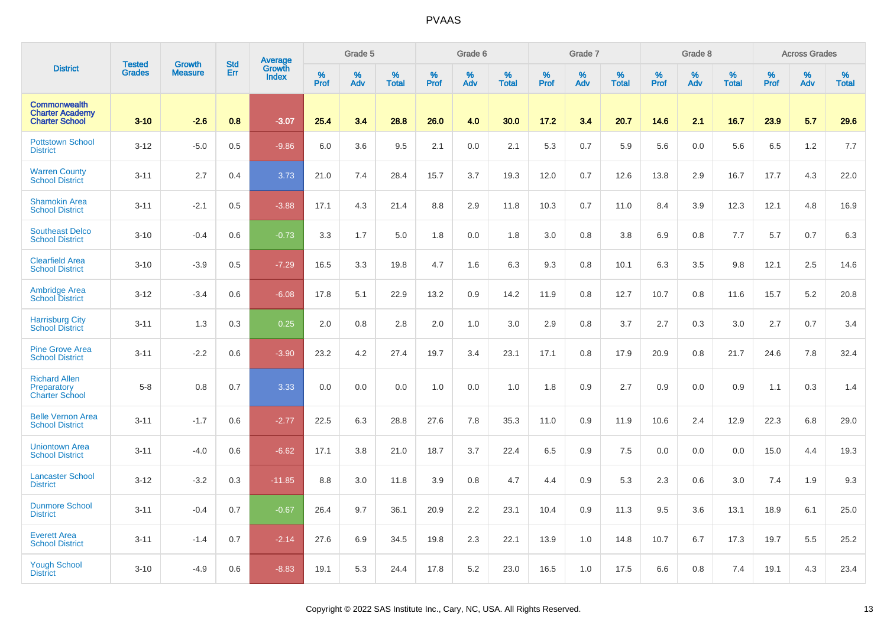# PVAAS

| District | Tested Grades | Growth Measure | Std Err | Average Growth Index | Grade 5 | | | Grade 6 | | | Grade 7 | | | Grade 8 | | | Across Grades | | |
|---|---|---|---|---|---|---|---|---|---|---|---|---|---|---|---|---|---|---|---|
| | | | | | % Prof | % Adv | % Total | % Prof | % Adv | % Total | % Prof | % Adv | % Total | % Prof | % Adv | % Total | % Prof | % Adv | % Total |
| **Commonwealth Charter Academy Charter School** | **3-10** | **-2.6** | **0.8** | **-3.07** | **25.4** | **3.4** | **28.8** | **26.0** | **4.0** | **30.0** | **17.2** | **3.4** | **20.7** | **14.6** | **2.1** | **16.7** | **23.9** | **5.7** | **29.6** |
| Pottstown School District | 3-12 | -5.0 | 0.5 | -9.86 | 6.0 | 3.6 | 9.5 | 2.1 | 0.0 | 2.1 | 5.3 | 0.7 | 5.9 | 5.6 | 0.0 | 5.6 | 6.5 | 1.2 | 7.7 |
| Warren County School District | 3-11 | 2.7 | 0.4 | 3.73 | 21.0 | 7.4 | 28.4 | 15.7 | 3.7 | 19.3 | 12.0 | 0.7 | 12.6 | 13.8 | 2.9 | 16.7 | 17.7 | 4.3 | 22.0 |
| Shamokin Area School District | 3-11 | -2.1 | 0.5 | -3.88 | 17.1 | 4.3 | 21.4 | 8.8 | 2.9 | 11.8 | 10.3 | 0.7 | 11.0 | 8.4 | 3.9 | 12.3 | 12.1 | 4.8 | 16.9 |
| Southeast Delco School District | 3-10 | -0.4 | 0.6 | -0.73 | 3.3 | 1.7 | 5.0 | 1.8 | 0.0 | 1.8 | 3.0 | 0.8 | 3.8 | 6.9 | 0.8 | 7.7 | 5.7 | 0.7 | 6.3 |
| Clearfield Area School District | 3-10 | -3.9 | 0.5 | -7.29 | 16.5 | 3.3 | 19.8 | 4.7 | 1.6 | 6.3 | 9.3 | 0.8 | 10.1 | 6.3 | 3.5 | 9.8 | 12.1 | 2.5 | 14.6 |
| Ambridge Area School District | 3-12 | -3.4 | 0.6 | -6.08 | 17.8 | 5.1 | 22.9 | 13.2 | 0.9 | 14.2 | 11.9 | 0.8 | 12.7 | 10.7 | 0.8 | 11.6 | 15.7 | 5.2 | 20.8 |
| Harrisburg City School District | 3-11 | 1.3 | 0.3 | 0.25 | 2.0 | 0.8 | 2.8 | 2.0 | 1.0 | 3.0 | 2.9 | 0.8 | 3.7 | 2.7 | 0.3 | 3.0 | 2.7 | 0.7 | 3.4 |
| Pine Grove Area School District | 3-11 | -2.2 | 0.6 | -3.90 | 23.2 | 4.2 | 27.4 | 19.7 | 3.4 | 23.1 | 17.1 | 0.8 | 17.9 | 20.9 | 0.8 | 21.7 | 24.6 | 7.8 | 32.4 |
| Richard Allen Preparatory Charter School | 5-8 | 0.8 | 0.7 | 3.33 | 0.0 | 0.0 | 0.0 | 1.0 | 0.0 | 1.0 | 1.8 | 0.9 | 2.7 | 0.9 | 0.0 | 0.9 | 1.1 | 0.3 | 1.4 |
| Belle Vernon Area School District | 3-11 | -1.7 | 0.6 | -2.77 | 22.5 | 6.3 | 28.8 | 27.6 | 7.8 | 35.3 | 11.0 | 0.9 | 11.9 | 10.6 | 2.4 | 12.9 | 22.3 | 6.8 | 29.0 |
| Uniontown Area School District | 3-11 | -4.0 | 0.6 | -6.62 | 17.1 | 3.8 | 21.0 | 18.7 | 3.7 | 22.4 | 6.5 | 0.9 | 7.5 | 0.0 | 0.0 | 0.0 | 15.0 | 4.4 | 19.3 |
| Lancaster School District | 3-12 | -3.2 | 0.3 | -11.85 | 8.8 | 3.0 | 11.8 | 3.9 | 0.8 | 4.7 | 4.4 | 0.9 | 5.3 | 2.3 | 0.6 | 3.0 | 7.4 | 1.9 | 9.3 |
| Dunmore School District | 3-11 | -0.4 | 0.7 | -0.67 | 26.4 | 9.7 | 36.1 | 20.9 | 2.2 | 23.1 | 10.4 | 0.9 | 11.3 | 9.5 | 3.6 | 13.1 | 18.9 | 6.1 | 25.0 |
| Everett Area School District | 3-11 | -1.4 | 0.7 | -2.14 | 27.6 | 6.9 | 34.5 | 19.8 | 2.3 | 22.1 | 13.9 | 1.0 | 14.8 | 10.7 | 6.7 | 17.3 | 19.7 | 5.5 | 25.2 |
| Yough School District | 3-10 | -4.9 | 0.6 | -8.83 | 19.1 | 5.3 | 24.4 | 17.8 | 5.2 | 23.0 | 16.5 | 1.0 | 17.5 | 6.6 | 0.8 | 7.4 | 19.1 | 4.3 | 23.4 |

Copyright © 2022 SAS Institute Inc., Cary, NC, USA. All Rights Reserved.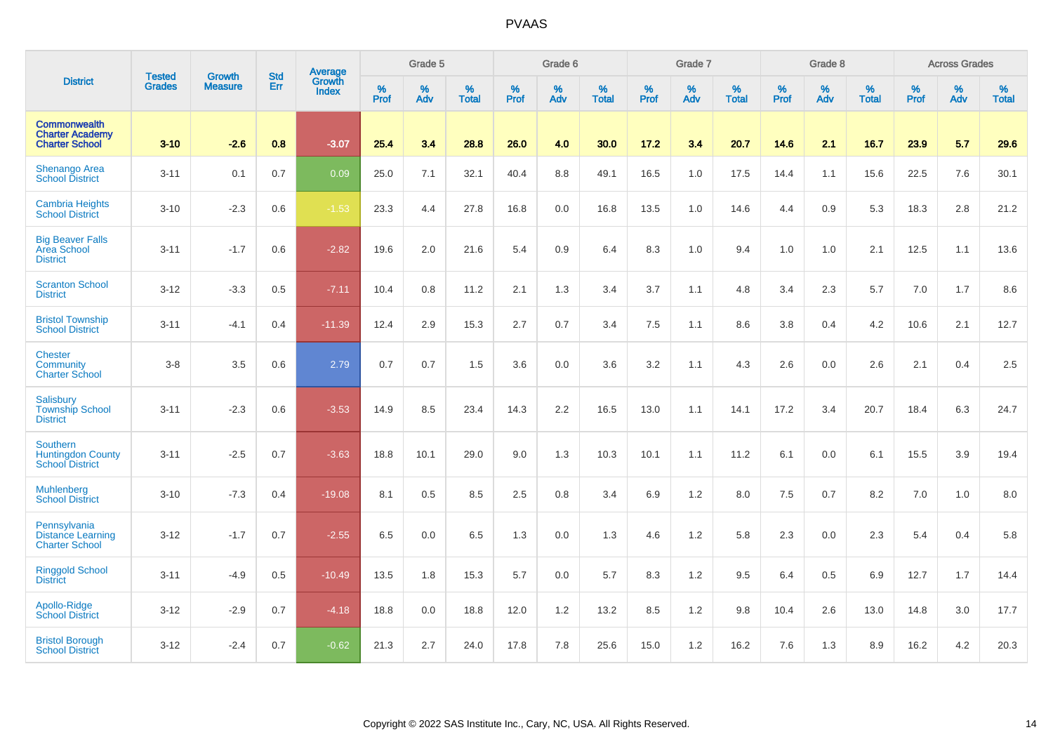# PVAAS

| District | Tested Grades | Growth Measure | Std Err | Average Growth Index | Grade 5 | | | Grade 6 | | | Grade 7 | | | Grade 8 | | | Across Grades | | |
|---|---|---|---|---|---|---|---|---|---|---|---|---|---|---|---|---|---|---|---|
| | | | | | % Prof | % Adv | % Total | % Prof | % Adv | % Total | % Prof | % Adv | % Total | % Prof | % Adv | % Total | % Prof | % Adv | % Total |
| **Commonwealth Charter Academy Charter School** | **3-10** | **-2.6** | **0.8** | **-3.07** | **25.4** | **3.4** | **28.8** | **26.0** | **4.0** | **30.0** | **17.2** | **3.4** | **20.7** | **14.6** | **2.1** | **16.7** | **23.9** | **5.7** | **29.6** |
| Shenango Area School District | 3-11 | 0.1 | 0.7 | 0.09 | 25.0 | 7.1 | 32.1 | 40.4 | 8.8 | 49.1 | 16.5 | 1.0 | 17.5 | 14.4 | 1.1 | 15.6 | 22.5 | 7.6 | 30.1 |
| Cambria Heights School District | 3-10 | -2.3 | 0.6 | -1.53 | 23.3 | 4.4 | 27.8 | 16.8 | 0.0 | 16.8 | 13.5 | 1.0 | 14.6 | 4.4 | 0.9 | 5.3 | 18.3 | 2.8 | 21.2 |
| Big Beaver Falls Area School District | 3-11 | -1.7 | 0.6 | -2.82 | 19.6 | 2.0 | 21.6 | 5.4 | 0.9 | 6.4 | 8.3 | 1.0 | 9.4 | 1.0 | 1.0 | 2.1 | 12.5 | 1.1 | 13.6 |
| Scranton School District | 3-12 | -3.3 | 0.5 | -7.11 | 10.4 | 0.8 | 11.2 | 2.1 | 1.3 | 3.4 | 3.7 | 1.1 | 4.8 | 3.4 | 2.3 | 5.7 | 7.0 | 1.7 | 8.6 |
| Bristol Township School District | 3-11 | -4.1 | 0.4 | -11.39 | 12.4 | 2.9 | 15.3 | 2.7 | 0.7 | 3.4 | 7.5 | 1.1 | 8.6 | 3.8 | 0.4 | 4.2 | 10.6 | 2.1 | 12.7 |
| Chester Community Charter School | 3-8 | 3.5 | 0.6 | 2.79 | 0.7 | 0.7 | 1.5 | 3.6 | 0.0 | 3.6 | 3.2 | 1.1 | 4.3 | 2.6 | 0.0 | 2.6 | 2.1 | 0.4 | 2.5 |
| Salisbury Township School District | 3-11 | -2.3 | 0.6 | -3.53 | 14.9 | 8.5 | 23.4 | 14.3 | 2.2 | 16.5 | 13.0 | 1.1 | 14.1 | 17.2 | 3.4 | 20.7 | 18.4 | 6.3 | 24.7 |
| Southern Huntingdon County School District | 3-11 | -2.5 | 0.7 | -3.63 | 18.8 | 10.1 | 29.0 | 9.0 | 1.3 | 10.3 | 10.1 | 1.1 | 11.2 | 6.1 | 0.0 | 6.1 | 15.5 | 3.9 | 19.4 |
| Muhlenberg School District | 3-10 | -7.3 | 0.4 | -19.08 | 8.1 | 0.5 | 8.5 | 2.5 | 0.8 | 3.4 | 6.9 | 1.2 | 8.0 | 7.5 | 0.7 | 8.2 | 7.0 | 1.0 | 8.0 |
| Pennsylvania Distance Learning Charter School | 3-12 | -1.7 | 0.7 | -2.55 | 6.5 | 0.0 | 6.5 | 1.3 | 0.0 | 1.3 | 4.6 | 1.2 | 5.8 | 2.3 | 0.0 | 2.3 | 5.4 | 0.4 | 5.8 |
| Ringgold School District | 3-11 | -4.9 | 0.5 | -10.49 | 13.5 | 1.8 | 15.3 | 5.7 | 0.0 | 5.7 | 8.3 | 1.2 | 9.5 | 6.4 | 0.5 | 6.9 | 12.7 | 1.7 | 14.4 |
| Apollo-Ridge School District | 3-12 | -2.9 | 0.7 | -4.18 | 18.8 | 0.0 | 18.8 | 12.0 | 1.2 | 13.2 | 8.5 | 1.2 | 9.8 | 10.4 | 2.6 | 13.0 | 14.8 | 3.0 | 17.7 |
| Bristol Borough School District | 3-12 | -2.4 | 0.7 | -0.62 | 21.3 | 2.7 | 24.0 | 17.8 | 7.8 | 25.6 | 15.0 | 1.2 | 16.2 | 7.6 | 1.3 | 8.9 | 16.2 | 4.2 | 20.3 |

Copyright © 2022 SAS Institute Inc., Cary, NC, USA. All Rights Reserved.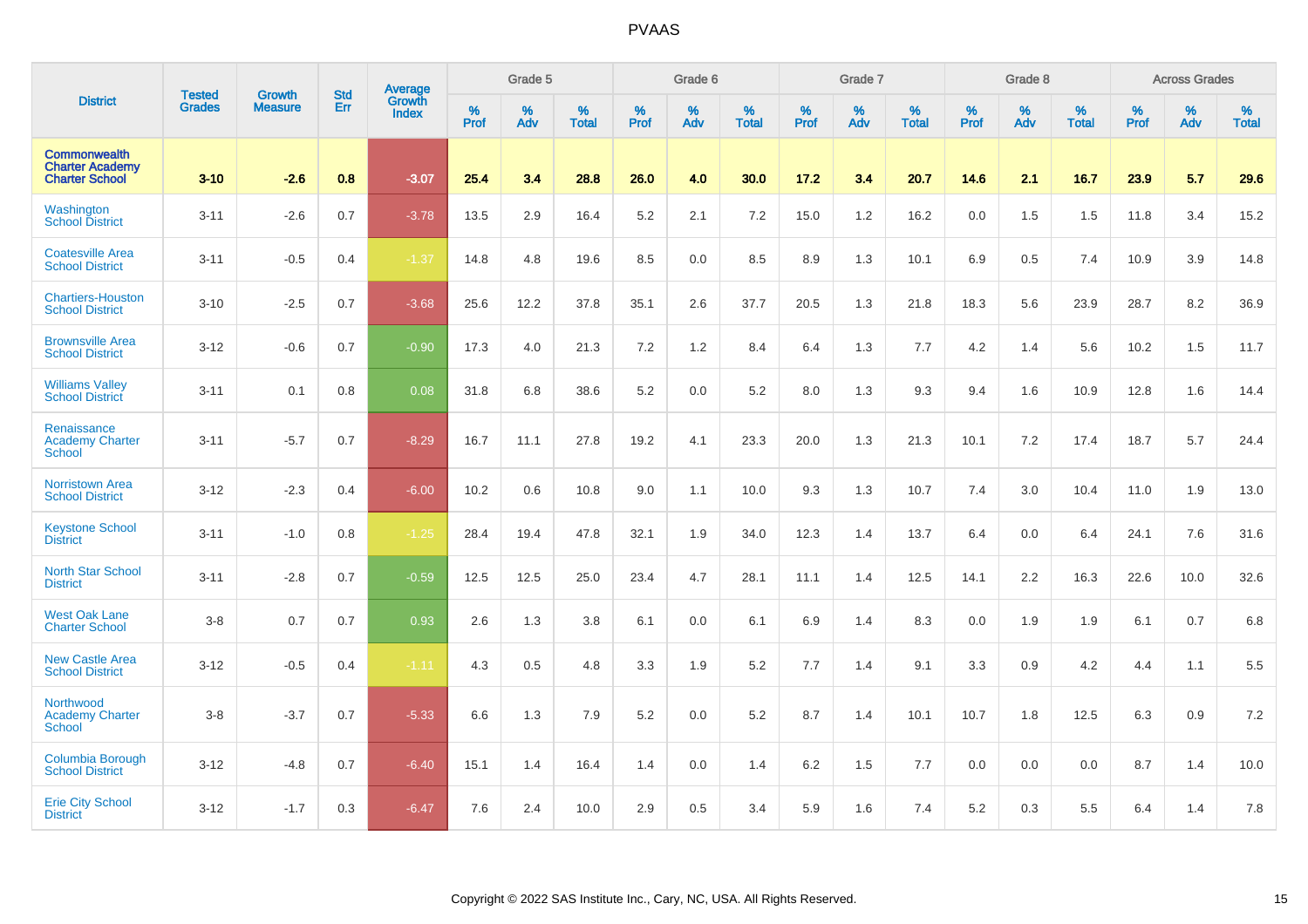# PVAAS

| District | Tested Grades | Growth Measure | Std Err | Average Growth Index | Grade 5 | | | Grade 6 | | | Grade 7 | | | Grade 8 | | | Across Grades | | |
|---|---|---|---|---|---|---|---|---|---|---|---|---|---|---|---|---|---|---|---|
| | | | | | % Prof | % Adv | % Total | % Prof | % Adv | % Total | % Prof | % Adv | % Total | % Prof | % Adv | % Total | % Prof | % Adv | % Total |
| **Commonwealth Charter Academy Charter School** | **3-10** | **-2.6** | **0.8** | **-3.07** | **25.4** | **3.4** | **28.8** | **26.0** | **4.0** | **30.0** | **17.2** | **3.4** | **20.7** | **14.6** | **2.1** | **16.7** | **23.9** | **5.7** | **29.6** |
| Washington School District | 3-11 | -2.6 | 0.7 | -3.78 | 13.5 | 2.9 | 16.4 | 5.2 | 2.1 | 7.2 | 15.0 | 1.2 | 16.2 | 0.0 | 1.5 | 1.5 | 11.8 | 3.4 | 15.2 |
| Coatesville Area School District | 3-11 | -0.5 | 0.4 | -1.37 | 14.8 | 4.8 | 19.6 | 8.5 | 0.0 | 8.5 | 8.9 | 1.3 | 10.1 | 6.9 | 0.5 | 7.4 | 10.9 | 3.9 | 14.8 |
| Chartiers-Houston School District | 3-10 | -2.5 | 0.7 | -3.68 | 25.6 | 12.2 | 37.8 | 35.1 | 2.6 | 37.7 | 20.5 | 1.3 | 21.8 | 18.3 | 5.6 | 23.9 | 28.7 | 8.2 | 36.9 |
| Brownsville Area School District | 3-12 | -0.6 | 0.7 | -0.90 | 17.3 | 4.0 | 21.3 | 7.2 | 1.2 | 8.4 | 6.4 | 1.3 | 7.7 | 4.2 | 1.4 | 5.6 | 10.2 | 1.5 | 11.7 |
| Williams Valley School District | 3-11 | 0.1 | 0.8 | 0.08 | 31.8 | 6.8 | 38.6 | 5.2 | 0.0 | 5.2 | 8.0 | 1.3 | 9.3 | 9.4 | 1.6 | 10.9 | 12.8 | 1.6 | 14.4 |
| Renaissance Academy Charter School | 3-11 | -5.7 | 0.7 | -8.29 | 16.7 | 11.1 | 27.8 | 19.2 | 4.1 | 23.3 | 20.0 | 1.3 | 21.3 | 10.1 | 7.2 | 17.4 | 18.7 | 5.7 | 24.4 |
| Norristown Area School District | 3-12 | -2.3 | 0.4 | -6.00 | 10.2 | 0.6 | 10.8 | 9.0 | 1.1 | 10.0 | 9.3 | 1.3 | 10.7 | 7.4 | 3.0 | 10.4 | 11.0 | 1.9 | 13.0 |
| Keystone School District | 3-11 | -1.0 | 0.8 | -1.25 | 28.4 | 19.4 | 47.8 | 32.1 | 1.9 | 34.0 | 12.3 | 1.4 | 13.7 | 6.4 | 0.0 | 6.4 | 24.1 | 7.6 | 31.6 |
| North Star School District | 3-11 | -2.8 | 0.7 | -0.59 | 12.5 | 12.5 | 25.0 | 23.4 | 4.7 | 28.1 | 11.1 | 1.4 | 12.5 | 14.1 | 2.2 | 16.3 | 22.6 | 10.0 | 32.6 |
| West Oak Lane Charter School | 3-8 | 0.7 | 0.7 | 0.93 | 2.6 | 1.3 | 3.8 | 6.1 | 0.0 | 6.1 | 6.9 | 1.4 | 8.3 | 0.0 | 1.9 | 1.9 | 6.1 | 0.7 | 6.8 |
| New Castle Area School District | 3-12 | -0.5 | 0.4 | -1.11 | 4.3 | 0.5 | 4.8 | 3.3 | 1.9 | 5.2 | 7.7 | 1.4 | 9.1 | 3.3 | 0.9 | 4.2 | 4.4 | 1.1 | 5.5 |
| Northwood Academy Charter School | 3-8 | -3.7 | 0.7 | -5.33 | 6.6 | 1.3 | 7.9 | 5.2 | 0.0 | 5.2 | 8.7 | 1.4 | 10.1 | 10.7 | 1.8 | 12.5 | 6.3 | 0.9 | 7.2 |
| Columbia Borough School District | 3-12 | -4.8 | 0.7 | -6.40 | 15.1 | 1.4 | 16.4 | 1.4 | 0.0 | 1.4 | 6.2 | 1.5 | 7.7 | 0.0 | 0.0 | 0.0 | 8.7 | 1.4 | 10.0 |
| Erie City School District | 3-12 | -1.7 | 0.3 | -6.47 | 7.6 | 2.4 | 10.0 | 2.9 | 0.5 | 3.4 | 5.9 | 1.6 | 7.4 | 5.2 | 0.3 | 5.5 | 6.4 | 1.4 | 7.8 |

Copyright © 2022 SAS Institute Inc., Cary, NC, USA. All Rights Reserved.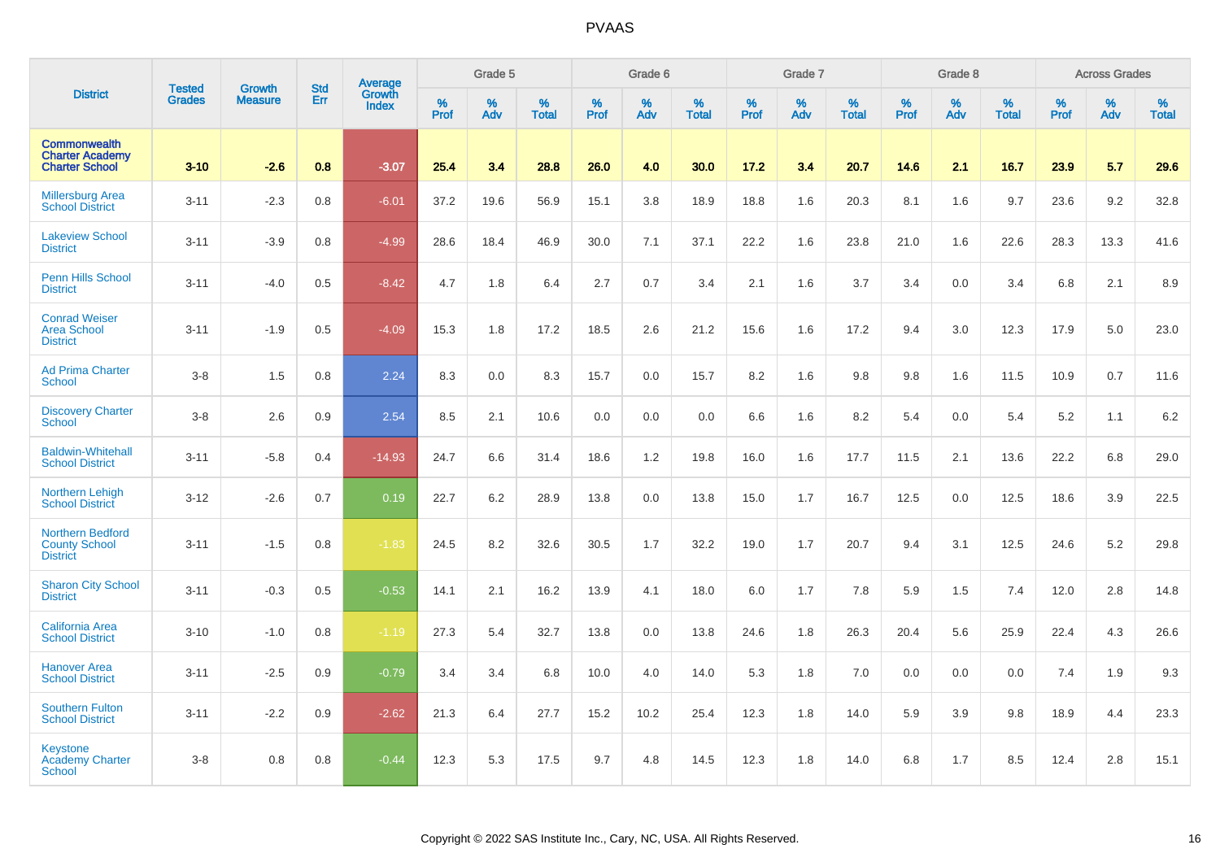# PVAAS

| District | Tested Grades | Growth Measure | Std Err | Average Growth Index | Grade 5 | | | Grade 6 | | | Grade 7 | | | Grade 8 | | | Across Grades | | |
|---|---|---|---|---|---|---|---|---|---|---|---|---|---|---|---|---|---|---|---|
| | | | | | % Prof | % Adv | % Total | % Prof | % Adv | % Total | % Prof | % Adv | % Total | % Prof | % Adv | % Total | % Prof | % Adv | % Total |
| **Commonwealth Charter Academy Charter School** | **3-10** | **-2.6** | **0.8** | **-3.07** | **25.4** | **3.4** | **28.8** | **26.0** | **4.0** | **30.0** | **17.2** | **3.4** | **20.7** | **14.6** | **2.1** | **16.7** | **23.9** | **5.7** | **29.6** |
| Millersburg Area School District | 3-11 | -2.3 | 0.8 | -6.01 | 37.2 | 19.6 | 56.9 | 15.1 | 3.8 | 18.9 | 18.8 | 1.6 | 20.3 | 8.1 | 1.6 | 9.7 | 23.6 | 9.2 | 32.8 |
| Lakeview School District | 3-11 | -3.9 | 0.8 | -4.99 | 28.6 | 18.4 | 46.9 | 30.0 | 7.1 | 37.1 | 22.2 | 1.6 | 23.8 | 21.0 | 1.6 | 22.6 | 28.3 | 13.3 | 41.6 |
| Penn Hills School District | 3-11 | -4.0 | 0.5 | -8.42 | 4.7 | 1.8 | 6.4 | 2.7 | 0.7 | 3.4 | 2.1 | 1.6 | 3.7 | 3.4 | 0.0 | 3.4 | 6.8 | 2.1 | 8.9 |
| Conrad Weiser Area School District | 3-11 | -1.9 | 0.5 | -4.09 | 15.3 | 1.8 | 17.2 | 18.5 | 2.6 | 21.2 | 15.6 | 1.6 | 17.2 | 9.4 | 3.0 | 12.3 | 17.9 | 5.0 | 23.0 |
| Ad Prima Charter School | 3-8 | 1.5 | 0.8 | 2.24 | 8.3 | 0.0 | 8.3 | 15.7 | 0.0 | 15.7 | 8.2 | 1.6 | 9.8 | 9.8 | 1.6 | 11.5 | 10.9 | 0.7 | 11.6 |
| Discovery Charter School | 3-8 | 2.6 | 0.9 | 2.54 | 8.5 | 2.1 | 10.6 | 0.0 | 0.0 | 0.0 | 6.6 | 1.6 | 8.2 | 5.4 | 0.0 | 5.4 | 5.2 | 1.1 | 6.2 |
| Baldwin-Whitehall School District | 3-11 | -5.8 | 0.4 | -14.93 | 24.7 | 6.6 | 31.4 | 18.6 | 1.2 | 19.8 | 16.0 | 1.6 | 17.7 | 11.5 | 2.1 | 13.6 | 22.2 | 6.8 | 29.0 |
| Northern Lehigh School District | 3-12 | -2.6 | 0.7 | 0.19 | 22.7 | 6.2 | 28.9 | 13.8 | 0.0 | 13.8 | 15.0 | 1.7 | 16.7 | 12.5 | 0.0 | 12.5 | 18.6 | 3.9 | 22.5 |
| Northern Bedford County School District | 3-11 | -1.5 | 0.8 | -1.83 | 24.5 | 8.2 | 32.6 | 30.5 | 1.7 | 32.2 | 19.0 | 1.7 | 20.7 | 9.4 | 3.1 | 12.5 | 24.6 | 5.2 | 29.8 |
| Sharon City School District | 3-11 | -0.3 | 0.5 | -0.53 | 14.1 | 2.1 | 16.2 | 13.9 | 4.1 | 18.0 | 6.0 | 1.7 | 7.8 | 5.9 | 1.5 | 7.4 | 12.0 | 2.8 | 14.8 |
| California Area School District | 3-10 | -1.0 | 0.8 | -1.19 | 27.3 | 5.4 | 32.7 | 13.8 | 0.0 | 13.8 | 24.6 | 1.8 | 26.3 | 20.4 | 5.6 | 25.9 | 22.4 | 4.3 | 26.6 |
| Hanover Area School District | 3-11 | -2.5 | 0.9 | -0.79 | 3.4 | 3.4 | 6.8 | 10.0 | 4.0 | 14.0 | 5.3 | 1.8 | 7.0 | 0.0 | 0.0 | 0.0 | 7.4 | 1.9 | 9.3 |
| Southern Fulton School District | 3-11 | -2.2 | 0.9 | -2.62 | 21.3 | 6.4 | 27.7 | 15.2 | 10.2 | 25.4 | 12.3 | 1.8 | 14.0 | 5.9 | 3.9 | 9.8 | 18.9 | 4.4 | 23.3 |
| Keystone Academy Charter School | 3-8 | 0.8 | 0.8 | -0.44 | 12.3 | 5.3 | 17.5 | 9.7 | 4.8 | 14.5 | 12.3 | 1.8 | 14.0 | 6.8 | 1.7 | 8.5 | 12.4 | 2.8 | 15.1 |

Copyright © 2022 SAS Institute Inc., Cary, NC, USA. All Rights Reserved.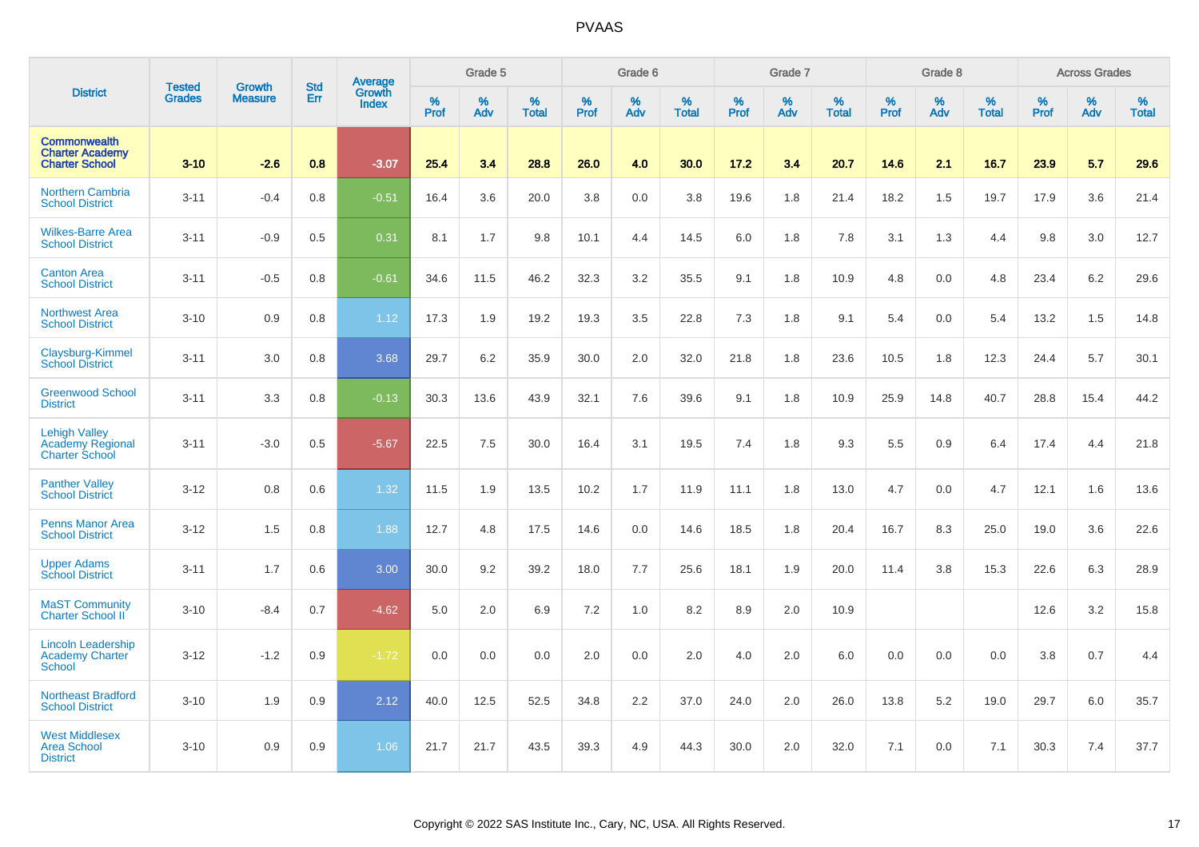# PVAAS

| District | Tested Grades | Growth Measure | Std Err | Average Growth Index | Grade 5 | | | Grade 6 | | | Grade 7 | | | Grade 8 | | | Across Grades | | |
|---|---|---|---|---|---|---|---|---|---|---|---|---|---|---|---|---|---|---|---|
| | | | | | % Prof | % Adv | % Total | % Prof | % Adv | % Total | % Prof | % Adv | % Total | % Prof | % Adv | % Total | % Prof | % Adv | % Total |
| **Commonwealth Charter Academy Charter School** | **3-10** | **-2.6** | **0.8** | **-3.07** | **25.4** | **3.4** | **28.8** | **26.0** | **4.0** | **30.0** | **17.2** | **3.4** | **20.7** | **14.6** | **2.1** | **16.7** | **23.9** | **5.7** | **29.6** |
| Northern Cambria School District | 3-11 | -0.4 | 0.8 | -0.51 | 16.4 | 3.6 | 20.0 | 3.8 | 0.0 | 3.8 | 19.6 | 1.8 | 21.4 | 18.2 | 1.5 | 19.7 | 17.9 | 3.6 | 21.4 |
| Wilkes-Barre Area School District | 3-11 | -0.9 | 0.5 | 0.31 | 8.1 | 1.7 | 9.8 | 10.1 | 4.4 | 14.5 | 6.0 | 1.8 | 7.8 | 3.1 | 1.3 | 4.4 | 9.8 | 3.0 | 12.7 |
| Canton Area School District | 3-11 | -0.5 | 0.8 | -0.61 | 34.6 | 11.5 | 46.2 | 32.3 | 3.2 | 35.5 | 9.1 | 1.8 | 10.9 | 4.8 | 0.0 | 4.8 | 23.4 | 6.2 | 29.6 |
| Northwest Area School District | 3-10 | 0.9 | 0.8 | 1.12 | 17.3 | 1.9 | 19.2 | 19.3 | 3.5 | 22.8 | 7.3 | 1.8 | 9.1 | 5.4 | 0.0 | 5.4 | 13.2 | 1.5 | 14.8 |
| Claysburg-Kimmel School District | 3-11 | 3.0 | 0.8 | 3.68 | 29.7 | 6.2 | 35.9 | 30.0 | 2.0 | 32.0 | 21.8 | 1.8 | 23.6 | 10.5 | 1.8 | 12.3 | 24.4 | 5.7 | 30.1 |
| Greenwood School District | 3-11 | 3.3 | 0.8 | -0.13 | 30.3 | 13.6 | 43.9 | 32.1 | 7.6 | 39.6 | 9.1 | 1.8 | 10.9 | 25.9 | 14.8 | 40.7 | 28.8 | 15.4 | 44.2 |
| Lehigh Valley Academy Regional Charter School | 3-11 | -3.0 | 0.5 | -5.67 | 22.5 | 7.5 | 30.0 | 16.4 | 3.1 | 19.5 | 7.4 | 1.8 | 9.3 | 5.5 | 0.9 | 6.4 | 17.4 | 4.4 | 21.8 |
| Panther Valley School District | 3-12 | 0.8 | 0.6 | 1.32 | 11.5 | 1.9 | 13.5 | 10.2 | 1.7 | 11.9 | 11.1 | 1.8 | 13.0 | 4.7 | 0.0 | 4.7 | 12.1 | 1.6 | 13.6 |
| Penns Manor Area School District | 3-12 | 1.5 | 0.8 | 1.88 | 12.7 | 4.8 | 17.5 | 14.6 | 0.0 | 14.6 | 18.5 | 1.8 | 20.4 | 16.7 | 8.3 | 25.0 | 19.0 | 3.6 | 22.6 |
| Upper Adams School District | 3-11 | 1.7 | 0.6 | 3.00 | 30.0 | 9.2 | 39.2 | 18.0 | 7.7 | 25.6 | 18.1 | 1.9 | 20.0 | 11.4 | 3.8 | 15.3 | 22.6 | 6.3 | 28.9 |
| MaST Community Charter School II | 3-10 | -8.4 | 0.7 | -4.62 | 5.0 | 2.0 | 6.9 | 7.2 | 1.0 | 8.2 | 8.9 | 2.0 | 10.9 | | | | 12.6 | 3.2 | 15.8 |
| Lincoln Leadership Academy Charter School | 3-12 | -1.2 | 0.9 | -1.72 | 0.0 | 0.0 | 0.0 | 2.0 | 0.0 | 2.0 | 4.0 | 2.0 | 6.0 | 0.0 | 0.0 | 0.0 | 3.8 | 0.7 | 4.4 |
| Northeast Bradford School District | 3-10 | 1.9 | 0.9 | 2.12 | 40.0 | 12.5 | 52.5 | 34.8 | 2.2 | 37.0 | 24.0 | 2.0 | 26.0 | 13.8 | 5.2 | 19.0 | 29.7 | 6.0 | 35.7 |
| West Middlesex Area School District | 3-10 | 0.9 | 0.9 | 1.06 | 21.7 | 21.7 | 43.5 | 39.3 | 4.9 | 44.3 | 30.0 | 2.0 | 32.0 | 7.1 | 0.0 | 7.1 | 30.3 | 7.4 | 37.7 |

Copyright © 2022 SAS Institute Inc., Cary, NC, USA. All Rights Reserved.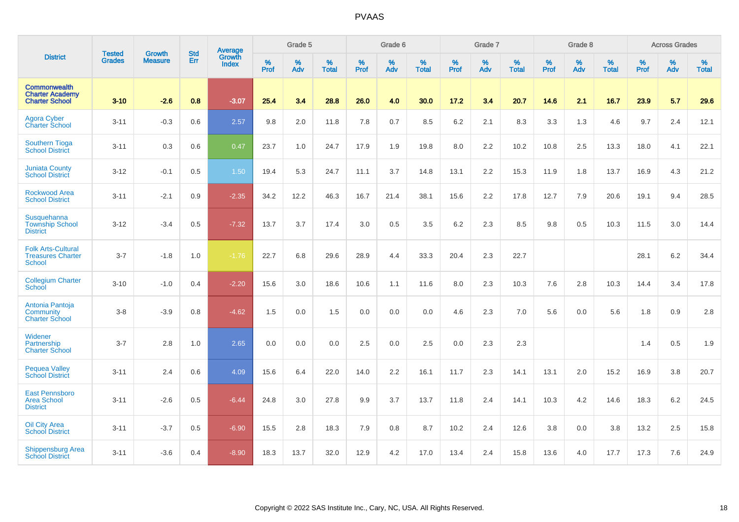# PVAAS

| District | Tested Grades | Growth Measure | Std Err | Average Growth Index | Grade 5 | | | Grade 6 | | | Grade 7 | | | Grade 8 | | | Across Grades | | |
|---|---|---|---|---|---|---|---|---|---|---|---|---|---|---|---|---|---|---|---|
| | | | | | % Prof | % Adv | % Total | % Prof | % Adv | % Total | % Prof | % Adv | % Total | % Prof | % Adv | % Total | % Prof | % Adv | % Total |
| **Commonwealth Charter Academy Charter School** | **3-10** | **-2.6** | **0.8** | **-3.07** | **25.4** | **3.4** | **28.8** | **26.0** | **4.0** | **30.0** | **17.2** | **3.4** | **20.7** | **14.6** | **2.1** | **16.7** | **23.9** | **5.7** | **29.6** |
| Agora Cyber Charter School | 3-11 | -0.3 | 0.6 | 2.57 | 9.8 | 2.0 | 11.8 | 7.8 | 0.7 | 8.5 | 6.2 | 2.1 | 8.3 | 3.3 | 1.3 | 4.6 | 9.7 | 2.4 | 12.1 |
| Southern Tioga School District | 3-11 | 0.3 | 0.6 | 0.47 | 23.7 | 1.0 | 24.7 | 17.9 | 1.9 | 19.8 | 8.0 | 2.2 | 10.2 | 10.8 | 2.5 | 13.3 | 18.0 | 4.1 | 22.1 |
| Juniata County School District | 3-12 | -0.1 | 0.5 | 1.50 | 19.4 | 5.3 | 24.7 | 11.1 | 3.7 | 14.8 | 13.1 | 2.2 | 15.3 | 11.9 | 1.8 | 13.7 | 16.9 | 4.3 | 21.2 |
| Rockwood Area School District | 3-11 | -2.1 | 0.9 | -2.35 | 34.2 | 12.2 | 46.3 | 16.7 | 21.4 | 38.1 | 15.6 | 2.2 | 17.8 | 12.7 | 7.9 | 20.6 | 19.1 | 9.4 | 28.5 |
| Susquehanna Township School District | 3-12 | -3.4 | 0.5 | -7.32 | 13.7 | 3.7 | 17.4 | 3.0 | 0.5 | 3.5 | 6.2 | 2.3 | 8.5 | 9.8 | 0.5 | 10.3 | 11.5 | 3.0 | 14.4 |
| Folk Arts-Cultural Treasures Charter School | 3-7 | -1.8 | 1.0 | -1.76 | 22.7 | 6.8 | 29.6 | 28.9 | 4.4 | 33.3 | 20.4 | 2.3 | 22.7 | | | | 28.1 | 6.2 | 34.4 |
| Collegium Charter School | 3-10 | -1.0 | 0.4 | -2.20 | 15.6 | 3.0 | 18.6 | 10.6 | 1.1 | 11.6 | 8.0 | 2.3 | 10.3 | 7.6 | 2.8 | 10.3 | 14.4 | 3.4 | 17.8 |
| Antonia Pantoja Community Charter School | 3-8 | -3.9 | 0.8 | -4.62 | 1.5 | 0.0 | 1.5 | 0.0 | 0.0 | 0.0 | 4.6 | 2.3 | 7.0 | 5.6 | 0.0 | 5.6 | 1.8 | 0.9 | 2.8 |
| Widener Partnership Charter School | 3-7 | 2.8 | 1.0 | 2.65 | 0.0 | 0.0 | 0.0 | 2.5 | 0.0 | 2.5 | 0.0 | 2.3 | 2.3 | | | | 1.4 | 0.5 | 1.9 |
| Pequea Valley School District | 3-11 | 2.4 | 0.6 | 4.09 | 15.6 | 6.4 | 22.0 | 14.0 | 2.2 | 16.1 | 11.7 | 2.3 | 14.1 | 13.1 | 2.0 | 15.2 | 16.9 | 3.8 | 20.7 |
| East Pennsboro Area School District | 3-11 | -2.6 | 0.5 | -6.44 | 24.8 | 3.0 | 27.8 | 9.9 | 3.7 | 13.7 | 11.8 | 2.4 | 14.1 | 10.3 | 4.2 | 14.6 | 18.3 | 6.2 | 24.5 |
| Oil City Area School District | 3-11 | -3.7 | 0.5 | -6.90 | 15.5 | 2.8 | 18.3 | 7.9 | 0.8 | 8.7 | 10.2 | 2.4 | 12.6 | 3.8 | 0.0 | 3.8 | 13.2 | 2.5 | 15.8 |
| Shippensburg Area School District | 3-11 | -3.6 | 0.4 | -8.90 | 18.3 | 13.7 | 32.0 | 12.9 | 4.2 | 17.0 | 13.4 | 2.4 | 15.8 | 13.6 | 4.0 | 17.7 | 17.3 | 7.6 | 24.9 |

Copyright © 2022 SAS Institute Inc., Cary, NC, USA. All Rights Reserved.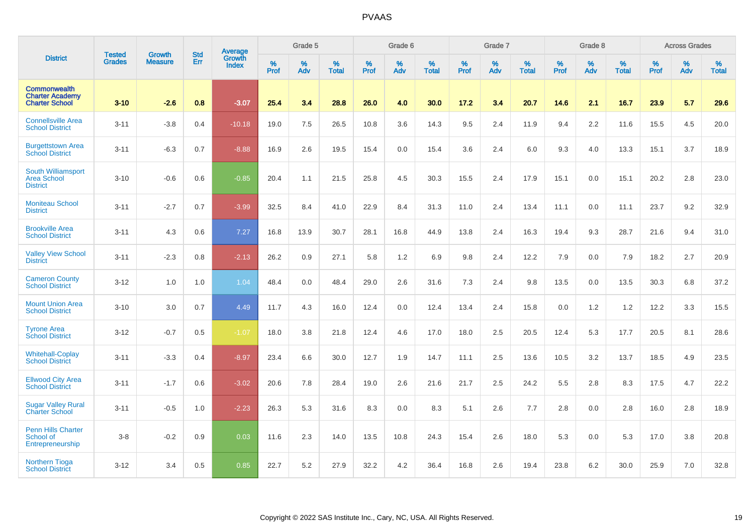# PVAAS

| District | Tested Grades | Growth Measure | Std Err | Average Growth Index | Grade 5 | | | Grade 6 | | | Grade 7 | | | Grade 8 | | | Across Grades | | |
|---|---|---|---|---|---|---|---|---|---|---|---|---|---|---|---|---|---|---|---|
| | | | | | % Prof | % Adv | % Total | % Prof | % Adv | % Total | % Prof | % Adv | % Total | % Prof | % Adv | % Total | % Prof | % Adv | % Total |
| **Commonwealth Charter Academy Charter School** | **3-10** | **-2.6** | **0.8** | **-3.07** | **25.4** | **3.4** | **28.8** | **26.0** | **4.0** | **30.0** | **17.2** | **3.4** | **20.7** | **14.6** | **2.1** | **16.7** | **23.9** | **5.7** | **29.6** |
| Connellsville Area School District | 3-11 | -3.8 | 0.4 | -10.18 | 19.0 | 7.5 | 26.5 | 10.8 | 3.6 | 14.3 | 9.5 | 2.4 | 11.9 | 9.4 | 2.2 | 11.6 | 15.5 | 4.5 | 20.0 |
| Burgettstown Area School District | 3-11 | -6.3 | 0.7 | -8.88 | 16.9 | 2.6 | 19.5 | 15.4 | 0.0 | 15.4 | 3.6 | 2.4 | 6.0 | 9.3 | 4.0 | 13.3 | 15.1 | 3.7 | 18.9 |
| South Williamsport Area School District | 3-10 | -0.6 | 0.6 | -0.85 | 20.4 | 1.1 | 21.5 | 25.8 | 4.5 | 30.3 | 15.5 | 2.4 | 17.9 | 15.1 | 0.0 | 15.1 | 20.2 | 2.8 | 23.0 |
| Moniteau School District | 3-11 | -2.7 | 0.7 | -3.99 | 32.5 | 8.4 | 41.0 | 22.9 | 8.4 | 31.3 | 11.0 | 2.4 | 13.4 | 11.1 | 0.0 | 11.1 | 23.7 | 9.2 | 32.9 |
| Brookville Area School District | 3-11 | 4.3 | 0.6 | 7.27 | 16.8 | 13.9 | 30.7 | 28.1 | 16.8 | 44.9 | 13.8 | 2.4 | 16.3 | 19.4 | 9.3 | 28.7 | 21.6 | 9.4 | 31.0 |
| Valley View School District | 3-11 | -2.3 | 0.8 | -2.13 | 26.2 | 0.9 | 27.1 | 5.8 | 1.2 | 6.9 | 9.8 | 2.4 | 12.2 | 7.9 | 0.0 | 7.9 | 18.2 | 2.7 | 20.9 |
| Cameron County School District | 3-12 | 1.0 | 1.0 | 1.04 | 48.4 | 0.0 | 48.4 | 29.0 | 2.6 | 31.6 | 7.3 | 2.4 | 9.8 | 13.5 | 0.0 | 13.5 | 30.3 | 6.8 | 37.2 |
| Mount Union Area School District | 3-10 | 3.0 | 0.7 | 4.49 | 11.7 | 4.3 | 16.0 | 12.4 | 0.0 | 12.4 | 13.4 | 2.4 | 15.8 | 0.0 | 1.2 | 1.2 | 12.2 | 3.3 | 15.5 |
| Tyrone Area School District | 3-12 | -0.7 | 0.5 | -1.07 | 18.0 | 3.8 | 21.8 | 12.4 | 4.6 | 17.0 | 18.0 | 2.5 | 20.5 | 12.4 | 5.3 | 17.7 | 20.5 | 8.1 | 28.6 |
| Whitehall-Coplay School District | 3-11 | -3.3 | 0.4 | -8.97 | 23.4 | 6.6 | 30.0 | 12.7 | 1.9 | 14.7 | 11.1 | 2.5 | 13.6 | 10.5 | 3.2 | 13.7 | 18.5 | 4.9 | 23.5 |
| Ellwood City Area School District | 3-11 | -1.7 | 0.6 | -3.02 | 20.6 | 7.8 | 28.4 | 19.0 | 2.6 | 21.6 | 21.7 | 2.5 | 24.2 | 5.5 | 2.8 | 8.3 | 17.5 | 4.7 | 22.2 |
| Sugar Valley Rural Charter School | 3-11 | -0.5 | 1.0 | -2.23 | 26.3 | 5.3 | 31.6 | 8.3 | 0.0 | 8.3 | 5.1 | 2.6 | 7.7 | 2.8 | 0.0 | 2.8 | 16.0 | 2.8 | 18.9 |
| Penn Hills Charter School of Entrepreneurship | 3-8 | -0.2 | 0.9 | 0.03 | 11.6 | 2.3 | 14.0 | 13.5 | 10.8 | 24.3 | 15.4 | 2.6 | 18.0 | 5.3 | 0.0 | 5.3 | 17.0 | 3.8 | 20.8 |
| Northern Tioga School District | 3-12 | 3.4 | 0.5 | 0.85 | 22.7 | 5.2 | 27.9 | 32.2 | 4.2 | 36.4 | 16.8 | 2.6 | 19.4 | 23.8 | 6.2 | 30.0 | 25.9 | 7.0 | 32.8 |

Copyright © 2022 SAS Institute Inc., Cary, NC, USA. All Rights Reserved.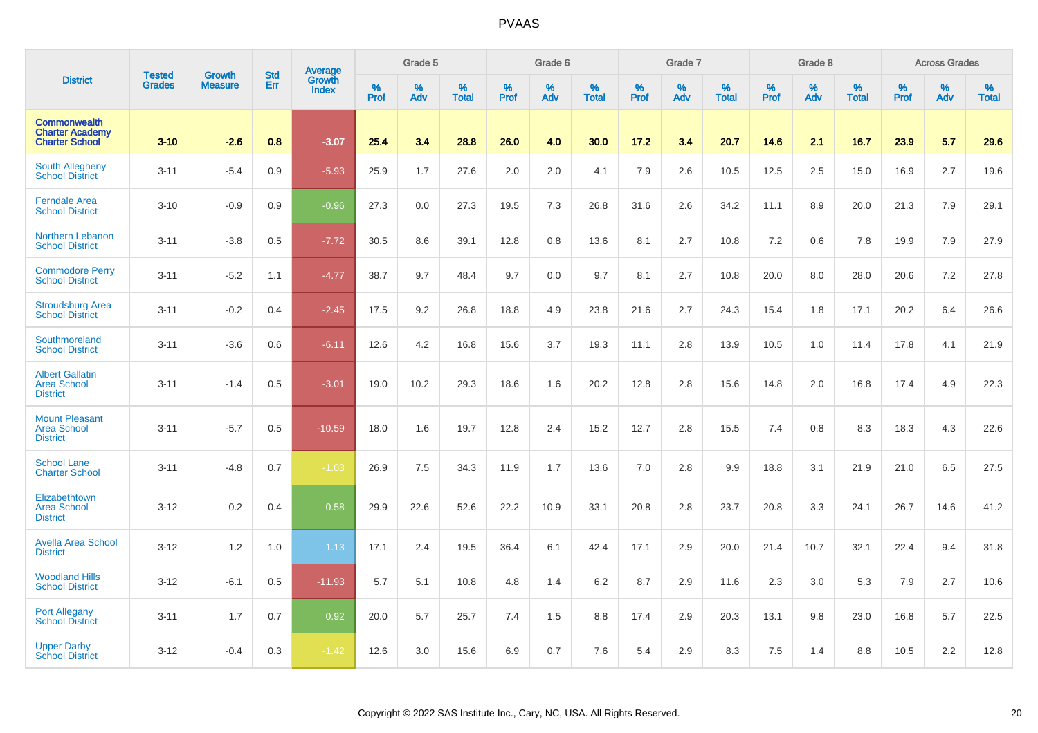# PVAAS

| District | Tested Grades | Growth Measure | Std Err | Average Growth Index | Grade 5 | | | Grade 6 | | | Grade 7 | | | Grade 8 | | | Across Grades | | |
|---|---|---|---|---|---|---|---|---|---|---|---|---|---|---|---|---|---|---|---|
| | | | | | % Prof | % Adv | % Total | % Prof | % Adv | % Total | % Prof | % Adv | % Total | % Prof | % Adv | % Total | % Prof | % Adv | % Total |
| **Commonwealth Charter Academy Charter School** | **3-10** | **-2.6** | **0.8** | **-3.07** | **25.4** | **3.4** | **28.8** | **26.0** | **4.0** | **30.0** | **17.2** | **3.4** | **20.7** | **14.6** | **2.1** | **16.7** | **23.9** | **5.7** | **29.6** |
| South Allegheny School District | 3-11 | -5.4 | 0.9 | -5.93 | 25.9 | 1.7 | 27.6 | 2.0 | 2.0 | 4.1 | 7.9 | 2.6 | 10.5 | 12.5 | 2.5 | 15.0 | 16.9 | 2.7 | 19.6 |
| Ferndale Area School District | 3-10 | -0.9 | 0.9 | -0.96 | 27.3 | 0.0 | 27.3 | 19.5 | 7.3 | 26.8 | 31.6 | 2.6 | 34.2 | 11.1 | 8.9 | 20.0 | 21.3 | 7.9 | 29.1 |
| Northern Lebanon School District | 3-11 | -3.8 | 0.5 | -7.72 | 30.5 | 8.6 | 39.1 | 12.8 | 0.8 | 13.6 | 8.1 | 2.7 | 10.8 | 7.2 | 0.6 | 7.8 | 19.9 | 7.9 | 27.9 |
| Commodore Perry School District | 3-11 | -5.2 | 1.1 | -4.77 | 38.7 | 9.7 | 48.4 | 9.7 | 0.0 | 9.7 | 8.1 | 2.7 | 10.8 | 20.0 | 8.0 | 28.0 | 20.6 | 7.2 | 27.8 |
| Stroudsburg Area School District | 3-11 | -0.2 | 0.4 | -2.45 | 17.5 | 9.2 | 26.8 | 18.8 | 4.9 | 23.8 | 21.6 | 2.7 | 24.3 | 15.4 | 1.8 | 17.1 | 20.2 | 6.4 | 26.6 |
| Southmoreland School District | 3-11 | -3.6 | 0.6 | -6.11 | 12.6 | 4.2 | 16.8 | 15.6 | 3.7 | 19.3 | 11.1 | 2.8 | 13.9 | 10.5 | 1.0 | 11.4 | 17.8 | 4.1 | 21.9 |
| Albert Gallatin Area School District | 3-11 | -1.4 | 0.5 | -3.01 | 19.0 | 10.2 | 29.3 | 18.6 | 1.6 | 20.2 | 12.8 | 2.8 | 15.6 | 14.8 | 2.0 | 16.8 | 17.4 | 4.9 | 22.3 |
| Mount Pleasant Area School District | 3-11 | -5.7 | 0.5 | -10.59 | 18.0 | 1.6 | 19.7 | 12.8 | 2.4 | 15.2 | 12.7 | 2.8 | 15.5 | 7.4 | 0.8 | 8.3 | 18.3 | 4.3 | 22.6 |
| School Lane Charter School | 3-11 | -4.8 | 0.7 | -1.03 | 26.9 | 7.5 | 34.3 | 11.9 | 1.7 | 13.6 | 7.0 | 2.8 | 9.9 | 18.8 | 3.1 | 21.9 | 21.0 | 6.5 | 27.5 |
| Elizabethtown Area School District | 3-12 | 0.2 | 0.4 | 0.58 | 29.9 | 22.6 | 52.6 | 22.2 | 10.9 | 33.1 | 20.8 | 2.8 | 23.7 | 20.8 | 3.3 | 24.1 | 26.7 | 14.6 | 41.2 |
| Avella Area School District | 3-12 | 1.2 | 1.0 | 1.13 | 17.1 | 2.4 | 19.5 | 36.4 | 6.1 | 42.4 | 17.1 | 2.9 | 20.0 | 21.4 | 10.7 | 32.1 | 22.4 | 9.4 | 31.8 |
| Woodland Hills School District | 3-12 | -6.1 | 0.5 | -11.93 | 5.7 | 5.1 | 10.8 | 4.8 | 1.4 | 6.2 | 8.7 | 2.9 | 11.6 | 2.3 | 3.0 | 5.3 | 7.9 | 2.7 | 10.6 |
| Port Allegany School District | 3-11 | 1.7 | 0.7 | 0.92 | 20.0 | 5.7 | 25.7 | 7.4 | 1.5 | 8.8 | 17.4 | 2.9 | 20.3 | 13.1 | 9.8 | 23.0 | 16.8 | 5.7 | 22.5 |
| Upper Darby School District | 3-12 | -0.4 | 0.3 | -1.42 | 12.6 | 3.0 | 15.6 | 6.9 | 0.7 | 7.6 | 5.4 | 2.9 | 8.3 | 7.5 | 1.4 | 8.8 | 10.5 | 2.2 | 12.8 |

Copyright © 2022 SAS Institute Inc., Cary, NC, USA. All Rights Reserved.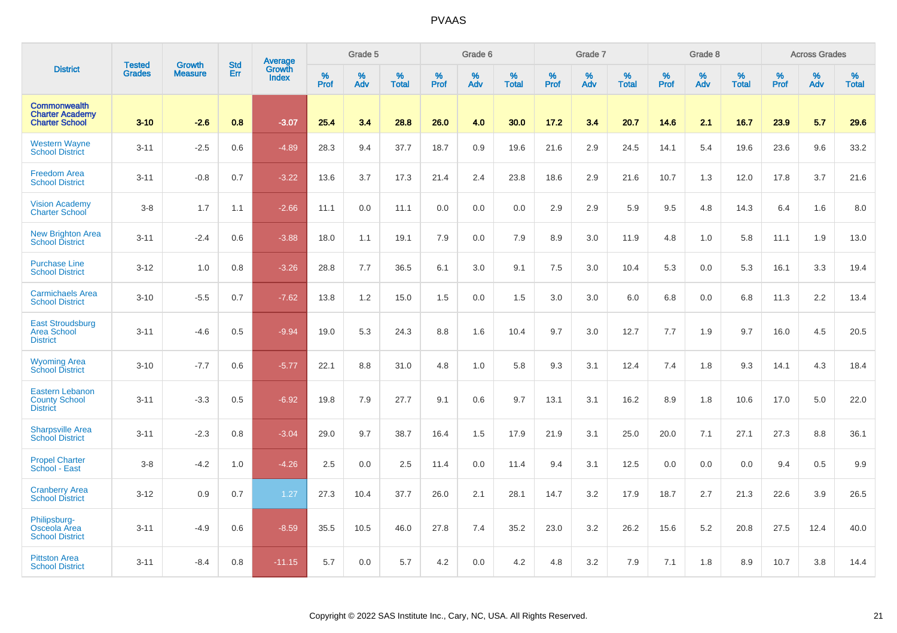# PVAAS

| District | Tested Grades | Growth Measure | Std Err | Average Growth Index | Grade 5 | | | Grade 6 | | | Grade 7 | | | Grade 8 | | | Across Grades | | |
|---|---|---|---|---|---|---|---|---|---|---|---|---|---|---|---|---|---|---|---|
| | | | | | % Prof | % Adv | % Total | % Prof | % Adv | % Total | % Prof | % Adv | % Total | % Prof | % Adv | % Total | % Prof | % Adv | % Total |
| **Commonwealth Charter Academy Charter School** | **3-10** | **-2.6** | **0.8** | **-3.07** | **25.4** | **3.4** | **28.8** | **26.0** | **4.0** | **30.0** | **17.2** | **3.4** | **20.7** | **14.6** | **2.1** | **16.7** | **23.9** | **5.7** | **29.6** |
| Western Wayne School District | 3-11 | -2.5 | 0.6 | -4.89 | 28.3 | 9.4 | 37.7 | 18.7 | 0.9 | 19.6 | 21.6 | 2.9 | 24.5 | 14.1 | 5.4 | 19.6 | 23.6 | 9.6 | 33.2 |
| Freedom Area School District | 3-11 | -0.8 | 0.7 | -3.22 | 13.6 | 3.7 | 17.3 | 21.4 | 2.4 | 23.8 | 18.6 | 2.9 | 21.6 | 10.7 | 1.3 | 12.0 | 17.8 | 3.7 | 21.6 |
| Vision Academy Charter School | 3-8 | 1.7 | 1.1 | -2.66 | 11.1 | 0.0 | 11.1 | 0.0 | 0.0 | 0.0 | 2.9 | 2.9 | 5.9 | 9.5 | 4.8 | 14.3 | 6.4 | 1.6 | 8.0 |
| New Brighton Area School District | 3-11 | -2.4 | 0.6 | -3.88 | 18.0 | 1.1 | 19.1 | 7.9 | 0.0 | 7.9 | 8.9 | 3.0 | 11.9 | 4.8 | 1.0 | 5.8 | 11.1 | 1.9 | 13.0 |
| Purchase Line School District | 3-12 | 1.0 | 0.8 | -3.26 | 28.8 | 7.7 | 36.5 | 6.1 | 3.0 | 9.1 | 7.5 | 3.0 | 10.4 | 5.3 | 0.0 | 5.3 | 16.1 | 3.3 | 19.4 |
| Carmichaels Area School District | 3-10 | -5.5 | 0.7 | -7.62 | 13.8 | 1.2 | 15.0 | 1.5 | 0.0 | 1.5 | 3.0 | 3.0 | 6.0 | 6.8 | 0.0 | 6.8 | 11.3 | 2.2 | 13.4 |
| East Stroudsburg Area School District | 3-11 | -4.6 | 0.5 | -9.94 | 19.0 | 5.3 | 24.3 | 8.8 | 1.6 | 10.4 | 9.7 | 3.0 | 12.7 | 7.7 | 1.9 | 9.7 | 16.0 | 4.5 | 20.5 |
| Wyoming Area School District | 3-10 | -7.7 | 0.6 | -5.77 | 22.1 | 8.8 | 31.0 | 4.8 | 1.0 | 5.8 | 9.3 | 3.1 | 12.4 | 7.4 | 1.8 | 9.3 | 14.1 | 4.3 | 18.4 |
| Eastern Lebanon County School District | 3-11 | -3.3 | 0.5 | -6.92 | 19.8 | 7.9 | 27.7 | 9.1 | 0.6 | 9.7 | 13.1 | 3.1 | 16.2 | 8.9 | 1.8 | 10.6 | 17.0 | 5.0 | 22.0 |
| Sharpsville Area School District | 3-11 | -2.3 | 0.8 | -3.04 | 29.0 | 9.7 | 38.7 | 16.4 | 1.5 | 17.9 | 21.9 | 3.1 | 25.0 | 20.0 | 7.1 | 27.1 | 27.3 | 8.8 | 36.1 |
| Propel Charter School - East | 3-8 | -4.2 | 1.0 | -4.26 | 2.5 | 0.0 | 2.5 | 11.4 | 0.0 | 11.4 | 9.4 | 3.1 | 12.5 | 0.0 | 0.0 | 0.0 | 9.4 | 0.5 | 9.9 |
| Cranberry Area School District | 3-12 | 0.9 | 0.7 | 1.27 | 27.3 | 10.4 | 37.7 | 26.0 | 2.1 | 28.1 | 14.7 | 3.2 | 17.9 | 18.7 | 2.7 | 21.3 | 22.6 | 3.9 | 26.5 |
| Philipsburg-Osceola Area School District | 3-11 | -4.9 | 0.6 | -8.59 | 35.5 | 10.5 | 46.0 | 27.8 | 7.4 | 35.2 | 23.0 | 3.2 | 26.2 | 15.6 | 5.2 | 20.8 | 27.5 | 12.4 | 40.0 |
| Pittston Area School District | 3-11 | -8.4 | 0.8 | -11.15 | 5.7 | 0.0 | 5.7 | 4.2 | 0.0 | 4.2 | 4.8 | 3.2 | 7.9 | 7.1 | 1.8 | 8.9 | 10.7 | 3.8 | 14.4 |

Copyright © 2022 SAS Institute Inc., Cary, NC, USA. All Rights Reserved.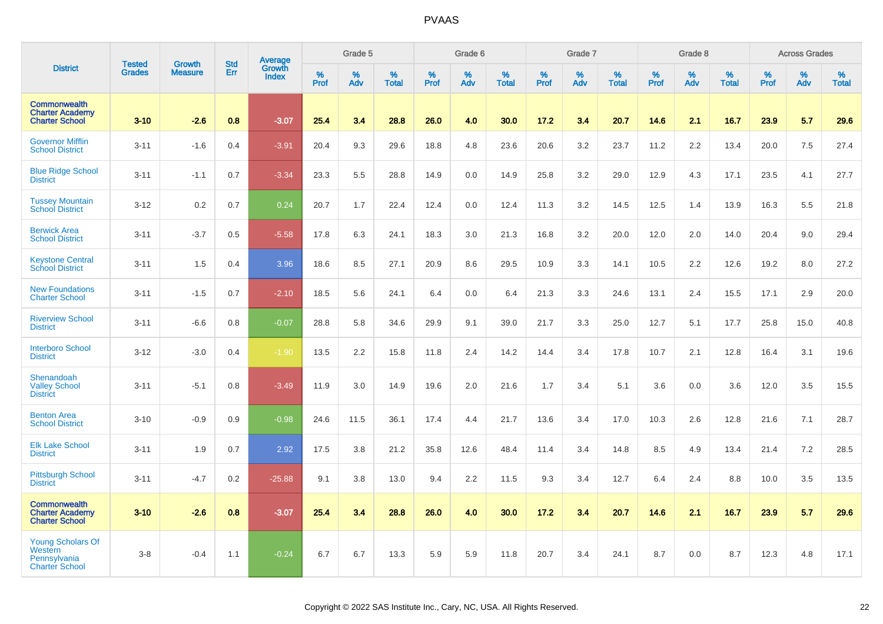# PVAAS

| District | Tested Grades | Growth Measure | Std Err | Average Growth Index | Grade 5 | | | Grade 6 | | | Grade 7 | | | Grade 8 | | | Across Grades | | |
|---|---|---|---|---|---|---|---|---|---|---|---|---|---|---|---|---|---|---|---|
| | | | | | % Prof | % Adv | % Total | % Prof | % Adv | % Total | % Prof | % Adv | % Total | % Prof | % Adv | % Total | % Prof | % Adv | % Total |
| **Commonwealth Charter Academy Charter School** | **3-10** | **-2.6** | **0.8** | **-3.07** | **25.4** | **3.4** | **28.8** | **26.0** | **4.0** | **30.0** | **17.2** | **3.4** | **20.7** | **14.6** | **2.1** | **16.7** | **23.9** | **5.7** | **29.6** |
| Governor Mifflin School District | 3-11 | -1.6 | 0.4 | -3.91 | 20.4 | 9.3 | 29.6 | 18.8 | 4.8 | 23.6 | 20.6 | 3.2 | 23.7 | 11.2 | 2.2 | 13.4 | 20.0 | 7.5 | 27.4 |
| Blue Ridge School District | 3-11 | -1.1 | 0.7 | -3.34 | 23.3 | 5.5 | 28.8 | 14.9 | 0.0 | 14.9 | 25.8 | 3.2 | 29.0 | 12.9 | 4.3 | 17.1 | 23.5 | 4.1 | 27.7 |
| Tussey Mountain School District | 3-12 | 0.2 | 0.7 | 0.24 | 20.7 | 1.7 | 22.4 | 12.4 | 0.0 | 12.4 | 11.3 | 3.2 | 14.5 | 12.5 | 1.4 | 13.9 | 16.3 | 5.5 | 21.8 |
| Berwick Area School District | 3-11 | -3.7 | 0.5 | -5.58 | 17.8 | 6.3 | 24.1 | 18.3 | 3.0 | 21.3 | 16.8 | 3.2 | 20.0 | 12.0 | 2.0 | 14.0 | 20.4 | 9.0 | 29.4 |
| Keystone Central School District | 3-11 | 1.5 | 0.4 | 3.96 | 18.6 | 8.5 | 27.1 | 20.9 | 8.6 | 29.5 | 10.9 | 3.3 | 14.1 | 10.5 | 2.2 | 12.6 | 19.2 | 8.0 | 27.2 |
| New Foundations Charter School | 3-11 | -1.5 | 0.7 | -2.10 | 18.5 | 5.6 | 24.1 | 6.4 | 0.0 | 6.4 | 21.3 | 3.3 | 24.6 | 13.1 | 2.4 | 15.5 | 17.1 | 2.9 | 20.0 |
| Riverview School District | 3-11 | -6.6 | 0.8 | -0.07 | 28.8 | 5.8 | 34.6 | 29.9 | 9.1 | 39.0 | 21.7 | 3.3 | 25.0 | 12.7 | 5.1 | 17.7 | 25.8 | 15.0 | 40.8 |
| Interboro School District | 3-12 | -3.0 | 0.4 | -1.90 | 13.5 | 2.2 | 15.8 | 11.8 | 2.4 | 14.2 | 14.4 | 3.4 | 17.8 | 10.7 | 2.1 | 12.8 | 16.4 | 3.1 | 19.6 |
| Shenandoah Valley School District | 3-11 | -5.1 | 0.8 | -3.49 | 11.9 | 3.0 | 14.9 | 19.6 | 2.0 | 21.6 | 1.7 | 3.4 | 5.1 | 3.6 | 0.0 | 3.6 | 12.0 | 3.5 | 15.5 |
| Benton Area School District | 3-10 | -0.9 | 0.9 | -0.98 | 24.6 | 11.5 | 36.1 | 17.4 | 4.4 | 21.7 | 13.6 | 3.4 | 17.0 | 10.3 | 2.6 | 12.8 | 21.6 | 7.1 | 28.7 |
| Elk Lake School District | 3-11 | 1.9 | 0.7 | 2.92 | 17.5 | 3.8 | 21.2 | 35.8 | 12.6 | 48.4 | 11.4 | 3.4 | 14.8 | 8.5 | 4.9 | 13.4 | 21.4 | 7.2 | 28.5 |
| Pittsburgh School District | 3-11 | -4.7 | 0.2 | -25.88 | 9.1 | 3.8 | 13.0 | 9.4 | 2.2 | 11.5 | 9.3 | 3.4 | 12.7 | 6.4 | 2.4 | 8.8 | 10.0 | 3.5 | 13.5 |
| **Commonwealth Charter Academy Charter School** | **3-10** | **-2.6** | **0.8** | **-3.07** | **25.4** | **3.4** | **28.8** | **26.0** | **4.0** | **30.0** | **17.2** | **3.4** | **20.7** | **14.6** | **2.1** | **16.7** | **23.9** | **5.7** | **29.6** |
| Young Scholars Of Western Pennsylvania Charter School | 3-8 | -0.4 | 1.1 | -0.24 | 6.7 | 6.7 | 13.3 | 5.9 | 5.9 | 11.8 | 20.7 | 3.4 | 24.1 | 8.7 | 0.0 | 8.7 | 12.3 | 4.8 | 17.1 |

Copyright © 2022 SAS Institute Inc., Cary, NC, USA. All Rights Reserved.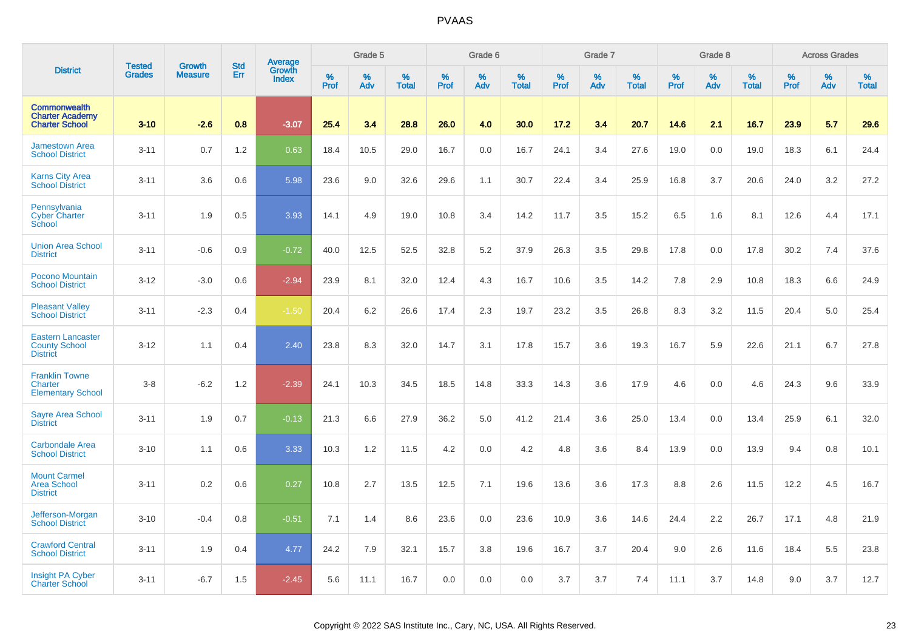# PVAAS

| District | Tested Grades | Growth Measure | Std Err | Average Growth Index | Grade 5 | | | Grade 6 | | | Grade 7 | | | Grade 8 | | | Across Grades | | |
|---|---|---|---|---|---|---|---|---|---|---|---|---|---|---|---|---|---|---|---|
| | | | | | % Prof | % Adv | % Total | % Prof | % Adv | % Total | % Prof | % Adv | % Total | % Prof | % Adv | % Total | % Prof | % Adv | % Total |
| **Commonwealth Charter Academy Charter School** | **3-10** | **-2.6** | **0.8** | **-3.07** | **25.4** | **3.4** | **28.8** | **26.0** | **4.0** | **30.0** | **17.2** | **3.4** | **20.7** | **14.6** | **2.1** | **16.7** | **23.9** | **5.7** | **29.6** |
| Jamestown Area School District | 3-11 | 0.7 | 1.2 | 0.63 | 18.4 | 10.5 | 29.0 | 16.7 | 0.0 | 16.7 | 24.1 | 3.4 | 27.6 | 19.0 | 0.0 | 19.0 | 18.3 | 6.1 | 24.4 |
| Karns City Area School District | 3-11 | 3.6 | 0.6 | 5.98 | 23.6 | 9.0 | 32.6 | 29.6 | 1.1 | 30.7 | 22.4 | 3.4 | 25.9 | 16.8 | 3.7 | 20.6 | 24.0 | 3.2 | 27.2 |
| Pennsylvania Cyber Charter School | 3-11 | 1.9 | 0.5 | 3.93 | 14.1 | 4.9 | 19.0 | 10.8 | 3.4 | 14.2 | 11.7 | 3.5 | 15.2 | 6.5 | 1.6 | 8.1 | 12.6 | 4.4 | 17.1 |
| Union Area School District | 3-11 | -0.6 | 0.9 | -0.72 | 40.0 | 12.5 | 52.5 | 32.8 | 5.2 | 37.9 | 26.3 | 3.5 | 29.8 | 17.8 | 0.0 | 17.8 | 30.2 | 7.4 | 37.6 |
| Pocono Mountain School District | 3-12 | -3.0 | 0.6 | -2.94 | 23.9 | 8.1 | 32.0 | 12.4 | 4.3 | 16.7 | 10.6 | 3.5 | 14.2 | 7.8 | 2.9 | 10.8 | 18.3 | 6.6 | 24.9 |
| Pleasant Valley School District | 3-11 | -2.3 | 0.4 | -1.50 | 20.4 | 6.2 | 26.6 | 17.4 | 2.3 | 19.7 | 23.2 | 3.5 | 26.8 | 8.3 | 3.2 | 11.5 | 20.4 | 5.0 | 25.4 |
| Eastern Lancaster County School District | 3-12 | 1.1 | 0.4 | 2.40 | 23.8 | 8.3 | 32.0 | 14.7 | 3.1 | 17.8 | 15.7 | 3.6 | 19.3 | 16.7 | 5.9 | 22.6 | 21.1 | 6.7 | 27.8 |
| Franklin Towne Charter Elementary School | 3-8 | -6.2 | 1.2 | -2.39 | 24.1 | 10.3 | 34.5 | 18.5 | 14.8 | 33.3 | 14.3 | 3.6 | 17.9 | 4.6 | 0.0 | 4.6 | 24.3 | 9.6 | 33.9 |
| Sayre Area School District | 3-11 | 1.9 | 0.7 | -0.13 | 21.3 | 6.6 | 27.9 | 36.2 | 5.0 | 41.2 | 21.4 | 3.6 | 25.0 | 13.4 | 0.0 | 13.4 | 25.9 | 6.1 | 32.0 |
| Carbondale Area School District | 3-10 | 1.1 | 0.6 | 3.33 | 10.3 | 1.2 | 11.5 | 4.2 | 0.0 | 4.2 | 4.8 | 3.6 | 8.4 | 13.9 | 0.0 | 13.9 | 9.4 | 0.8 | 10.1 |
| Mount Carmel Area School District | 3-11 | 0.2 | 0.6 | 0.27 | 10.8 | 2.7 | 13.5 | 12.5 | 7.1 | 19.6 | 13.6 | 3.6 | 17.3 | 8.8 | 2.6 | 11.5 | 12.2 | 4.5 | 16.7 |
| Jefferson-Morgan School District | 3-10 | -0.4 | 0.8 | -0.51 | 7.1 | 1.4 | 8.6 | 23.6 | 0.0 | 23.6 | 10.9 | 3.6 | 14.6 | 24.4 | 2.2 | 26.7 | 17.1 | 4.8 | 21.9 |
| Crawford Central School District | 3-11 | 1.9 | 0.4 | 4.77 | 24.2 | 7.9 | 32.1 | 15.7 | 3.8 | 19.6 | 16.7 | 3.7 | 20.4 | 9.0 | 2.6 | 11.6 | 18.4 | 5.5 | 23.8 |
| Insight PA Cyber Charter School | 3-11 | -6.7 | 1.5 | -2.45 | 5.6 | 11.1 | 16.7 | 0.0 | 0.0 | 0.0 | 3.7 | 3.7 | 7.4 | 11.1 | 3.7 | 14.8 | 9.0 | 3.7 | 12.7 |

Copyright © 2022 SAS Institute Inc., Cary, NC, USA. All Rights Reserved.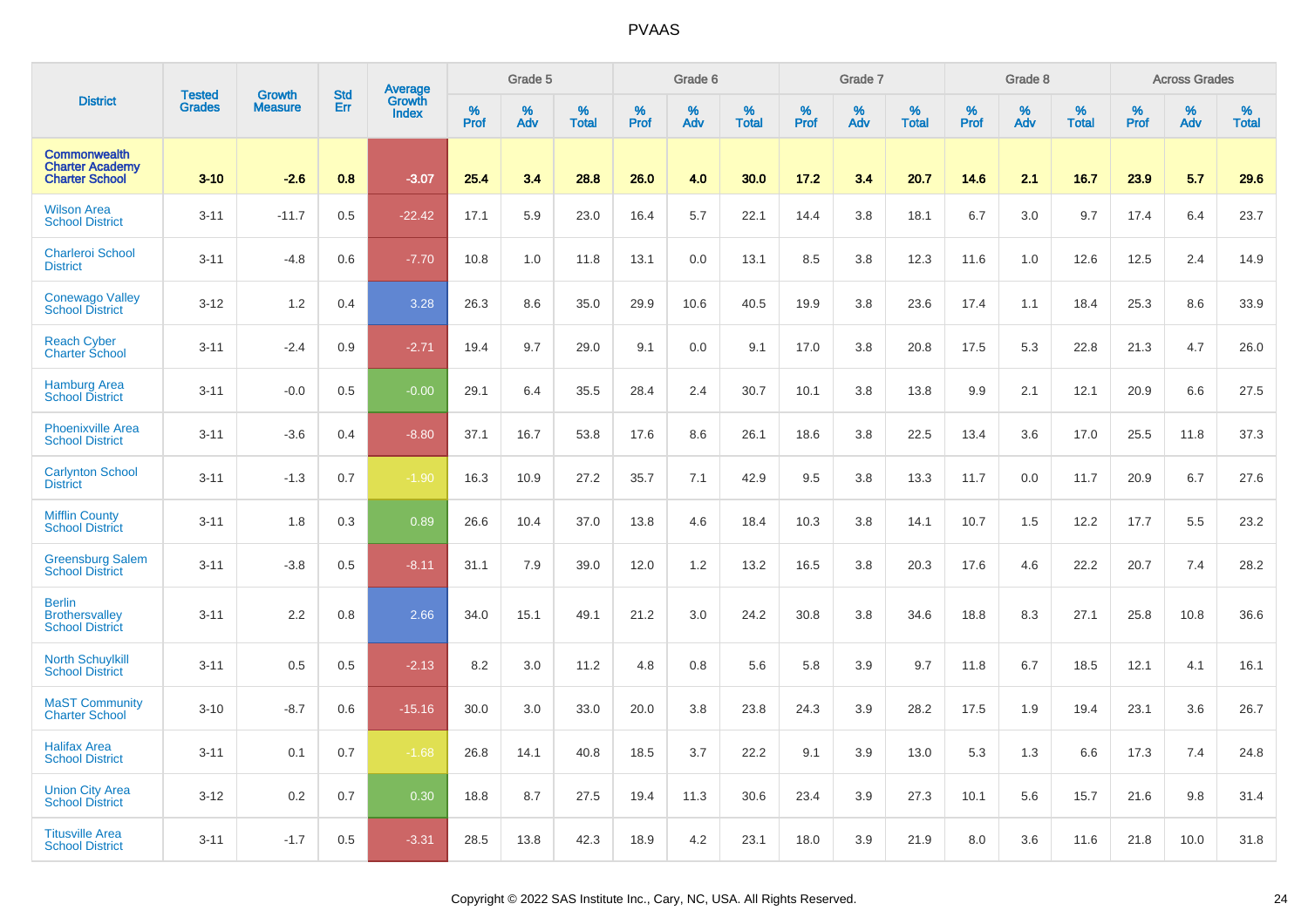| District | Tested Grades | Growth Measure | Std Err | Average Growth Index | Grade 5 | | | Grade 6 | | | Grade 7 | | | Grade 8 | | | Across Grades | | |
|---|---|---|---|---|---|---|---|---|---|---|---|---|---|---|---|---|---|---|---|
| | | | | | % Prof | % Adv | % Total | % Prof | % Adv | % Total | % Prof | % Adv | % Total | % Prof | % Adv | % Total | % Prof | % Adv | % Total |
| **Commonwealth Charter Academy Charter School** | **3-10** | **-2.6** | **0.8** | **-3.07** | **25.4** | **3.4** | **28.8** | **26.0** | **4.0** | **30.0** | **17.2** | **3.4** | **20.7** | **14.6** | **2.1** | **16.7** | **23.9** | **5.7** | **29.6** |
| Wilson Area School District | 3-11 | -11.7 | 0.5 | -22.42 | 17.1 | 5.9 | 23.0 | 16.4 | 5.7 | 22.1 | 14.4 | 3.8 | 18.1 | 6.7 | 3.0 | 9.7 | 17.4 | 6.4 | 23.7 |
| Charleroi School District | 3-11 | -4.8 | 0.6 | -7.70 | 10.8 | 1.0 | 11.8 | 13.1 | 0.0 | 13.1 | 8.5 | 3.8 | 12.3 | 11.6 | 1.0 | 12.6 | 12.5 | 2.4 | 14.9 |
| Conewago Valley School District | 3-12 | 1.2 | 0.4 | 3.28 | 26.3 | 8.6 | 35.0 | 29.9 | 10.6 | 40.5 | 19.9 | 3.8 | 23.6 | 17.4 | 1.1 | 18.4 | 25.3 | 8.6 | 33.9 |
| Reach Cyber Charter School | 3-11 | -2.4 | 0.9 | -2.71 | 19.4 | 9.7 | 29.0 | 9.1 | 0.0 | 9.1 | 17.0 | 3.8 | 20.8 | 17.5 | 5.3 | 22.8 | 21.3 | 4.7 | 26.0 |
| Hamburg Area School District | 3-11 | -0.0 | 0.5 | -0.00 | 29.1 | 6.4 | 35.5 | 28.4 | 2.4 | 30.7 | 10.1 | 3.8 | 13.8 | 9.9 | 2.1 | 12.1 | 20.9 | 6.6 | 27.5 |
| Phoenixville Area School District | 3-11 | -3.6 | 0.4 | -8.80 | 37.1 | 16.7 | 53.8 | 17.6 | 8.6 | 26.1 | 18.6 | 3.8 | 22.5 | 13.4 | 3.6 | 17.0 | 25.5 | 11.8 | 37.3 |
| Carlynton School District | 3-11 | -1.3 | 0.7 | -1.90 | 16.3 | 10.9 | 27.2 | 35.7 | 7.1 | 42.9 | 9.5 | 3.8 | 13.3 | 11.7 | 0.0 | 11.7 | 20.9 | 6.7 | 27.6 |
| Mifflin County School District | 3-11 | 1.8 | 0.3 | 0.89 | 26.6 | 10.4 | 37.0 | 13.8 | 4.6 | 18.4 | 10.3 | 3.8 | 14.1 | 10.7 | 1.5 | 12.2 | 17.7 | 5.5 | 23.2 |
| Greensburg Salem School District | 3-11 | -3.8 | 0.5 | -8.11 | 31.1 | 7.9 | 39.0 | 12.0 | 1.2 | 13.2 | 16.5 | 3.8 | 20.3 | 17.6 | 4.6 | 22.2 | 20.7 | 7.4 | 28.2 |
| Berlin Brothersvalley School District | 3-11 | 2.2 | 0.8 | 2.66 | 34.0 | 15.1 | 49.1 | 21.2 | 3.0 | 24.2 | 30.8 | 3.8 | 34.6 | 18.8 | 8.3 | 27.1 | 25.8 | 10.8 | 36.6 |
| North Schuylkill School District | 3-11 | 0.5 | 0.5 | -2.13 | 8.2 | 3.0 | 11.2 | 4.8 | 0.8 | 5.6 | 5.8 | 3.9 | 9.7 | 11.8 | 6.7 | 18.5 | 12.1 | 4.1 | 16.1 |
| MaST Community Charter School | 3-10 | -8.7 | 0.6 | -15.16 | 30.0 | 3.0 | 33.0 | 20.0 | 3.8 | 23.8 | 24.3 | 3.9 | 28.2 | 17.5 | 1.9 | 19.4 | 23.1 | 3.6 | 26.7 |
| Halifax Area School District | 3-11 | 0.1 | 0.7 | -1.68 | 26.8 | 14.1 | 40.8 | 18.5 | 3.7 | 22.2 | 9.1 | 3.9 | 13.0 | 5.3 | 1.3 | 6.6 | 17.3 | 7.4 | 24.8 |
| Union City Area School District | 3-12 | 0.2 | 0.7 | 0.30 | 18.8 | 8.7 | 27.5 | 19.4 | 11.3 | 30.6 | 23.4 | 3.9 | 27.3 | 10.1 | 5.6 | 15.7 | 21.6 | 9.8 | 31.4 |
| Titusville Area School District | 3-11 | -1.7 | 0.5 | -3.31 | 28.5 | 13.8 | 42.3 | 18.9 | 4.2 | 23.1 | 18.0 | 3.9 | 21.9 | 8.0 | 3.6 | 11.6 | 21.8 | 10.0 | 31.8 |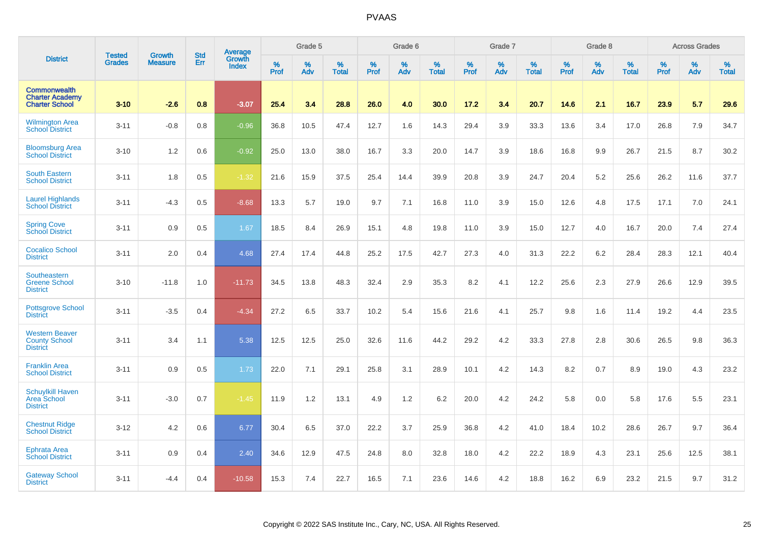# PVAAS

| District | Tested Grades | Growth Measure | Std Err | Average Growth Index | Grade 5 | | | Grade 6 | | | Grade 7 | | | Grade 8 | | | Across Grades | | |
|---|---|---|---|---|---|---|---|---|---|---|---|---|---|---|---|---|---|---|---|
| | | | | | % Prof | % Adv | % Total | % Prof | % Adv | % Total | % Prof | % Adv | % Total | % Prof | % Adv | % Total | % Prof | % Adv | % Total |
| **Commonwealth Charter Academy Charter School** | **3-10** | **-2.6** | **0.8** | **-3.07** | **25.4** | **3.4** | **28.8** | **26.0** | **4.0** | **30.0** | **17.2** | **3.4** | **20.7** | **14.6** | **2.1** | **16.7** | **23.9** | **5.7** | **29.6** |
| Wilmington Area School District | 3-11 | -0.8 | 0.8 | -0.96 | 36.8 | 10.5 | 47.4 | 12.7 | 1.6 | 14.3 | 29.4 | 3.9 | 33.3 | 13.6 | 3.4 | 17.0 | 26.8 | 7.9 | 34.7 |
| Bloomsburg Area School District | 3-10 | 1.2 | 0.6 | -0.92 | 25.0 | 13.0 | 38.0 | 16.7 | 3.3 | 20.0 | 14.7 | 3.9 | 18.6 | 16.8 | 9.9 | 26.7 | 21.5 | 8.7 | 30.2 |
| South Eastern School District | 3-11 | 1.8 | 0.5 | -1.32 | 21.6 | 15.9 | 37.5 | 25.4 | 14.4 | 39.9 | 20.8 | 3.9 | 24.7 | 20.4 | 5.2 | 25.6 | 26.2 | 11.6 | 37.7 |
| Laurel Highlands School District | 3-11 | -4.3 | 0.5 | -8.68 | 13.3 | 5.7 | 19.0 | 9.7 | 7.1 | 16.8 | 11.0 | 3.9 | 15.0 | 12.6 | 4.8 | 17.5 | 17.1 | 7.0 | 24.1 |
| Spring Cove School District | 3-11 | 0.9 | 0.5 | 1.67 | 18.5 | 8.4 | 26.9 | 15.1 | 4.8 | 19.8 | 11.0 | 3.9 | 15.0 | 12.7 | 4.0 | 16.7 | 20.0 | 7.4 | 27.4 |
| Cocalico School District | 3-11 | 2.0 | 0.4 | 4.68 | 27.4 | 17.4 | 44.8 | 25.2 | 17.5 | 42.7 | 27.3 | 4.0 | 31.3 | 22.2 | 6.2 | 28.4 | 28.3 | 12.1 | 40.4 |
| Southeastern Greene School District | 3-10 | -11.8 | 1.0 | -11.73 | 34.5 | 13.8 | 48.3 | 32.4 | 2.9 | 35.3 | 8.2 | 4.1 | 12.2 | 25.6 | 2.3 | 27.9 | 26.6 | 12.9 | 39.5 |
| Pottsgrove School District | 3-11 | -3.5 | 0.4 | -4.34 | 27.2 | 6.5 | 33.7 | 10.2 | 5.4 | 15.6 | 21.6 | 4.1 | 25.7 | 9.8 | 1.6 | 11.4 | 19.2 | 4.4 | 23.5 |
| Western Beaver County School District | 3-11 | 3.4 | 1.1 | 5.38 | 12.5 | 12.5 | 25.0 | 32.6 | 11.6 | 44.2 | 29.2 | 4.2 | 33.3 | 27.8 | 2.8 | 30.6 | 26.5 | 9.8 | 36.3 |
| Franklin Area School District | 3-11 | 0.9 | 0.5 | 1.73 | 22.0 | 7.1 | 29.1 | 25.8 | 3.1 | 28.9 | 10.1 | 4.2 | 14.3 | 8.2 | 0.7 | 8.9 | 19.0 | 4.3 | 23.2 |
| Schuylkill Haven Area School District | 3-11 | -3.0 | 0.7 | -1.45 | 11.9 | 1.2 | 13.1 | 4.9 | 1.2 | 6.2 | 20.0 | 4.2 | 24.2 | 5.8 | 0.0 | 5.8 | 17.6 | 5.5 | 23.1 |
| Chestnut Ridge School District | 3-12 | 4.2 | 0.6 | 6.77 | 30.4 | 6.5 | 37.0 | 22.2 | 3.7 | 25.9 | 36.8 | 4.2 | 41.0 | 18.4 | 10.2 | 28.6 | 26.7 | 9.7 | 36.4 |
| Ephrata Area School District | 3-11 | 0.9 | 0.4 | 2.40 | 34.6 | 12.9 | 47.5 | 24.8 | 8.0 | 32.8 | 18.0 | 4.2 | 22.2 | 18.9 | 4.3 | 23.1 | 25.6 | 12.5 | 38.1 |
| Gateway School District | 3-11 | -4.4 | 0.4 | -10.58 | 15.3 | 7.4 | 22.7 | 16.5 | 7.1 | 23.6 | 14.6 | 4.2 | 18.8 | 16.2 | 6.9 | 23.2 | 21.5 | 9.7 | 31.2 |

Copyright © 2022 SAS Institute Inc., Cary, NC, USA. All Rights Reserved.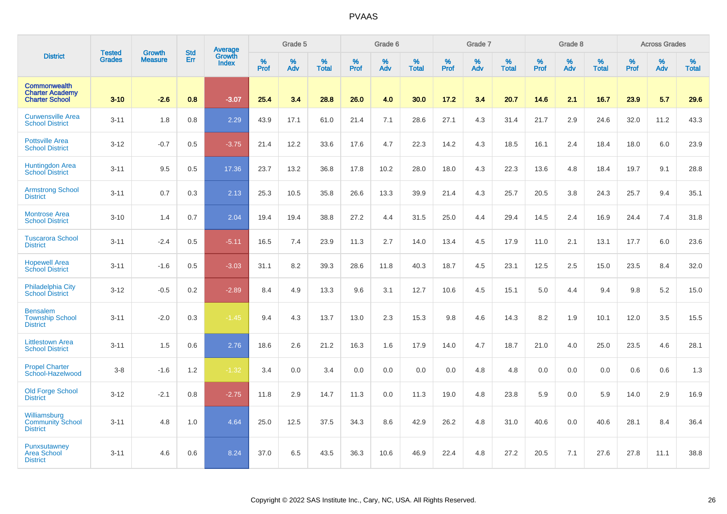# PVAAS

| District | Tested Grades | Growth Measure | Std Err | Average Growth Index | Grade 5 | | | Grade 6 | | | Grade 7 | | | Grade 8 | | | Across Grades | | |
|---|---|---|---|---|---|---|---|---|---|---|---|---|---|---|---|---|---|---|---|
| | | | | | % Prof | % Adv | % Total | % Prof | % Adv | % Total | % Prof | % Adv | % Total | % Prof | % Adv | % Total | % Prof | % Adv | % Total |
| **Commonwealth Charter Academy Charter School** | **3-10** | **-2.6** | **0.8** | **-3.07** | **25.4** | **3.4** | **28.8** | **26.0** | **4.0** | **30.0** | **17.2** | **3.4** | **20.7** | **14.6** | **2.1** | **16.7** | **23.9** | **5.7** | **29.6** |
| Curwensville Area School District | 3-11 | 1.8 | 0.8 | 2.29 | 43.9 | 17.1 | 61.0 | 21.4 | 7.1 | 28.6 | 27.1 | 4.3 | 31.4 | 21.7 | 2.9 | 24.6 | 32.0 | 11.2 | 43.3 |
| Pottsville Area School District | 3-12 | -0.7 | 0.5 | -3.75 | 21.4 | 12.2 | 33.6 | 17.6 | 4.7 | 22.3 | 14.2 | 4.3 | 18.5 | 16.1 | 2.4 | 18.4 | 18.0 | 6.0 | 23.9 |
| Huntingdon Area School District | 3-11 | 9.5 | 0.5 | 17.36 | 23.7 | 13.2 | 36.8 | 17.8 | 10.2 | 28.0 | 18.0 | 4.3 | 22.3 | 13.6 | 4.8 | 18.4 | 19.7 | 9.1 | 28.8 |
| Armstrong School District | 3-11 | 0.7 | 0.3 | 2.13 | 25.3 | 10.5 | 35.8 | 26.6 | 13.3 | 39.9 | 21.4 | 4.3 | 25.7 | 20.5 | 3.8 | 24.3 | 25.7 | 9.4 | 35.1 |
| Montrose Area School District | 3-10 | 1.4 | 0.7 | 2.04 | 19.4 | 19.4 | 38.8 | 27.2 | 4.4 | 31.5 | 25.0 | 4.4 | 29.4 | 14.5 | 2.4 | 16.9 | 24.4 | 7.4 | 31.8 |
| Tuscarora School District | 3-11 | -2.4 | 0.5 | -5.11 | 16.5 | 7.4 | 23.9 | 11.3 | 2.7 | 14.0 | 13.4 | 4.5 | 17.9 | 11.0 | 2.1 | 13.1 | 17.7 | 6.0 | 23.6 |
| Hopewell Area School District | 3-11 | -1.6 | 0.5 | -3.03 | 31.1 | 8.2 | 39.3 | 28.6 | 11.8 | 40.3 | 18.7 | 4.5 | 23.1 | 12.5 | 2.5 | 15.0 | 23.5 | 8.4 | 32.0 |
| Philadelphia City School District | 3-12 | -0.5 | 0.2 | -2.89 | 8.4 | 4.9 | 13.3 | 9.6 | 3.1 | 12.7 | 10.6 | 4.5 | 15.1 | 5.0 | 4.4 | 9.4 | 9.8 | 5.2 | 15.0 |
| Bensalem Township School District | 3-11 | -2.0 | 0.3 | -1.45 | 9.4 | 4.3 | 13.7 | 13.0 | 2.3 | 15.3 | 9.8 | 4.6 | 14.3 | 8.2 | 1.9 | 10.1 | 12.0 | 3.5 | 15.5 |
| Littlestown Area School District | 3-11 | 1.5 | 0.6 | 2.76 | 18.6 | 2.6 | 21.2 | 16.3 | 1.6 | 17.9 | 14.0 | 4.7 | 18.7 | 21.0 | 4.0 | 25.0 | 23.5 | 4.6 | 28.1 |
| Propel Charter School-Hazelwood | 3-8 | -1.6 | 1.2 | -1.32 | 3.4 | 0.0 | 3.4 | 0.0 | 0.0 | 0.0 | 0.0 | 4.8 | 4.8 | 0.0 | 0.0 | 0.0 | 0.6 | 0.6 | 1.3 |
| Old Forge School District | 3-12 | -2.1 | 0.8 | -2.75 | 11.8 | 2.9 | 14.7 | 11.3 | 0.0 | 11.3 | 19.0 | 4.8 | 23.8 | 5.9 | 0.0 | 5.9 | 14.0 | 2.9 | 16.9 |
| Williamsburg Community School District | 3-11 | 4.8 | 1.0 | 4.64 | 25.0 | 12.5 | 37.5 | 34.3 | 8.6 | 42.9 | 26.2 | 4.8 | 31.0 | 40.6 | 0.0 | 40.6 | 28.1 | 8.4 | 36.4 |
| Punxsutawney Area School District | 3-11 | 4.6 | 0.6 | 8.24 | 37.0 | 6.5 | 43.5 | 36.3 | 10.6 | 46.9 | 22.4 | 4.8 | 27.2 | 20.5 | 7.1 | 27.6 | 27.8 | 11.1 | 38.8 |

Copyright © 2022 SAS Institute Inc., Cary, NC, USA. All Rights Reserved.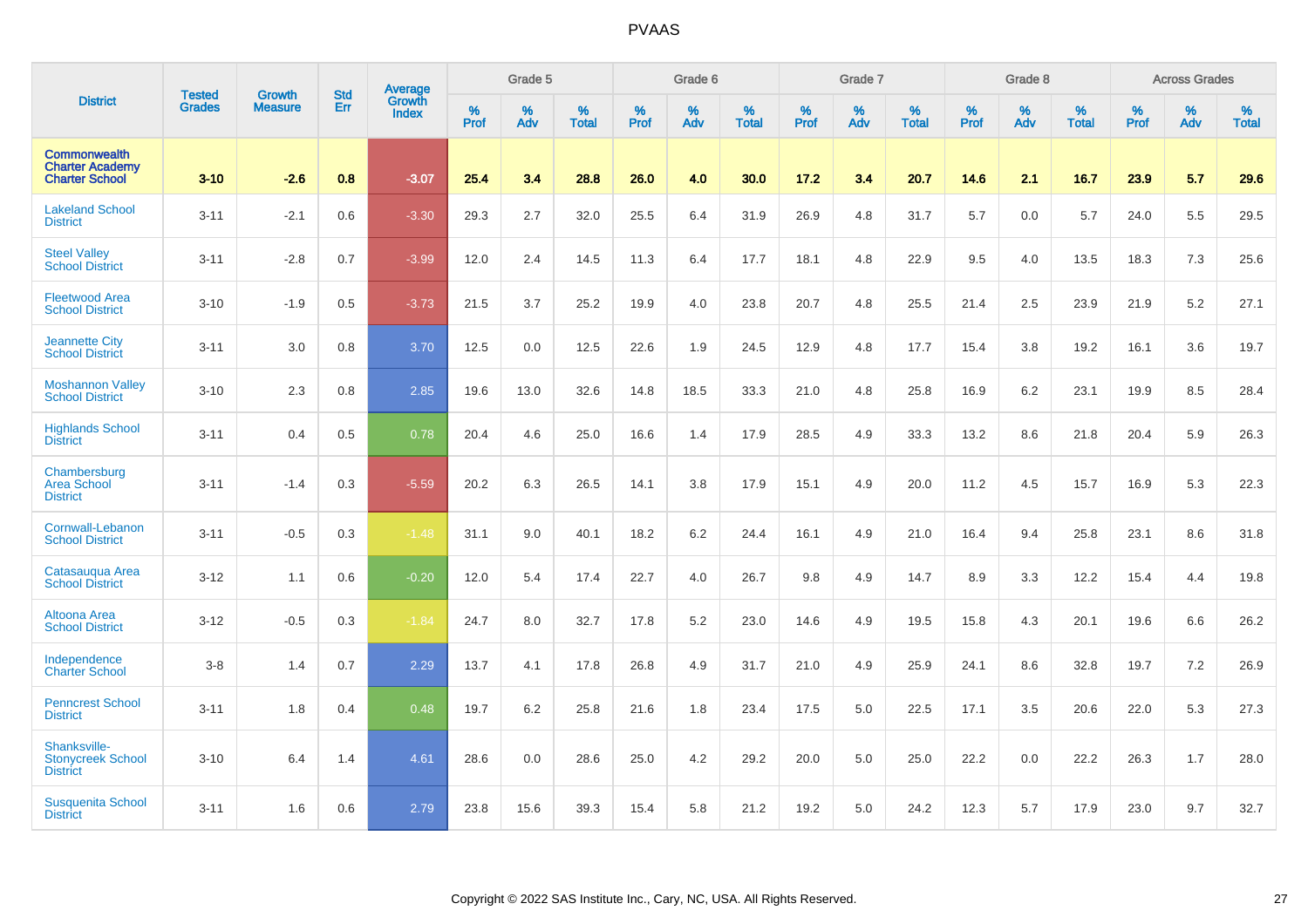# PVAAS

| District | Tested Grades | Growth Measure | Std Err | Average Growth Index | Grade 5 | | | Grade 6 | | | Grade 7 | | | Grade 8 | | | Across Grades | | |
|---|---|---|---|---|---|---|---|---|---|---|---|---|---|---|---|---|---|---|---|
| | | | | | % Prof | % Adv | % Total | % Prof | % Adv | % Total | % Prof | % Adv | % Total | % Prof | % Adv | % Total | % Prof | % Adv | % Total |
| **Commonwealth Charter Academy Charter School** | **3-10** | **-2.6** | **0.8** | **-3.07** | **25.4** | **3.4** | **28.8** | **26.0** | **4.0** | **30.0** | **17.2** | **3.4** | **20.7** | **14.6** | **2.1** | **16.7** | **23.9** | **5.7** | **29.6** |
| Lakeland School District | 3-11 | -2.1 | 0.6 | -3.30 | 29.3 | 2.7 | 32.0 | 25.5 | 6.4 | 31.9 | 26.9 | 4.8 | 31.7 | 5.7 | 0.0 | 5.7 | 24.0 | 5.5 | 29.5 |
| Steel Valley School District | 3-11 | -2.8 | 0.7 | -3.99 | 12.0 | 2.4 | 14.5 | 11.3 | 6.4 | 17.7 | 18.1 | 4.8 | 22.9 | 9.5 | 4.0 | 13.5 | 18.3 | 7.3 | 25.6 |
| Fleetwood Area School District | 3-10 | -1.9 | 0.5 | -3.73 | 21.5 | 3.7 | 25.2 | 19.9 | 4.0 | 23.8 | 20.7 | 4.8 | 25.5 | 21.4 | 2.5 | 23.9 | 21.9 | 5.2 | 27.1 |
| Jeannette City School District | 3-11 | 3.0 | 0.8 | 3.70 | 12.5 | 0.0 | 12.5 | 22.6 | 1.9 | 24.5 | 12.9 | 4.8 | 17.7 | 15.4 | 3.8 | 19.2 | 16.1 | 3.6 | 19.7 |
| Moshannon Valley School District | 3-10 | 2.3 | 0.8 | 2.85 | 19.6 | 13.0 | 32.6 | 14.8 | 18.5 | 33.3 | 21.0 | 4.8 | 25.8 | 16.9 | 6.2 | 23.1 | 19.9 | 8.5 | 28.4 |
| Highlands School District | 3-11 | 0.4 | 0.5 | 0.78 | 20.4 | 4.6 | 25.0 | 16.6 | 1.4 | 17.9 | 28.5 | 4.9 | 33.3 | 13.2 | 8.6 | 21.8 | 20.4 | 5.9 | 26.3 |
| Chambersburg Area School District | 3-11 | -1.4 | 0.3 | -5.59 | 20.2 | 6.3 | 26.5 | 14.1 | 3.8 | 17.9 | 15.1 | 4.9 | 20.0 | 11.2 | 4.5 | 15.7 | 16.9 | 5.3 | 22.3 |
| Cornwall-Lebanon School District | 3-11 | -0.5 | 0.3 | -1.48 | 31.1 | 9.0 | 40.1 | 18.2 | 6.2 | 24.4 | 16.1 | 4.9 | 21.0 | 16.4 | 9.4 | 25.8 | 23.1 | 8.6 | 31.8 |
| Catasauqua Area School District | 3-12 | 1.1 | 0.6 | -0.20 | 12.0 | 5.4 | 17.4 | 22.7 | 4.0 | 26.7 | 9.8 | 4.9 | 14.7 | 8.9 | 3.3 | 12.2 | 15.4 | 4.4 | 19.8 |
| Altoona Area School District | 3-12 | -0.5 | 0.3 | -1.84 | 24.7 | 8.0 | 32.7 | 17.8 | 5.2 | 23.0 | 14.6 | 4.9 | 19.5 | 15.8 | 4.3 | 20.1 | 19.6 | 6.6 | 26.2 |
| Independence Charter School | 3-8 | 1.4 | 0.7 | 2.29 | 13.7 | 4.1 | 17.8 | 26.8 | 4.9 | 31.7 | 21.0 | 4.9 | 25.9 | 24.1 | 8.6 | 32.8 | 19.7 | 7.2 | 26.9 |
| Penncrest School District | 3-11 | 1.8 | 0.4 | 0.48 | 19.7 | 6.2 | 25.8 | 21.6 | 1.8 | 23.4 | 17.5 | 5.0 | 22.5 | 17.1 | 3.5 | 20.6 | 22.0 | 5.3 | 27.3 |
| Shanksville-Stonycreek School District | 3-10 | 6.4 | 1.4 | 4.61 | 28.6 | 0.0 | 28.6 | 25.0 | 4.2 | 29.2 | 20.0 | 5.0 | 25.0 | 22.2 | 0.0 | 22.2 | 26.3 | 1.7 | 28.0 |
| Susquenita School District | 3-11 | 1.6 | 0.6 | 2.79 | 23.8 | 15.6 | 39.3 | 15.4 | 5.8 | 21.2 | 19.2 | 5.0 | 24.2 | 12.3 | 5.7 | 17.9 | 23.0 | 9.7 | 32.7 |

Copyright © 2022 SAS Institute Inc., Cary, NC, USA. All Rights Reserved.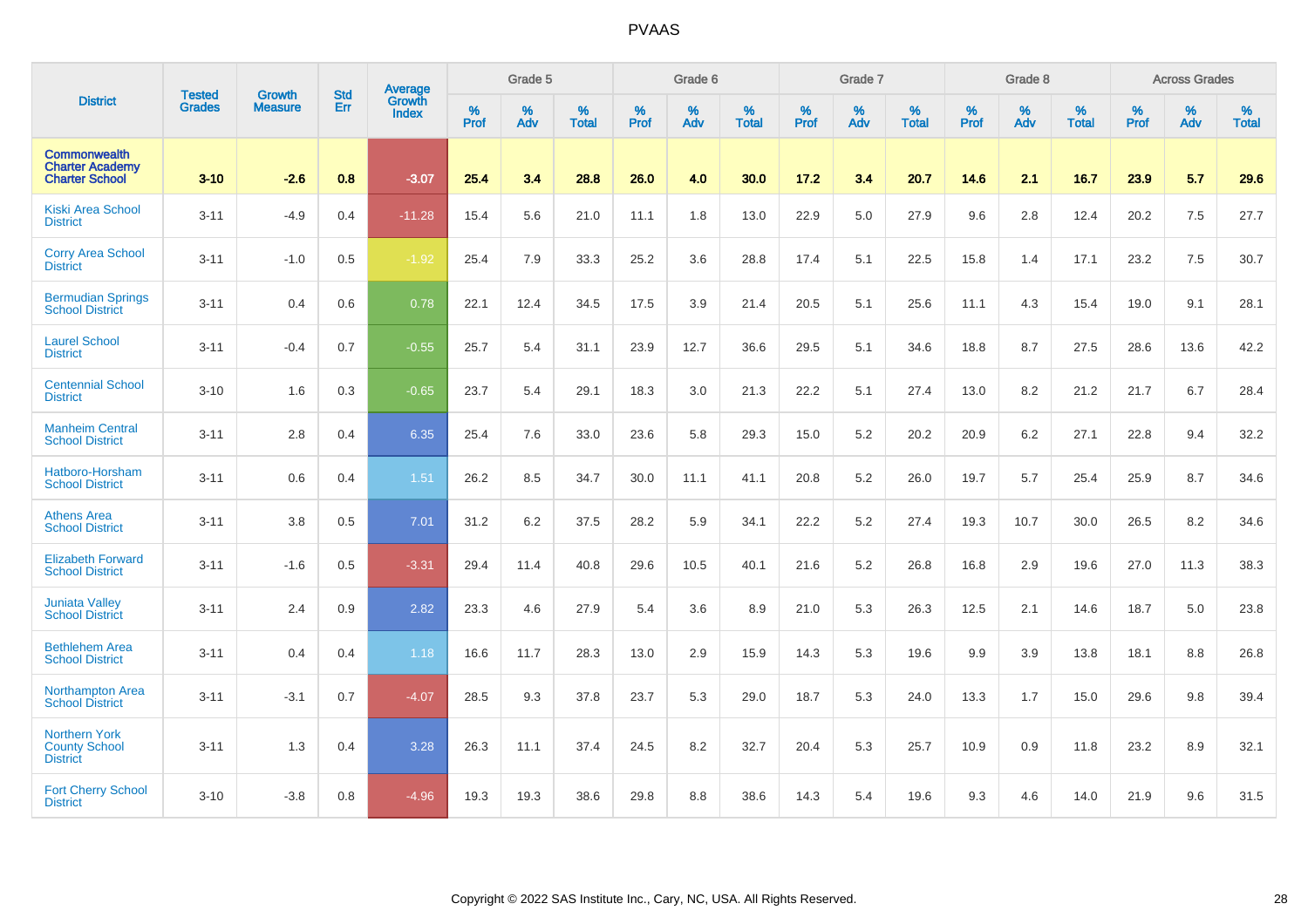# PVAAS

| District | Tested Grades | Growth Measure | Std Err | Average Growth Index | Grade 5 | | | Grade 6 | | | Grade 7 | | | Grade 8 | | | Across Grades | | |
|---|---|---|---|---|---|---|---|---|---|---|---|---|---|---|---|---|---|---|---|
| | | | | | % Prof | % Adv | % Total | % Prof | % Adv | % Total | % Prof | % Adv | % Total | % Prof | % Adv | % Total | % Prof | % Adv | % Total |
| **Commonwealth Charter Academy Charter School** | **3-10** | **-2.6** | **0.8** | **-3.07** | **25.4** | **3.4** | **28.8** | **26.0** | **4.0** | **30.0** | **17.2** | **3.4** | **20.7** | **14.6** | **2.1** | **16.7** | **23.9** | **5.7** | **29.6** |
| Kiski Area School District | 3-11 | -4.9 | 0.4 | -11.28 | 15.4 | 5.6 | 21.0 | 11.1 | 1.8 | 13.0 | 22.9 | 5.0 | 27.9 | 9.6 | 2.8 | 12.4 | 20.2 | 7.5 | 27.7 |
| Corry Area School District | 3-11 | -1.0 | 0.5 | -1.92 | 25.4 | 7.9 | 33.3 | 25.2 | 3.6 | 28.8 | 17.4 | 5.1 | 22.5 | 15.8 | 1.4 | 17.1 | 23.2 | 7.5 | 30.7 |
| Bermudian Springs School District | 3-11 | 0.4 | 0.6 | 0.78 | 22.1 | 12.4 | 34.5 | 17.5 | 3.9 | 21.4 | 20.5 | 5.1 | 25.6 | 11.1 | 4.3 | 15.4 | 19.0 | 9.1 | 28.1 |
| Laurel School District | 3-11 | -0.4 | 0.7 | -0.55 | 25.7 | 5.4 | 31.1 | 23.9 | 12.7 | 36.6 | 29.5 | 5.1 | 34.6 | 18.8 | 8.7 | 27.5 | 28.6 | 13.6 | 42.2 |
| Centennial School District | 3-10 | 1.6 | 0.3 | -0.65 | 23.7 | 5.4 | 29.1 | 18.3 | 3.0 | 21.3 | 22.2 | 5.1 | 27.4 | 13.0 | 8.2 | 21.2 | 21.7 | 6.7 | 28.4 |
| Manheim Central School District | 3-11 | 2.8 | 0.4 | 6.35 | 25.4 | 7.6 | 33.0 | 23.6 | 5.8 | 29.3 | 15.0 | 5.2 | 20.2 | 20.9 | 6.2 | 27.1 | 22.8 | 9.4 | 32.2 |
| Hatboro-Horsham School District | 3-11 | 0.6 | 0.4 | 1.51 | 26.2 | 8.5 | 34.7 | 30.0 | 11.1 | 41.1 | 20.8 | 5.2 | 26.0 | 19.7 | 5.7 | 25.4 | 25.9 | 8.7 | 34.6 |
| Athens Area School District | 3-11 | 3.8 | 0.5 | 7.01 | 31.2 | 6.2 | 37.5 | 28.2 | 5.9 | 34.1 | 22.2 | 5.2 | 27.4 | 19.3 | 10.7 | 30.0 | 26.5 | 8.2 | 34.6 |
| Elizabeth Forward School District | 3-11 | -1.6 | 0.5 | -3.31 | 29.4 | 11.4 | 40.8 | 29.6 | 10.5 | 40.1 | 21.6 | 5.2 | 26.8 | 16.8 | 2.9 | 19.6 | 27.0 | 11.3 | 38.3 |
| Juniata Valley School District | 3-11 | 2.4 | 0.9 | 2.82 | 23.3 | 4.6 | 27.9 | 5.4 | 3.6 | 8.9 | 21.0 | 5.3 | 26.3 | 12.5 | 2.1 | 14.6 | 18.7 | 5.0 | 23.8 |
| Bethlehem Area School District | 3-11 | 0.4 | 0.4 | 1.18 | 16.6 | 11.7 | 28.3 | 13.0 | 2.9 | 15.9 | 14.3 | 5.3 | 19.6 | 9.9 | 3.9 | 13.8 | 18.1 | 8.8 | 26.8 |
| Northampton Area School District | 3-11 | -3.1 | 0.7 | -4.07 | 28.5 | 9.3 | 37.8 | 23.7 | 5.3 | 29.0 | 18.7 | 5.3 | 24.0 | 13.3 | 1.7 | 15.0 | 29.6 | 9.8 | 39.4 |
| Northern York County School District | 3-11 | 1.3 | 0.4 | 3.28 | 26.3 | 11.1 | 37.4 | 24.5 | 8.2 | 32.7 | 20.4 | 5.3 | 25.7 | 10.9 | 0.9 | 11.8 | 23.2 | 8.9 | 32.1 |
| Fort Cherry School District | 3-10 | -3.8 | 0.8 | -4.96 | 19.3 | 19.3 | 38.6 | 29.8 | 8.8 | 38.6 | 14.3 | 5.4 | 19.6 | 9.3 | 4.6 | 14.0 | 21.9 | 9.6 | 31.5 |

Copyright © 2022 SAS Institute Inc., Cary, NC, USA. All Rights Reserved.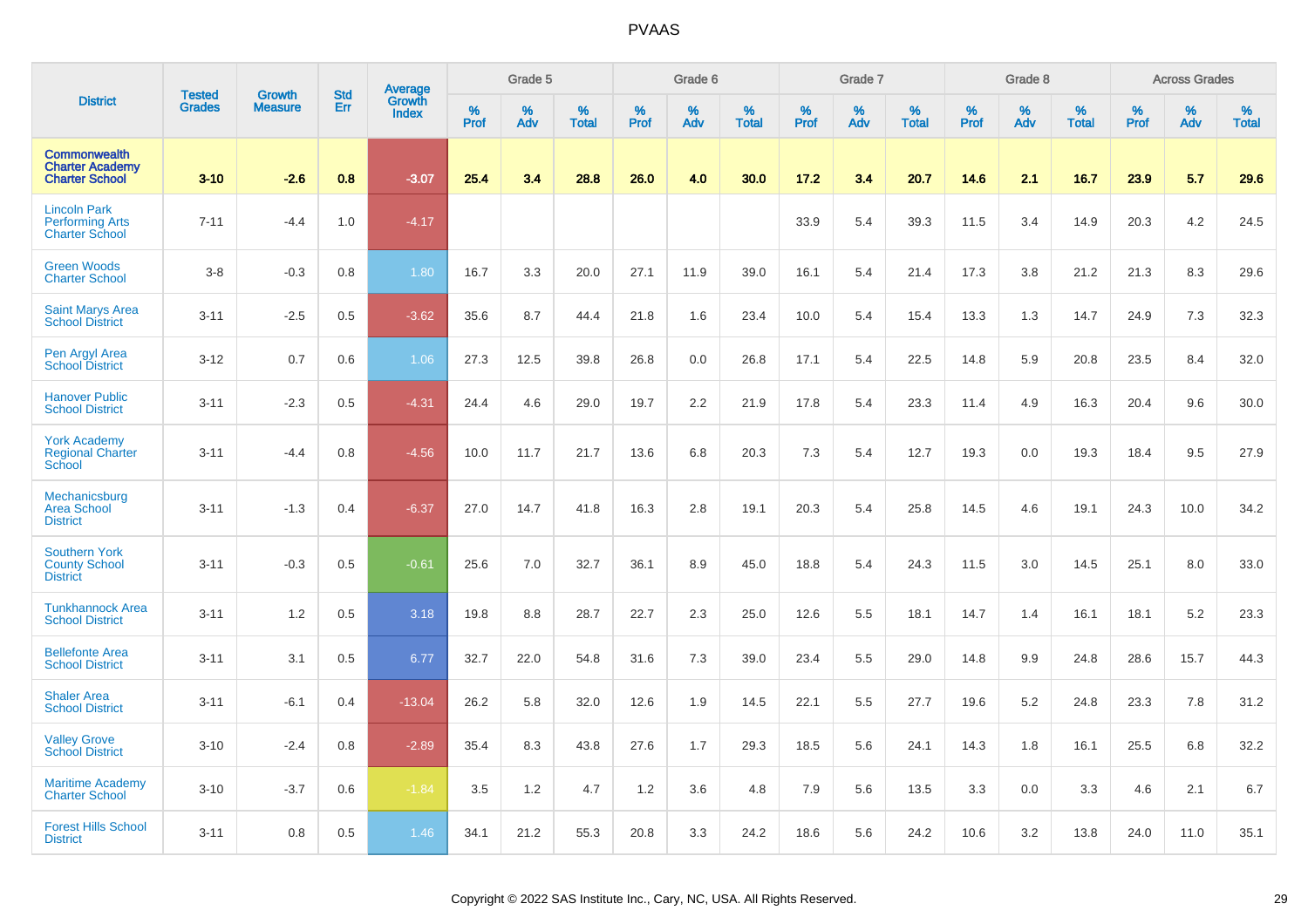# PVAAS

| District | Tested Grades | Growth Measure | Std Err | Average Growth Index | Grade 5 | | | Grade 6 | | | Grade 7 | | | Grade 8 | | | Across Grades | | |
|---|---|---|---|---|---|---|---|---|---|---|---|---|---|---|---|---|---|---|---|
| | | | | | % Prof | % Adv | % Total | % Prof | % Adv | % Total | % Prof | % Adv | % Total | % Prof | % Adv | % Total | % Prof | % Adv | % Total |
| **Commonwealth Charter Academy Charter School** | **3-10** | **-2.6** | **0.8** | **-3.07** | **25.4** | **3.4** | **28.8** | **26.0** | **4.0** | **30.0** | **17.2** | **3.4** | **20.7** | **14.6** | **2.1** | **16.7** | **23.9** | **5.7** | **29.6** |
| Lincoln Park Performing Arts Charter School | 7-11 | -4.4 | 1.0 | -4.17 | | | | | | | 33.9 | 5.4 | 39.3 | 11.5 | 3.4 | 14.9 | 20.3 | 4.2 | 24.5 |
| Green Woods Charter School | 3-8 | -0.3 | 0.8 | 1.80 | 16.7 | 3.3 | 20.0 | 27.1 | 11.9 | 39.0 | 16.1 | 5.4 | 21.4 | 17.3 | 3.8 | 21.2 | 21.3 | 8.3 | 29.6 |
| Saint Marys Area School District | 3-11 | -2.5 | 0.5 | -3.62 | 35.6 | 8.7 | 44.4 | 21.8 | 1.6 | 23.4 | 10.0 | 5.4 | 15.4 | 13.3 | 1.3 | 14.7 | 24.9 | 7.3 | 32.3 |
| Pen Argyl Area School District | 3-12 | 0.7 | 0.6 | 1.06 | 27.3 | 12.5 | 39.8 | 26.8 | 0.0 | 26.8 | 17.1 | 5.4 | 22.5 | 14.8 | 5.9 | 20.8 | 23.5 | 8.4 | 32.0 |
| Hanover Public School District | 3-11 | -2.3 | 0.5 | -4.31 | 24.4 | 4.6 | 29.0 | 19.7 | 2.2 | 21.9 | 17.8 | 5.4 | 23.3 | 11.4 | 4.9 | 16.3 | 20.4 | 9.6 | 30.0 |
| York Academy Regional Charter School | 3-11 | -4.4 | 0.8 | -4.56 | 10.0 | 11.7 | 21.7 | 13.6 | 6.8 | 20.3 | 7.3 | 5.4 | 12.7 | 19.3 | 0.0 | 19.3 | 18.4 | 9.5 | 27.9 |
| Mechanicsburg Area School District | 3-11 | -1.3 | 0.4 | -6.37 | 27.0 | 14.7 | 41.8 | 16.3 | 2.8 | 19.1 | 20.3 | 5.4 | 25.8 | 14.5 | 4.6 | 19.1 | 24.3 | 10.0 | 34.2 |
| Southern York County School District | 3-11 | -0.3 | 0.5 | -0.61 | 25.6 | 7.0 | 32.7 | 36.1 | 8.9 | 45.0 | 18.8 | 5.4 | 24.3 | 11.5 | 3.0 | 14.5 | 25.1 | 8.0 | 33.0 |
| Tunkhannock Area School District | 3-11 | 1.2 | 0.5 | 3.18 | 19.8 | 8.8 | 28.7 | 22.7 | 2.3 | 25.0 | 12.6 | 5.5 | 18.1 | 14.7 | 1.4 | 16.1 | 18.1 | 5.2 | 23.3 |
| Bellefonte Area School District | 3-11 | 3.1 | 0.5 | 6.77 | 32.7 | 22.0 | 54.8 | 31.6 | 7.3 | 39.0 | 23.4 | 5.5 | 29.0 | 14.8 | 9.9 | 24.8 | 28.6 | 15.7 | 44.3 |
| Shaler Area School District | 3-11 | -6.1 | 0.4 | -13.04 | 26.2 | 5.8 | 32.0 | 12.6 | 1.9 | 14.5 | 22.1 | 5.5 | 27.7 | 19.6 | 5.2 | 24.8 | 23.3 | 7.8 | 31.2 |
| Valley Grove School District | 3-10 | -2.4 | 0.8 | -2.89 | 35.4 | 8.3 | 43.8 | 27.6 | 1.7 | 29.3 | 18.5 | 5.6 | 24.1 | 14.3 | 1.8 | 16.1 | 25.5 | 6.8 | 32.2 |
| Maritime Academy Charter School | 3-10 | -3.7 | 0.6 | -1.84 | 3.5 | 1.2 | 4.7 | 1.2 | 3.6 | 4.8 | 7.9 | 5.6 | 13.5 | 3.3 | 0.0 | 3.3 | 4.6 | 2.1 | 6.7 |
| Forest Hills School District | 3-11 | 0.8 | 0.5 | 1.46 | 34.1 | 21.2 | 55.3 | 20.8 | 3.3 | 24.2 | 18.6 | 5.6 | 24.2 | 10.6 | 3.2 | 13.8 | 24.0 | 11.0 | 35.1 |

Copyright © 2022 SAS Institute Inc., Cary, NC, USA. All Rights Reserved.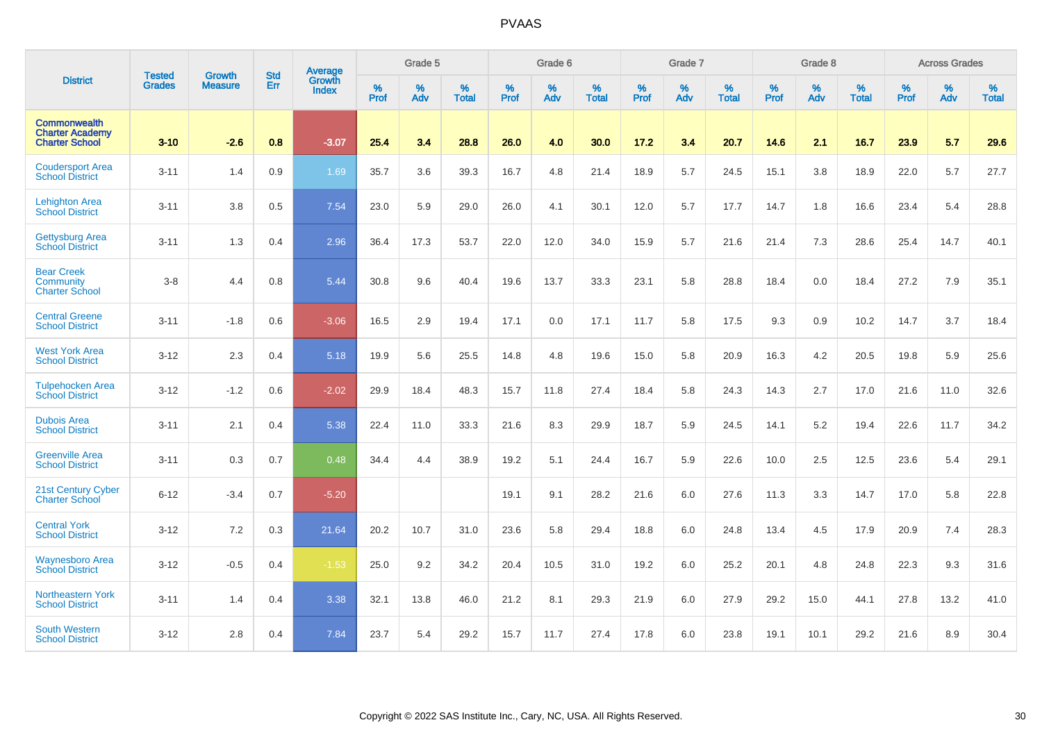PVAAS

| District | Tested Grades | Growth Measure | Std Err | Average Growth Index | Grade 5 | | | Grade 6 | | | Grade 7 | | | Grade 8 | | | Across Grades | | |
|---|---|---|---|---|---|---|---|---|---|---|---|---|---|---|---|---|---|---|---|
| | | | | | % Prof | % Adv | % Total | % Prof | % Adv | % Total | % Prof | % Adv | % Total | % Prof | % Adv | % Total | % Prof | % Adv | % Total |
| **Commonwealth Charter Academy Charter School** | **3-10** | **-2.6** | **0.8** | **-3.07** | **25.4** | **3.4** | **28.8** | **26.0** | **4.0** | **30.0** | **17.2** | **3.4** | **20.7** | **14.6** | **2.1** | **16.7** | **23.9** | **5.7** | **29.6** |
| Coudersport Area School District | 3-11 | 1.4 | 0.9 | 1.69 | 35.7 | 3.6 | 39.3 | 16.7 | 4.8 | 21.4 | 18.9 | 5.7 | 24.5 | 15.1 | 3.8 | 18.9 | 22.0 | 5.7 | 27.7 |
| Lehighton Area School District | 3-11 | 3.8 | 0.5 | 7.54 | 23.0 | 5.9 | 29.0 | 26.0 | 4.1 | 30.1 | 12.0 | 5.7 | 17.7 | 14.7 | 1.8 | 16.6 | 23.4 | 5.4 | 28.8 |
| Gettysburg Area School District | 3-11 | 1.3 | 0.4 | 2.96 | 36.4 | 17.3 | 53.7 | 22.0 | 12.0 | 34.0 | 15.9 | 5.7 | 21.6 | 21.4 | 7.3 | 28.6 | 25.4 | 14.7 | 40.1 |
| Bear Creek Community Charter School | 3-8 | 4.4 | 0.8 | 5.44 | 30.8 | 9.6 | 40.4 | 19.6 | 13.7 | 33.3 | 23.1 | 5.8 | 28.8 | 18.4 | 0.0 | 18.4 | 27.2 | 7.9 | 35.1 |
| Central Greene School District | 3-11 | -1.8 | 0.6 | -3.06 | 16.5 | 2.9 | 19.4 | 17.1 | 0.0 | 17.1 | 11.7 | 5.8 | 17.5 | 9.3 | 0.9 | 10.2 | 14.7 | 3.7 | 18.4 |
| West York Area School District | 3-12 | 2.3 | 0.4 | 5.18 | 19.9 | 5.6 | 25.5 | 14.8 | 4.8 | 19.6 | 15.0 | 5.8 | 20.9 | 16.3 | 4.2 | 20.5 | 19.8 | 5.9 | 25.6 |
| Tulpehocken Area School District | 3-12 | -1.2 | 0.6 | -2.02 | 29.9 | 18.4 | 48.3 | 15.7 | 11.8 | 27.4 | 18.4 | 5.8 | 24.3 | 14.3 | 2.7 | 17.0 | 21.6 | 11.0 | 32.6 |
| Dubois Area School District | 3-11 | 2.1 | 0.4 | 5.38 | 22.4 | 11.0 | 33.3 | 21.6 | 8.3 | 29.9 | 18.7 | 5.9 | 24.5 | 14.1 | 5.2 | 19.4 | 22.6 | 11.7 | 34.2 |
| Greenville Area School District | 3-11 | 0.3 | 0.7 | 0.48 | 34.4 | 4.4 | 38.9 | 19.2 | 5.1 | 24.4 | 16.7 | 5.9 | 22.6 | 10.0 | 2.5 | 12.5 | 23.6 | 5.4 | 29.1 |
| 21st Century Cyber Charter School | 6-12 | -3.4 | 0.7 | -5.20 | | | | 19.1 | 9.1 | 28.2 | 21.6 | 6.0 | 27.6 | 11.3 | 3.3 | 14.7 | 17.0 | 5.8 | 22.8 |
| Central York School District | 3-12 | 7.2 | 0.3 | 21.64 | 20.2 | 10.7 | 31.0 | 23.6 | 5.8 | 29.4 | 18.8 | 6.0 | 24.8 | 13.4 | 4.5 | 17.9 | 20.9 | 7.4 | 28.3 |
| Waynesboro Area School District | 3-12 | -0.5 | 0.4 | -1.53 | 25.0 | 9.2 | 34.2 | 20.4 | 10.5 | 31.0 | 19.2 | 6.0 | 25.2 | 20.1 | 4.8 | 24.8 | 22.3 | 9.3 | 31.6 |
| Northeastern York School District | 3-11 | 1.4 | 0.4 | 3.38 | 32.1 | 13.8 | 46.0 | 21.2 | 8.1 | 29.3 | 21.9 | 6.0 | 27.9 | 29.2 | 15.0 | 44.1 | 27.8 | 13.2 | 41.0 |
| South Western School District | 3-12 | 2.8 | 0.4 | 7.84 | 23.7 | 5.4 | 29.2 | 15.7 | 11.7 | 27.4 | 17.8 | 6.0 | 23.8 | 19.1 | 10.1 | 29.2 | 21.6 | 8.9 | 30.4 |

Copyright © 2022 SAS Institute Inc., Cary, NC, USA. All Rights Reserved.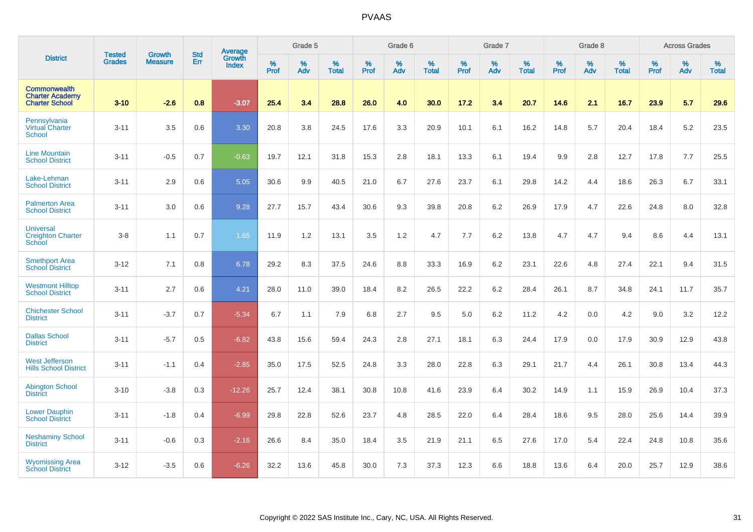# PVAAS

| District | Tested Grades | Growth Measure | Std Err | Average Growth Index | Grade 5 | | | Grade 6 | | | Grade 7 | | | Grade 8 | | | Across Grades | | |
|---|---|---|---|---|---|---|---|---|---|---|---|---|---|---|---|---|---|---|---|
| | | | | | % Prof | % Adv | % Total | % Prof | % Adv | % Total | % Prof | % Adv | % Total | % Prof | % Adv | % Total | % Prof | % Adv | % Total |
| **Commonwealth Charter Academy Charter School** | **3-10** | **-2.6** | **0.8** | **-3.07** | **25.4** | **3.4** | **28.8** | **26.0** | **4.0** | **30.0** | **17.2** | **3.4** | **20.7** | **14.6** | **2.1** | **16.7** | **23.9** | **5.7** | **29.6** |
| Pennsylvania Virtual Charter School | 3-11 | 3.5 | 0.6 | 3.30 | 20.8 | 3.8 | 24.5 | 17.6 | 3.3 | 20.9 | 10.1 | 6.1 | 16.2 | 14.8 | 5.7 | 20.4 | 18.4 | 5.2 | 23.5 |
| Line Mountain School District | 3-11 | -0.5 | 0.7 | -0.63 | 19.7 | 12.1 | 31.8 | 15.3 | 2.8 | 18.1 | 13.3 | 6.1 | 19.4 | 9.9 | 2.8 | 12.7 | 17.8 | 7.7 | 25.5 |
| Lake-Lehman School District | 3-11 | 2.9 | 0.6 | 5.05 | 30.6 | 9.9 | 40.5 | 21.0 | 6.7 | 27.6 | 23.7 | 6.1 | 29.8 | 14.2 | 4.4 | 18.6 | 26.3 | 6.7 | 33.1 |
| Palmerton Area School District | 3-11 | 3.0 | 0.6 | 9.28 | 27.7 | 15.7 | 43.4 | 30.6 | 9.3 | 39.8 | 20.8 | 6.2 | 26.9 | 17.9 | 4.7 | 22.6 | 24.8 | 8.0 | 32.8 |
| Universal Creighton Charter School | 3-8 | 1.1 | 0.7 | 1.65 | 11.9 | 1.2 | 13.1 | 3.5 | 1.2 | 4.7 | 7.7 | 6.2 | 13.8 | 4.7 | 4.7 | 9.4 | 8.6 | 4.4 | 13.1 |
| Smethport Area School District | 3-12 | 7.1 | 0.8 | 6.78 | 29.2 | 8.3 | 37.5 | 24.6 | 8.8 | 33.3 | 16.9 | 6.2 | 23.1 | 22.6 | 4.8 | 27.4 | 22.1 | 9.4 | 31.5 |
| Westmont Hilltop School District | 3-11 | 2.7 | 0.6 | 4.21 | 28.0 | 11.0 | 39.0 | 18.4 | 8.2 | 26.5 | 22.2 | 6.2 | 28.4 | 26.1 | 8.7 | 34.8 | 24.1 | 11.7 | 35.7 |
| Chichester School District | 3-11 | -3.7 | 0.7 | -5.34 | 6.7 | 1.1 | 7.9 | 6.8 | 2.7 | 9.5 | 5.0 | 6.2 | 11.2 | 4.2 | 0.0 | 4.2 | 9.0 | 3.2 | 12.2 |
| Dallas School District | 3-11 | -5.7 | 0.5 | -6.82 | 43.8 | 15.6 | 59.4 | 24.3 | 2.8 | 27.1 | 18.1 | 6.3 | 24.4 | 17.9 | 0.0 | 17.9 | 30.9 | 12.9 | 43.8 |
| West Jefferson Hills School District | 3-11 | -1.1 | 0.4 | -2.85 | 35.0 | 17.5 | 52.5 | 24.8 | 3.3 | 28.0 | 22.8 | 6.3 | 29.1 | 21.7 | 4.4 | 26.1 | 30.8 | 13.4 | 44.3 |
| Abington School District | 3-10 | -3.8 | 0.3 | -12.26 | 25.7 | 12.4 | 38.1 | 30.8 | 10.8 | 41.6 | 23.9 | 6.4 | 30.2 | 14.9 | 1.1 | 15.9 | 26.9 | 10.4 | 37.3 |
| Lower Dauphin School District | 3-11 | -1.8 | 0.4 | -6.99 | 29.8 | 22.8 | 52.6 | 23.7 | 4.8 | 28.5 | 22.0 | 6.4 | 28.4 | 18.6 | 9.5 | 28.0 | 25.6 | 14.4 | 39.9 |
| Neshaminy School District | 3-11 | -0.6 | 0.3 | -2.16 | 26.6 | 8.4 | 35.0 | 18.4 | 3.5 | 21.9 | 21.1 | 6.5 | 27.6 | 17.0 | 5.4 | 22.4 | 24.8 | 10.8 | 35.6 |
| Wyomissing Area School District | 3-12 | -3.5 | 0.6 | -6.26 | 32.2 | 13.6 | 45.8 | 30.0 | 7.3 | 37.3 | 12.3 | 6.6 | 18.8 | 13.6 | 6.4 | 20.0 | 25.7 | 12.9 | 38.6 |

Copyright © 2022 SAS Institute Inc., Cary, NC, USA. All Rights Reserved.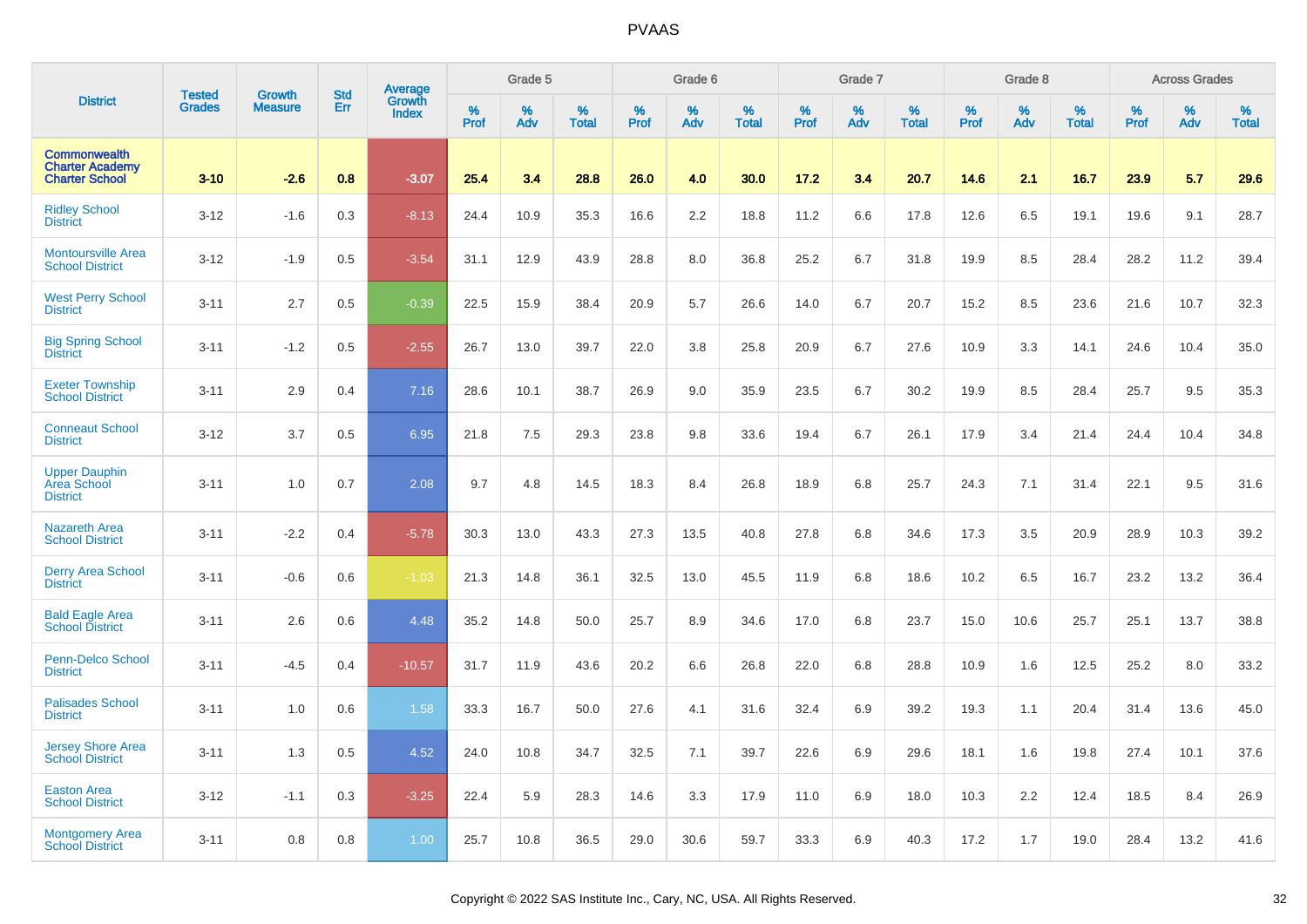# PVAAS

| District | Tested Grades | Growth Measure | Std Err | Average Growth Index | Grade 5 | | | Grade 6 | | | Grade 7 | | | Grade 8 | | | Across Grades | | |
|---|---|---|---|---|---|---|---|---|---|---|---|---|---|---|---|---|---|---|---|
| | | | | | % Prof | % Adv | % Total | % Prof | % Adv | % Total | % Prof | % Adv | % Total | % Prof | % Adv | % Total | % Prof | % Adv | % Total |
| **Commonwealth Charter Academy Charter School** | **3-10** | **-2.6** | **0.8** | **-3.07** | **25.4** | **3.4** | **28.8** | **26.0** | **4.0** | **30.0** | **17.2** | **3.4** | **20.7** | **14.6** | **2.1** | **16.7** | **23.9** | **5.7** | **29.6** |
| Ridley School District | 3-12 | -1.6 | 0.3 | -8.13 | 24.4 | 10.9 | 35.3 | 16.6 | 2.2 | 18.8 | 11.2 | 6.6 | 17.8 | 12.6 | 6.5 | 19.1 | 19.6 | 9.1 | 28.7 |
| Montoursville Area School District | 3-12 | -1.9 | 0.5 | -3.54 | 31.1 | 12.9 | 43.9 | 28.8 | 8.0 | 36.8 | 25.2 | 6.7 | 31.8 | 19.9 | 8.5 | 28.4 | 28.2 | 11.2 | 39.4 |
| West Perry School District | 3-11 | 2.7 | 0.5 | -0.39 | 22.5 | 15.9 | 38.4 | 20.9 | 5.7 | 26.6 | 14.0 | 6.7 | 20.7 | 15.2 | 8.5 | 23.6 | 21.6 | 10.7 | 32.3 |
| Big Spring School District | 3-11 | -1.2 | 0.5 | -2.55 | 26.7 | 13.0 | 39.7 | 22.0 | 3.8 | 25.8 | 20.9 | 6.7 | 27.6 | 10.9 | 3.3 | 14.1 | 24.6 | 10.4 | 35.0 |
| Exeter Township School District | 3-11 | 2.9 | 0.4 | 7.16 | 28.6 | 10.1 | 38.7 | 26.9 | 9.0 | 35.9 | 23.5 | 6.7 | 30.2 | 19.9 | 8.5 | 28.4 | 25.7 | 9.5 | 35.3 |
| Conneaut School District | 3-12 | 3.7 | 0.5 | 6.95 | 21.8 | 7.5 | 29.3 | 23.8 | 9.8 | 33.6 | 19.4 | 6.7 | 26.1 | 17.9 | 3.4 | 21.4 | 24.4 | 10.4 | 34.8 |
| Upper Dauphin Area School District | 3-11 | 1.0 | 0.7 | 2.08 | 9.7 | 4.8 | 14.5 | 18.3 | 8.4 | 26.8 | 18.9 | 6.8 | 25.7 | 24.3 | 7.1 | 31.4 | 22.1 | 9.5 | 31.6 |
| Nazareth Area School District | 3-11 | -2.2 | 0.4 | -5.78 | 30.3 | 13.0 | 43.3 | 27.3 | 13.5 | 40.8 | 27.8 | 6.8 | 34.6 | 17.3 | 3.5 | 20.9 | 28.9 | 10.3 | 39.2 |
| Derry Area School District | 3-11 | -0.6 | 0.6 | -1.03 | 21.3 | 14.8 | 36.1 | 32.5 | 13.0 | 45.5 | 11.9 | 6.8 | 18.6 | 10.2 | 6.5 | 16.7 | 23.2 | 13.2 | 36.4 |
| Bald Eagle Area School District | 3-11 | 2.6 | 0.6 | 4.48 | 35.2 | 14.8 | 50.0 | 25.7 | 8.9 | 34.6 | 17.0 | 6.8 | 23.7 | 15.0 | 10.6 | 25.7 | 25.1 | 13.7 | 38.8 |
| Penn-Delco School District | 3-11 | -4.5 | 0.4 | -10.57 | 31.7 | 11.9 | 43.6 | 20.2 | 6.6 | 26.8 | 22.0 | 6.8 | 28.8 | 10.9 | 1.6 | 12.5 | 25.2 | 8.0 | 33.2 |
| Palisades School District | 3-11 | 1.0 | 0.6 | 1.58 | 33.3 | 16.7 | 50.0 | 27.6 | 4.1 | 31.6 | 32.4 | 6.9 | 39.2 | 19.3 | 1.1 | 20.4 | 31.4 | 13.6 | 45.0 |
| Jersey Shore Area School District | 3-11 | 1.3 | 0.5 | 4.52 | 24.0 | 10.8 | 34.7 | 32.5 | 7.1 | 39.7 | 22.6 | 6.9 | 29.6 | 18.1 | 1.6 | 19.8 | 27.4 | 10.1 | 37.6 |
| Easton Area School District | 3-12 | -1.1 | 0.3 | -3.25 | 22.4 | 5.9 | 28.3 | 14.6 | 3.3 | 17.9 | 11.0 | 6.9 | 18.0 | 10.3 | 2.2 | 12.4 | 18.5 | 8.4 | 26.9 |
| Montgomery Area School District | 3-11 | 0.8 | 0.8 | 1.00 | 25.7 | 10.8 | 36.5 | 29.0 | 30.6 | 59.7 | 33.3 | 6.9 | 40.3 | 17.2 | 1.7 | 19.0 | 28.4 | 13.2 | 41.6 |

Copyright © 2022 SAS Institute Inc., Cary, NC, USA. All Rights Reserved.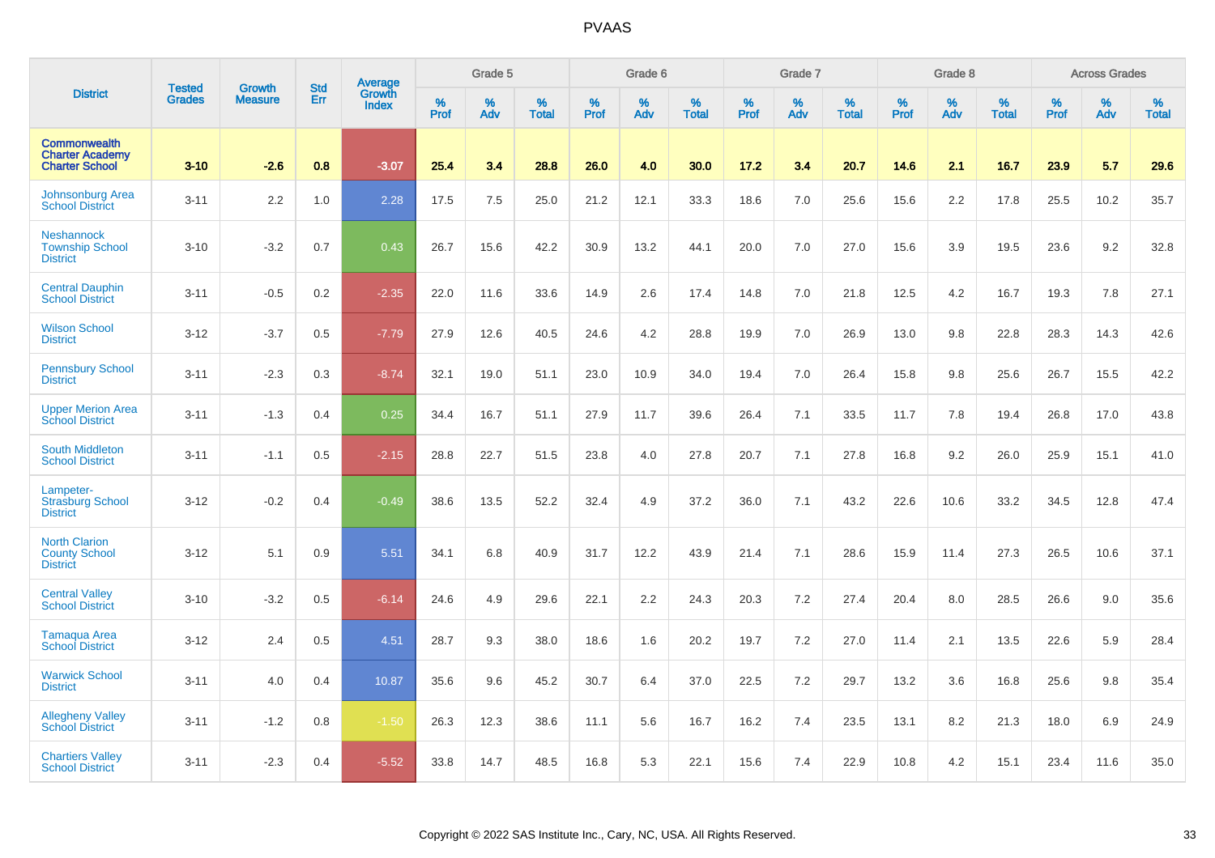| District | Tested Grades | Growth Measure | Std Err | Average Growth Index | Grade 5 | | | Grade 6 | | | Grade 7 | | | Grade 8 | | | Across Grades | | |
|---|---|---|---|---|---|---|---|---|---|---|---|---|---|---|---|---|---|---|---|
| | | | | | % Prof | % Adv | % Total | % Prof | % Adv | % Total | % Prof | % Adv | % Total | % Prof | % Adv | % Total | % Prof | % Adv | % Total |
| **Commonwealth Charter Academy Charter School** | **3-10** | **-2.6** | **0.8** | **-3.07** | **25.4** | **3.4** | **28.8** | **26.0** | **4.0** | **30.0** | **17.2** | **3.4** | **20.7** | **14.6** | **2.1** | **16.7** | **23.9** | **5.7** | **29.6** |
| Johnsonburg Area School District | 3-11 | 2.2 | 1.0 | 2.28 | 17.5 | 7.5 | 25.0 | 21.2 | 12.1 | 33.3 | 18.6 | 7.0 | 25.6 | 15.6 | 2.2 | 17.8 | 25.5 | 10.2 | 35.7 |
| Neshannock Township School District | 3-10 | -3.2 | 0.7 | 0.43 | 26.7 | 15.6 | 42.2 | 30.9 | 13.2 | 44.1 | 20.0 | 7.0 | 27.0 | 15.6 | 3.9 | 19.5 | 23.6 | 9.2 | 32.8 |
| Central Dauphin School District | 3-11 | -0.5 | 0.2 | -2.35 | 22.0 | 11.6 | 33.6 | 14.9 | 2.6 | 17.4 | 14.8 | 7.0 | 21.8 | 12.5 | 4.2 | 16.7 | 19.3 | 7.8 | 27.1 |
| Wilson School District | 3-12 | -3.7 | 0.5 | -7.79 | 27.9 | 12.6 | 40.5 | 24.6 | 4.2 | 28.8 | 19.9 | 7.0 | 26.9 | 13.0 | 9.8 | 22.8 | 28.3 | 14.3 | 42.6 |
| Pennsbury School District | 3-11 | -2.3 | 0.3 | -8.74 | 32.1 | 19.0 | 51.1 | 23.0 | 10.9 | 34.0 | 19.4 | 7.0 | 26.4 | 15.8 | 9.8 | 25.6 | 26.7 | 15.5 | 42.2 |
| Upper Merion Area School District | 3-11 | -1.3 | 0.4 | 0.25 | 34.4 | 16.7 | 51.1 | 27.9 | 11.7 | 39.6 | 26.4 | 7.1 | 33.5 | 11.7 | 7.8 | 19.4 | 26.8 | 17.0 | 43.8 |
| South Middleton School District | 3-11 | -1.1 | 0.5 | -2.15 | 28.8 | 22.7 | 51.5 | 23.8 | 4.0 | 27.8 | 20.7 | 7.1 | 27.8 | 16.8 | 9.2 | 26.0 | 25.9 | 15.1 | 41.0 |
| Lampeter-Strasburg School District | 3-12 | -0.2 | 0.4 | -0.49 | 38.6 | 13.5 | 52.2 | 32.4 | 4.9 | 37.2 | 36.0 | 7.1 | 43.2 | 22.6 | 10.6 | 33.2 | 34.5 | 12.8 | 47.4 |
| North Clarion County School District | 3-12 | 5.1 | 0.9 | 5.51 | 34.1 | 6.8 | 40.9 | 31.7 | 12.2 | 43.9 | 21.4 | 7.1 | 28.6 | 15.9 | 11.4 | 27.3 | 26.5 | 10.6 | 37.1 |
| Central Valley School District | 3-10 | -3.2 | 0.5 | -6.14 | 24.6 | 4.9 | 29.6 | 22.1 | 2.2 | 24.3 | 20.3 | 7.2 | 27.4 | 20.4 | 8.0 | 28.5 | 26.6 | 9.0 | 35.6 |
| Tamaqua Area School District | 3-12 | 2.4 | 0.5 | 4.51 | 28.7 | 9.3 | 38.0 | 18.6 | 1.6 | 20.2 | 19.7 | 7.2 | 27.0 | 11.4 | 2.1 | 13.5 | 22.6 | 5.9 | 28.4 |
| Warwick School District | 3-11 | 4.0 | 0.4 | 10.87 | 35.6 | 9.6 | 45.2 | 30.7 | 6.4 | 37.0 | 22.5 | 7.2 | 29.7 | 13.2 | 3.6 | 16.8 | 25.6 | 9.8 | 35.4 |
| Allegheny Valley School District | 3-11 | -1.2 | 0.8 | -1.50 | 26.3 | 12.3 | 38.6 | 11.1 | 5.6 | 16.7 | 16.2 | 7.4 | 23.5 | 13.1 | 8.2 | 21.3 | 18.0 | 6.9 | 24.9 |
| Chartiers Valley School District | 3-11 | -2.3 | 0.4 | -5.52 | 33.8 | 14.7 | 48.5 | 16.8 | 5.3 | 22.1 | 15.6 | 7.4 | 22.9 | 10.8 | 4.2 | 15.1 | 23.4 | 11.6 | 35.0 |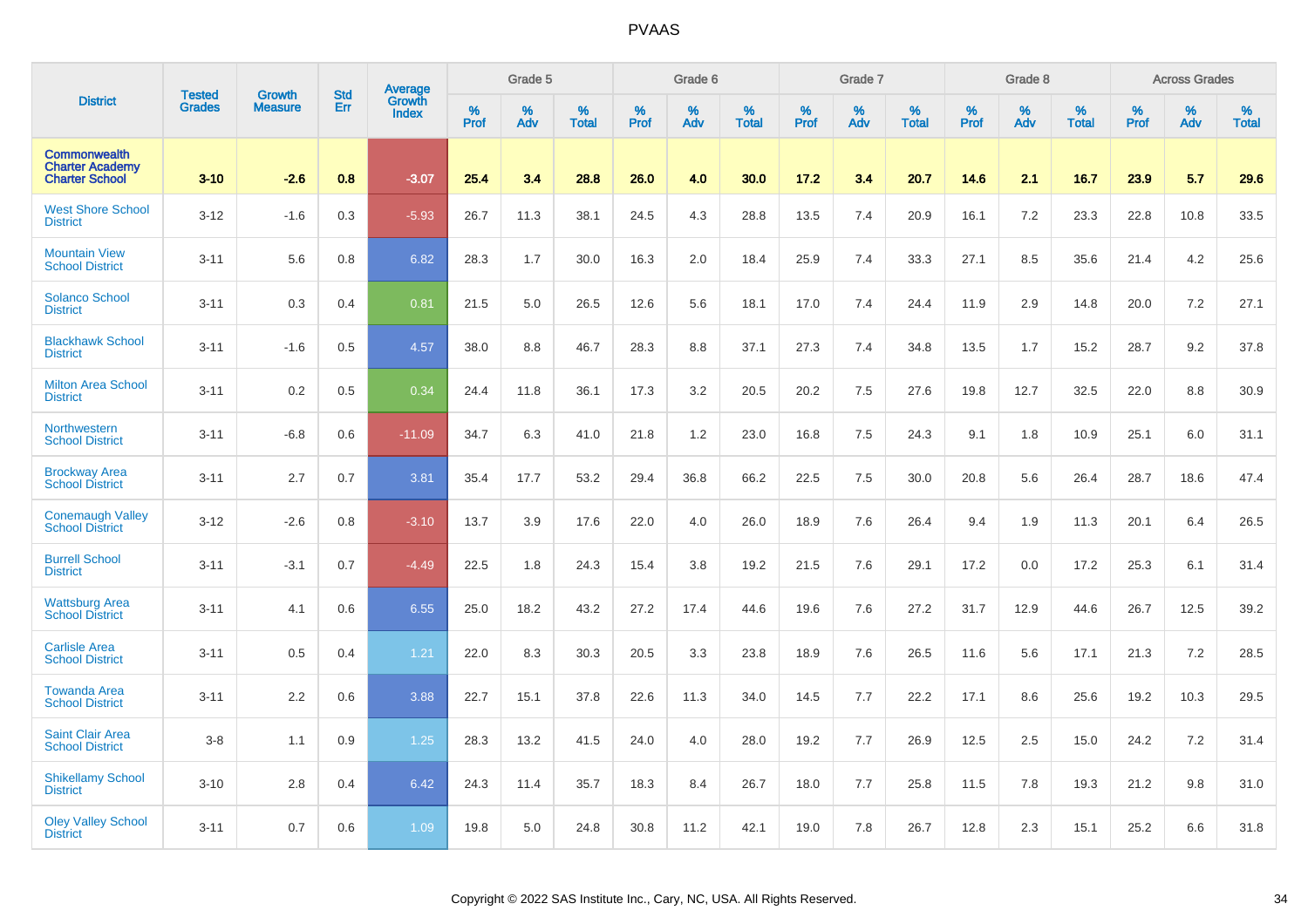# PVAAS

| District | Tested Grades | Growth Measure | Std Err | Average Growth Index | Grade 5 | | | Grade 6 | | | Grade 7 | | | Grade 8 | | | Across Grades | | |
|---|---|---|---|---|---|---|---|---|---|---|---|---|---|---|---|---|---|---|---|
| | | | | | % Prof | % Adv | % Total | % Prof | % Adv | % Total | % Prof | % Adv | % Total | % Prof | % Adv | % Total | % Prof | % Adv | % Total |
| **Commonwealth Charter Academy Charter School** | **3-10** | **-2.6** | **0.8** | **-3.07** | **25.4** | **3.4** | **28.8** | **26.0** | **4.0** | **30.0** | **17.2** | **3.4** | **20.7** | **14.6** | **2.1** | **16.7** | **23.9** | **5.7** | **29.6** |
| West Shore School District | 3-12 | -1.6 | 0.3 | -5.93 | 26.7 | 11.3 | 38.1 | 24.5 | 4.3 | 28.8 | 13.5 | 7.4 | 20.9 | 16.1 | 7.2 | 23.3 | 22.8 | 10.8 | 33.5 |
| Mountain View School District | 3-11 | 5.6 | 0.8 | 6.82 | 28.3 | 1.7 | 30.0 | 16.3 | 2.0 | 18.4 | 25.9 | 7.4 | 33.3 | 27.1 | 8.5 | 35.6 | 21.4 | 4.2 | 25.6 |
| Solanco School District | 3-11 | 0.3 | 0.4 | 0.81 | 21.5 | 5.0 | 26.5 | 12.6 | 5.6 | 18.1 | 17.0 | 7.4 | 24.4 | 11.9 | 2.9 | 14.8 | 20.0 | 7.2 | 27.1 |
| Blackhawk School District | 3-11 | -1.6 | 0.5 | 4.57 | 38.0 | 8.8 | 46.7 | 28.3 | 8.8 | 37.1 | 27.3 | 7.4 | 34.8 | 13.5 | 1.7 | 15.2 | 28.7 | 9.2 | 37.8 |
| Milton Area School District | 3-11 | 0.2 | 0.5 | 0.34 | 24.4 | 11.8 | 36.1 | 17.3 | 3.2 | 20.5 | 20.2 | 7.5 | 27.6 | 19.8 | 12.7 | 32.5 | 22.0 | 8.8 | 30.9 |
| Northwestern School District | 3-11 | -6.8 | 0.6 | -11.09 | 34.7 | 6.3 | 41.0 | 21.8 | 1.2 | 23.0 | 16.8 | 7.5 | 24.3 | 9.1 | 1.8 | 10.9 | 25.1 | 6.0 | 31.1 |
| Brockway Area School District | 3-11 | 2.7 | 0.7 | 3.81 | 35.4 | 17.7 | 53.2 | 29.4 | 36.8 | 66.2 | 22.5 | 7.5 | 30.0 | 20.8 | 5.6 | 26.4 | 28.7 | 18.6 | 47.4 |
| Conemaugh Valley School District | 3-12 | -2.6 | 0.8 | -3.10 | 13.7 | 3.9 | 17.6 | 22.0 | 4.0 | 26.0 | 18.9 | 7.6 | 26.4 | 9.4 | 1.9 | 11.3 | 20.1 | 6.4 | 26.5 |
| Burrell School District | 3-11 | -3.1 | 0.7 | -4.49 | 22.5 | 1.8 | 24.3 | 15.4 | 3.8 | 19.2 | 21.5 | 7.6 | 29.1 | 17.2 | 0.0 | 17.2 | 25.3 | 6.1 | 31.4 |
| Wattsburg Area School District | 3-11 | 4.1 | 0.6 | 6.55 | 25.0 | 18.2 | 43.2 | 27.2 | 17.4 | 44.6 | 19.6 | 7.6 | 27.2 | 31.7 | 12.9 | 44.6 | 26.7 | 12.5 | 39.2 |
| Carlisle Area School District | 3-11 | 0.5 | 0.4 | 1.21 | 22.0 | 8.3 | 30.3 | 20.5 | 3.3 | 23.8 | 18.9 | 7.6 | 26.5 | 11.6 | 5.6 | 17.1 | 21.3 | 7.2 | 28.5 |
| Towanda Area School District | 3-11 | 2.2 | 0.6 | 3.88 | 22.7 | 15.1 | 37.8 | 22.6 | 11.3 | 34.0 | 14.5 | 7.7 | 22.2 | 17.1 | 8.6 | 25.6 | 19.2 | 10.3 | 29.5 |
| Saint Clair Area School District | 3-8 | 1.1 | 0.9 | 1.25 | 28.3 | 13.2 | 41.5 | 24.0 | 4.0 | 28.0 | 19.2 | 7.7 | 26.9 | 12.5 | 2.5 | 15.0 | 24.2 | 7.2 | 31.4 |
| Shikellamy School District | 3-10 | 2.8 | 0.4 | 6.42 | 24.3 | 11.4 | 35.7 | 18.3 | 8.4 | 26.7 | 18.0 | 7.7 | 25.8 | 11.5 | 7.8 | 19.3 | 21.2 | 9.8 | 31.0 |
| Oley Valley School District | 3-11 | 0.7 | 0.6 | 1.09 | 19.8 | 5.0 | 24.8 | 30.8 | 11.2 | 42.1 | 19.0 | 7.8 | 26.7 | 12.8 | 2.3 | 15.1 | 25.2 | 6.6 | 31.8 |

Copyright © 2022 SAS Institute Inc., Cary, NC, USA. All Rights Reserved.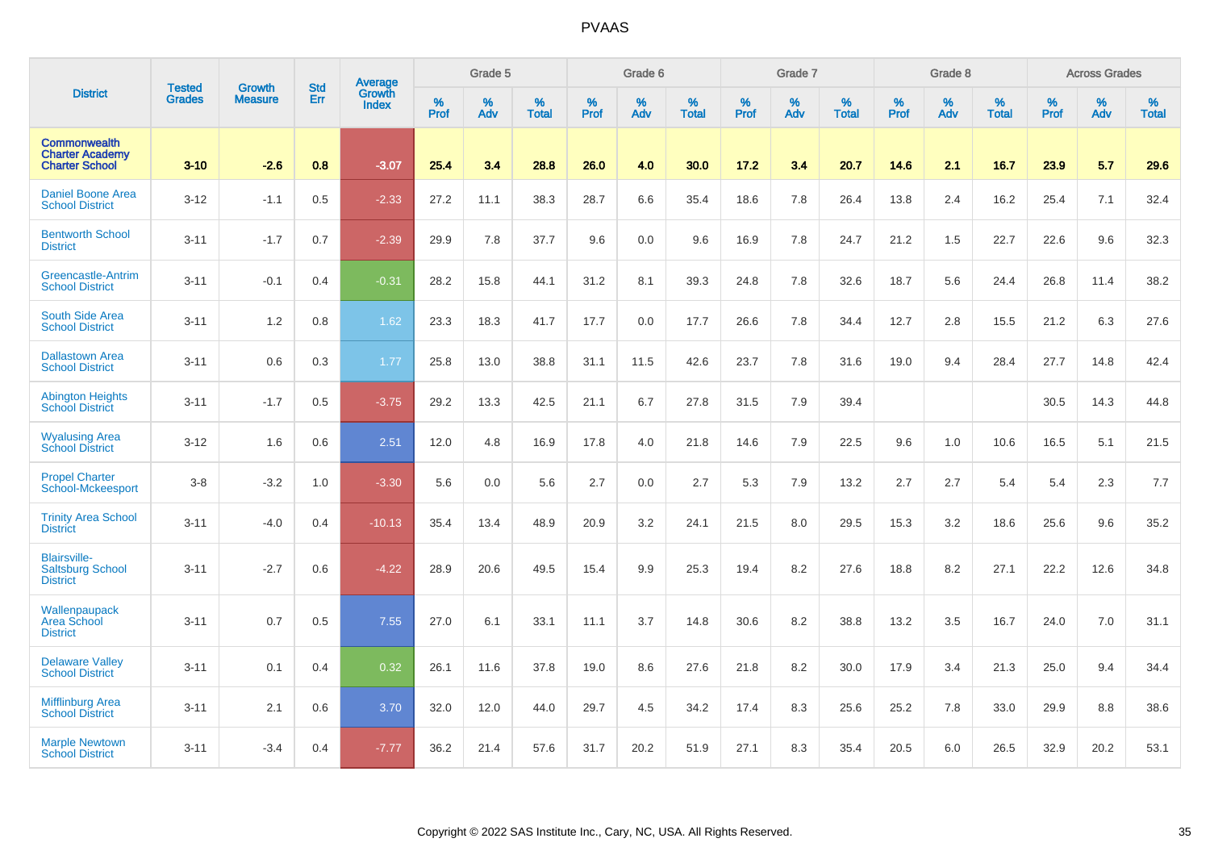# PVAAS

| District | Tested Grades | Growth Measure | Std Err | Average Growth Index | Grade 5 | | | Grade 6 | | | Grade 7 | | | Grade 8 | | | Across Grades | | |
|---|---|---|---|---|---|---|---|---|---|---|---|---|---|---|---|---|---|---|---|
| | | | | | % Prof | % Adv | % Total | % Prof | % Adv | % Total | % Prof | % Adv | % Total | % Prof | % Adv | % Total | % Prof | % Adv | % Total |
| **Commonwealth Charter Academy Charter School** | **3-10** | **-2.6** | **0.8** | **-3.07** | **25.4** | **3.4** | **28.8** | **26.0** | **4.0** | **30.0** | **17.2** | **3.4** | **20.7** | **14.6** | **2.1** | **16.7** | **23.9** | **5.7** | **29.6** |
| Daniel Boone Area School District | 3-12 | -1.1 | 0.5 | -2.33 | 27.2 | 11.1 | 38.3 | 28.7 | 6.6 | 35.4 | 18.6 | 7.8 | 26.4 | 13.8 | 2.4 | 16.2 | 25.4 | 7.1 | 32.4 |
| Bentworth School District | 3-11 | -1.7 | 0.7 | -2.39 | 29.9 | 7.8 | 37.7 | 9.6 | 0.0 | 9.6 | 16.9 | 7.8 | 24.7 | 21.2 | 1.5 | 22.7 | 22.6 | 9.6 | 32.3 |
| Greencastle-Antrim School District | 3-11 | -0.1 | 0.4 | -0.31 | 28.2 | 15.8 | 44.1 | 31.2 | 8.1 | 39.3 | 24.8 | 7.8 | 32.6 | 18.7 | 5.6 | 24.4 | 26.8 | 11.4 | 38.2 |
| South Side Area School District | 3-11 | 1.2 | 0.8 | 1.62 | 23.3 | 18.3 | 41.7 | 17.7 | 0.0 | 17.7 | 26.6 | 7.8 | 34.4 | 12.7 | 2.8 | 15.5 | 21.2 | 6.3 | 27.6 |
| Dallastown Area School District | 3-11 | 0.6 | 0.3 | 1.77 | 25.8 | 13.0 | 38.8 | 31.1 | 11.5 | 42.6 | 23.7 | 7.8 | 31.6 | 19.0 | 9.4 | 28.4 | 27.7 | 14.8 | 42.4 |
| Abington Heights School District | 3-11 | -1.7 | 0.5 | -3.75 | 29.2 | 13.3 | 42.5 | 21.1 | 6.7 | 27.8 | 31.5 | 7.9 | 39.4 | | | | 30.5 | 14.3 | 44.8 |
| Wyalusing Area School District | 3-12 | 1.6 | 0.6 | 2.51 | 12.0 | 4.8 | 16.9 | 17.8 | 4.0 | 21.8 | 14.6 | 7.9 | 22.5 | 9.6 | 1.0 | 10.6 | 16.5 | 5.1 | 21.5 |
| Propel Charter School-Mckeesport | 3-8 | -3.2 | 1.0 | -3.30 | 5.6 | 0.0 | 5.6 | 2.7 | 0.0 | 2.7 | 5.3 | 7.9 | 13.2 | 2.7 | 2.7 | 5.4 | 5.4 | 2.3 | 7.7 |
| Trinity Area School District | 3-11 | -4.0 | 0.4 | -10.13 | 35.4 | 13.4 | 48.9 | 20.9 | 3.2 | 24.1 | 21.5 | 8.0 | 29.5 | 15.3 | 3.2 | 18.6 | 25.6 | 9.6 | 35.2 |
| Blairsville-Saltsburg School District | 3-11 | -2.7 | 0.6 | -4.22 | 28.9 | 20.6 | 49.5 | 15.4 | 9.9 | 25.3 | 19.4 | 8.2 | 27.6 | 18.8 | 8.2 | 27.1 | 22.2 | 12.6 | 34.8 |
| Wallenpaupack Area School District | 3-11 | 0.7 | 0.5 | 7.55 | 27.0 | 6.1 | 33.1 | 11.1 | 3.7 | 14.8 | 30.6 | 8.2 | 38.8 | 13.2 | 3.5 | 16.7 | 24.0 | 7.0 | 31.1 |
| Delaware Valley School District | 3-11 | 0.1 | 0.4 | 0.32 | 26.1 | 11.6 | 37.8 | 19.0 | 8.6 | 27.6 | 21.8 | 8.2 | 30.0 | 17.9 | 3.4 | 21.3 | 25.0 | 9.4 | 34.4 |
| Mifflinburg Area School District | 3-11 | 2.1 | 0.6 | 3.70 | 32.0 | 12.0 | 44.0 | 29.7 | 4.5 | 34.2 | 17.4 | 8.3 | 25.6 | 25.2 | 7.8 | 33.0 | 29.9 | 8.8 | 38.6 |
| Marple Newtown School District | 3-11 | -3.4 | 0.4 | -7.77 | 36.2 | 21.4 | 57.6 | 31.7 | 20.2 | 51.9 | 27.1 | 8.3 | 35.4 | 20.5 | 6.0 | 26.5 | 32.9 | 20.2 | 53.1 |

Copyright © 2022 SAS Institute Inc., Cary, NC, USA. All Rights Reserved.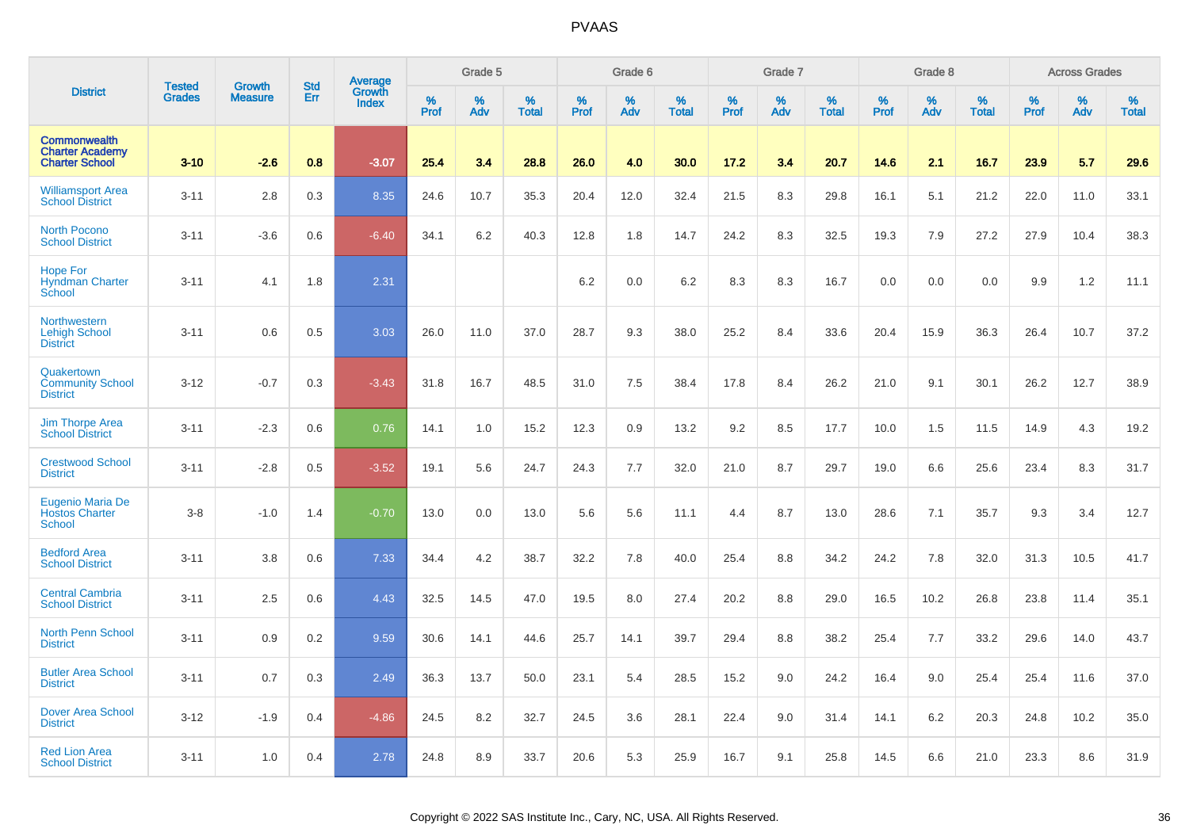# PVAAS

| District | Tested Grades | Growth Measure | Std Err | Average Growth Index | Grade 5 | | | Grade 6 | | | Grade 7 | | | Grade 8 | | | Across Grades | | |
|---|---|---|---|---|---|---|---|---|---|---|---|---|---|---|---|---|---|---|---|
| | | | | | % Prof | % Adv | % Total | % Prof | % Adv | % Total | % Prof | % Adv | % Total | % Prof | % Adv | % Total | % Prof | % Adv | % Total |
| **Commonwealth Charter Academy Charter School** | **3-10** | **-2.6** | **0.8** | **-3.07** | **25.4** | **3.4** | **28.8** | **26.0** | **4.0** | **30.0** | **17.2** | **3.4** | **20.7** | **14.6** | **2.1** | **16.7** | **23.9** | **5.7** | **29.6** |
| Williamsport Area School District | 3-11 | 2.8 | 0.3 | 8.35 | 24.6 | 10.7 | 35.3 | 20.4 | 12.0 | 32.4 | 21.5 | 8.3 | 29.8 | 16.1 | 5.1 | 21.2 | 22.0 | 11.0 | 33.1 |
| North Pocono School District | 3-11 | -3.6 | 0.6 | -6.40 | 34.1 | 6.2 | 40.3 | 12.8 | 1.8 | 14.7 | 24.2 | 8.3 | 32.5 | 19.3 | 7.9 | 27.2 | 27.9 | 10.4 | 38.3 |
| Hope For Hyndman Charter School | 3-11 | 4.1 | 1.8 | 2.31 | | | | 6.2 | 0.0 | 6.2 | 8.3 | 8.3 | 16.7 | 0.0 | 0.0 | 0.0 | 9.9 | 1.2 | 11.1 |
| Northwestern Lehigh School District | 3-11 | 0.6 | 0.5 | 3.03 | 26.0 | 11.0 | 37.0 | 28.7 | 9.3 | 38.0 | 25.2 | 8.4 | 33.6 | 20.4 | 15.9 | 36.3 | 26.4 | 10.7 | 37.2 |
| Quakertown Community School District | 3-12 | -0.7 | 0.3 | -3.43 | 31.8 | 16.7 | 48.5 | 31.0 | 7.5 | 38.4 | 17.8 | 8.4 | 26.2 | 21.0 | 9.1 | 30.1 | 26.2 | 12.7 | 38.9 |
| Jim Thorpe Area School District | 3-11 | -2.3 | 0.6 | 0.76 | 14.1 | 1.0 | 15.2 | 12.3 | 0.9 | 13.2 | 9.2 | 8.5 | 17.7 | 10.0 | 1.5 | 11.5 | 14.9 | 4.3 | 19.2 |
| Crestwood School District | 3-11 | -2.8 | 0.5 | -3.52 | 19.1 | 5.6 | 24.7 | 24.3 | 7.7 | 32.0 | 21.0 | 8.7 | 29.7 | 19.0 | 6.6 | 25.6 | 23.4 | 8.3 | 31.7 |
| Eugenio Maria De Hostos Charter School | 3-8 | -1.0 | 1.4 | -0.70 | 13.0 | 0.0 | 13.0 | 5.6 | 5.6 | 11.1 | 4.4 | 8.7 | 13.0 | 28.6 | 7.1 | 35.7 | 9.3 | 3.4 | 12.7 |
| Bedford Area School District | 3-11 | 3.8 | 0.6 | 7.33 | 34.4 | 4.2 | 38.7 | 32.2 | 7.8 | 40.0 | 25.4 | 8.8 | 34.2 | 24.2 | 7.8 | 32.0 | 31.3 | 10.5 | 41.7 |
| Central Cambria School District | 3-11 | 2.5 | 0.6 | 4.43 | 32.5 | 14.5 | 47.0 | 19.5 | 8.0 | 27.4 | 20.2 | 8.8 | 29.0 | 16.5 | 10.2 | 26.8 | 23.8 | 11.4 | 35.1 |
| North Penn School District | 3-11 | 0.9 | 0.2 | 9.59 | 30.6 | 14.1 | 44.6 | 25.7 | 14.1 | 39.7 | 29.4 | 8.8 | 38.2 | 25.4 | 7.7 | 33.2 | 29.6 | 14.0 | 43.7 |
| Butler Area School District | 3-11 | 0.7 | 0.3 | 2.49 | 36.3 | 13.7 | 50.0 | 23.1 | 5.4 | 28.5 | 15.2 | 9.0 | 24.2 | 16.4 | 9.0 | 25.4 | 25.4 | 11.6 | 37.0 |
| Dover Area School District | 3-12 | -1.9 | 0.4 | -4.86 | 24.5 | 8.2 | 32.7 | 24.5 | 3.6 | 28.1 | 22.4 | 9.0 | 31.4 | 14.1 | 6.2 | 20.3 | 24.8 | 10.2 | 35.0 |
| Red Lion Area School District | 3-11 | 1.0 | 0.4 | 2.78 | 24.8 | 8.9 | 33.7 | 20.6 | 5.3 | 25.9 | 16.7 | 9.1 | 25.8 | 14.5 | 6.6 | 21.0 | 23.3 | 8.6 | 31.9 |

Copyright © 2022 SAS Institute Inc., Cary, NC, USA. All Rights Reserved.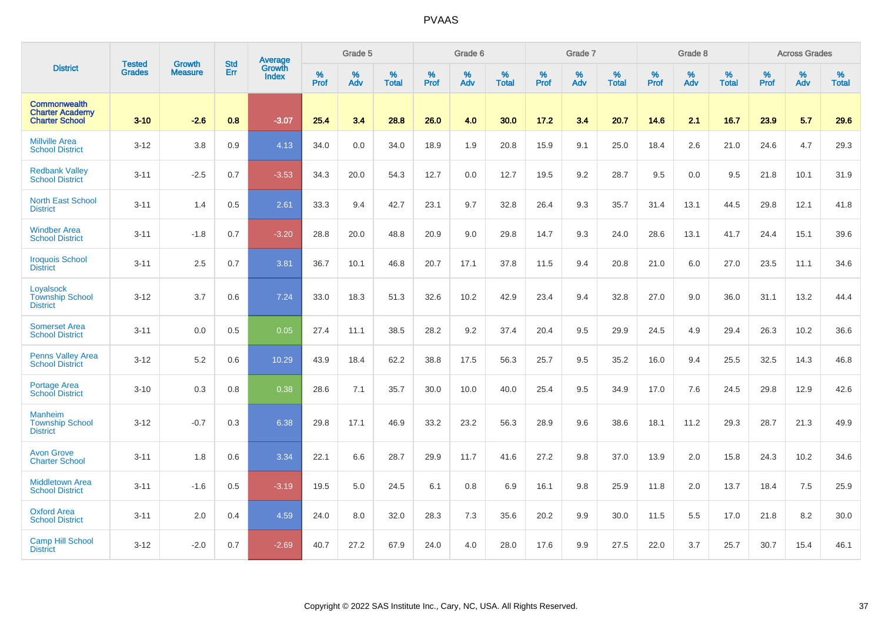# PVAAS

| District | Tested Grades | Growth Measure | Std Err | Average Growth Index | Grade 5 | | | Grade 6 | | | Grade 7 | | | Grade 8 | | | Across Grades | | |
|---|---|---|---|---|---|---|---|---|---|---|---|---|---|---|---|---|---|---|---|
| | | | | | % Prof | % Adv | % Total | % Prof | % Adv | % Total | % Prof | % Adv | % Total | % Prof | % Adv | % Total | % Prof | % Adv | % Total |
| **Commonwealth Charter Academy Charter School** | **3-10** | **-2.6** | **0.8** | **-3.07** | **25.4** | **3.4** | **28.8** | **26.0** | **4.0** | **30.0** | **17.2** | **3.4** | **20.7** | **14.6** | **2.1** | **16.7** | **23.9** | **5.7** | **29.6** |
| Millville Area School District | 3-12 | 3.8 | 0.9 | 4.13 | 34.0 | 0.0 | 34.0 | 18.9 | 1.9 | 20.8 | 15.9 | 9.1 | 25.0 | 18.4 | 2.6 | 21.0 | 24.6 | 4.7 | 29.3 |
| Redbank Valley School District | 3-11 | -2.5 | 0.7 | -3.53 | 34.3 | 20.0 | 54.3 | 12.7 | 0.0 | 12.7 | 19.5 | 9.2 | 28.7 | 9.5 | 0.0 | 9.5 | 21.8 | 10.1 | 31.9 |
| North East School District | 3-11 | 1.4 | 0.5 | 2.61 | 33.3 | 9.4 | 42.7 | 23.1 | 9.7 | 32.8 | 26.4 | 9.3 | 35.7 | 31.4 | 13.1 | 44.5 | 29.8 | 12.1 | 41.8 |
| Windber Area School District | 3-11 | -1.8 | 0.7 | -3.20 | 28.8 | 20.0 | 48.8 | 20.9 | 9.0 | 29.8 | 14.7 | 9.3 | 24.0 | 28.6 | 13.1 | 41.7 | 24.4 | 15.1 | 39.6 |
| Iroquois School District | 3-11 | 2.5 | 0.7 | 3.81 | 36.7 | 10.1 | 46.8 | 20.7 | 17.1 | 37.8 | 11.5 | 9.4 | 20.8 | 21.0 | 6.0 | 27.0 | 23.5 | 11.1 | 34.6 |
| Loyalsock Township School District | 3-12 | 3.7 | 0.6 | 7.24 | 33.0 | 18.3 | 51.3 | 32.6 | 10.2 | 42.9 | 23.4 | 9.4 | 32.8 | 27.0 | 9.0 | 36.0 | 31.1 | 13.2 | 44.4 |
| Somerset Area School District | 3-11 | 0.0 | 0.5 | 0.05 | 27.4 | 11.1 | 38.5 | 28.2 | 9.2 | 37.4 | 20.4 | 9.5 | 29.9 | 24.5 | 4.9 | 29.4 | 26.3 | 10.2 | 36.6 |
| Penns Valley Area School District | 3-12 | 5.2 | 0.6 | 10.29 | 43.9 | 18.4 | 62.2 | 38.8 | 17.5 | 56.3 | 25.7 | 9.5 | 35.2 | 16.0 | 9.4 | 25.5 | 32.5 | 14.3 | 46.8 |
| Portage Area School District | 3-10 | 0.3 | 0.8 | 0.38 | 28.6 | 7.1 | 35.7 | 30.0 | 10.0 | 40.0 | 25.4 | 9.5 | 34.9 | 17.0 | 7.6 | 24.5 | 29.8 | 12.9 | 42.6 |
| Manheim Township School District | 3-12 | -0.7 | 0.3 | 6.38 | 29.8 | 17.1 | 46.9 | 33.2 | 23.2 | 56.3 | 28.9 | 9.6 | 38.6 | 18.1 | 11.2 | 29.3 | 28.7 | 21.3 | 49.9 |
| Avon Grove Charter School | 3-11 | 1.8 | 0.6 | 3.34 | 22.1 | 6.6 | 28.7 | 29.9 | 11.7 | 41.6 | 27.2 | 9.8 | 37.0 | 13.9 | 2.0 | 15.8 | 24.3 | 10.2 | 34.6 |
| Middletown Area School District | 3-11 | -1.6 | 0.5 | -3.19 | 19.5 | 5.0 | 24.5 | 6.1 | 0.8 | 6.9 | 16.1 | 9.8 | 25.9 | 11.8 | 2.0 | 13.7 | 18.4 | 7.5 | 25.9 |
| Oxford Area School District | 3-11 | 2.0 | 0.4 | 4.59 | 24.0 | 8.0 | 32.0 | 28.3 | 7.3 | 35.6 | 20.2 | 9.9 | 30.0 | 11.5 | 5.5 | 17.0 | 21.8 | 8.2 | 30.0 |
| Camp Hill School District | 3-12 | -2.0 | 0.7 | -2.69 | 40.7 | 27.2 | 67.9 | 24.0 | 4.0 | 28.0 | 17.6 | 9.9 | 27.5 | 22.0 | 3.7 | 25.7 | 30.7 | 15.4 | 46.1 |

Copyright © 2022 SAS Institute Inc., Cary, NC, USA. All Rights Reserved.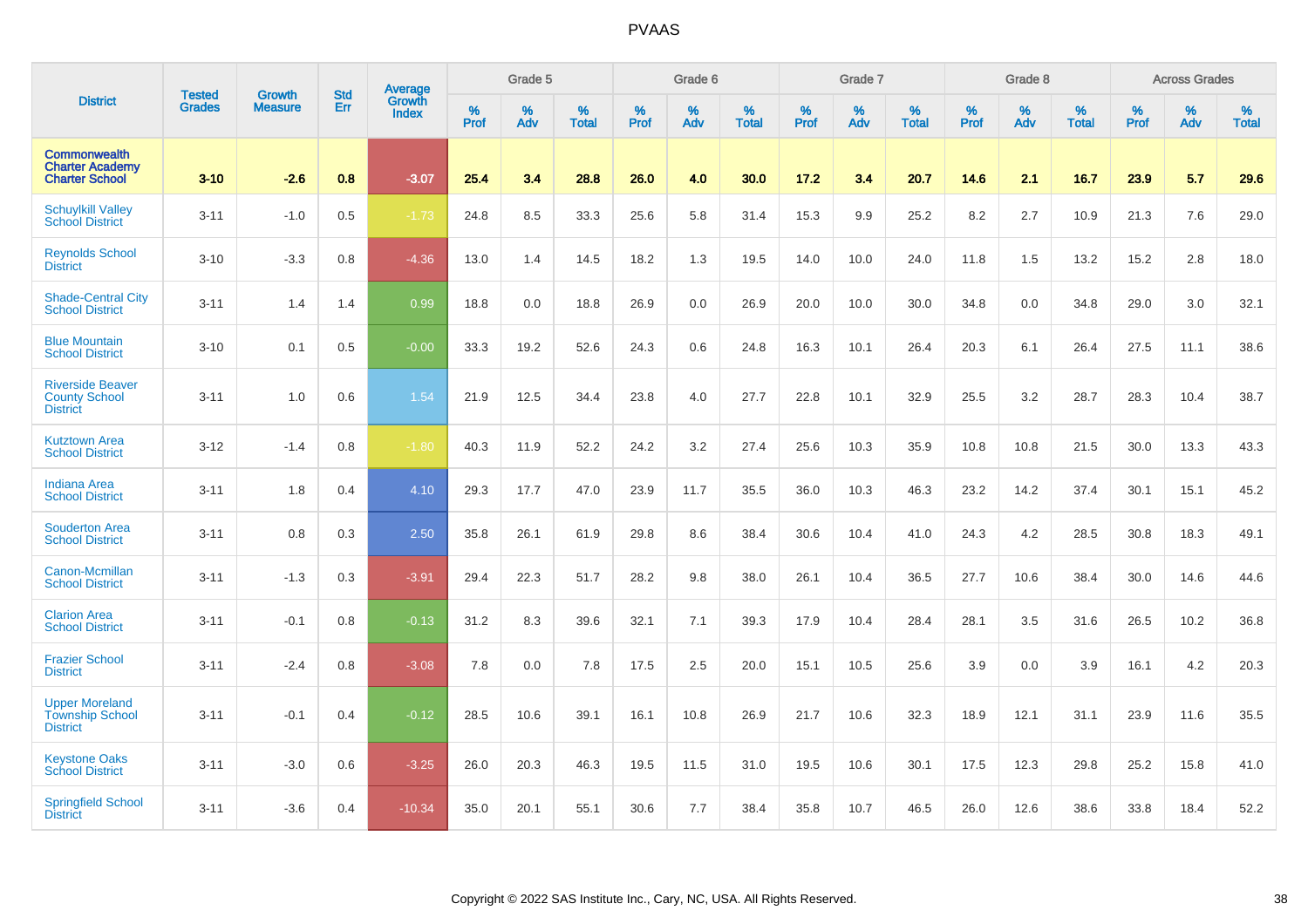# PVAAS

| District | Tested Grades | Growth Measure | Std Err | Average Growth Index | Grade 5 | | | Grade 6 | | | Grade 7 | | | Grade 8 | | | Across Grades | | |
|---|---|---|---|---|---|---|---|---|---|---|---|---|---|---|---|---|---|---|---|
| | | | | | % Prof | % Adv | % Total | % Prof | % Adv | % Total | % Prof | % Adv | % Total | % Prof | % Adv | % Total | % Prof | % Adv | % Total |
| **Commonwealth Charter Academy Charter School** | **3-10** | **-2.6** | **0.8** | **-3.07** | **25.4** | **3.4** | **28.8** | **26.0** | **4.0** | **30.0** | **17.2** | **3.4** | **20.7** | **14.6** | **2.1** | **16.7** | **23.9** | **5.7** | **29.6** |
| Schuylkill Valley School District | 3-11 | -1.0 | 0.5 | -1.73 | 24.8 | 8.5 | 33.3 | 25.6 | 5.8 | 31.4 | 15.3 | 9.9 | 25.2 | 8.2 | 2.7 | 10.9 | 21.3 | 7.6 | 29.0 |
| Reynolds School District | 3-10 | -3.3 | 0.8 | -4.36 | 13.0 | 1.4 | 14.5 | 18.2 | 1.3 | 19.5 | 14.0 | 10.0 | 24.0 | 11.8 | 1.5 | 13.2 | 15.2 | 2.8 | 18.0 |
| Shade-Central City School District | 3-11 | 1.4 | 1.4 | 0.99 | 18.8 | 0.0 | 18.8 | 26.9 | 0.0 | 26.9 | 20.0 | 10.0 | 30.0 | 34.8 | 0.0 | 34.8 | 29.0 | 3.0 | 32.1 |
| Blue Mountain School District | 3-10 | 0.1 | 0.5 | -0.00 | 33.3 | 19.2 | 52.6 | 24.3 | 0.6 | 24.8 | 16.3 | 10.1 | 26.4 | 20.3 | 6.1 | 26.4 | 27.5 | 11.1 | 38.6 |
| Riverside Beaver County School District | 3-11 | 1.0 | 0.6 | 1.54 | 21.9 | 12.5 | 34.4 | 23.8 | 4.0 | 27.7 | 22.8 | 10.1 | 32.9 | 25.5 | 3.2 | 28.7 | 28.3 | 10.4 | 38.7 |
| Kutztown Area School District | 3-12 | -1.4 | 0.8 | -1.80 | 40.3 | 11.9 | 52.2 | 24.2 | 3.2 | 27.4 | 25.6 | 10.3 | 35.9 | 10.8 | 10.8 | 21.5 | 30.0 | 13.3 | 43.3 |
| Indiana Area School District | 3-11 | 1.8 | 0.4 | 4.10 | 29.3 | 17.7 | 47.0 | 23.9 | 11.7 | 35.5 | 36.0 | 10.3 | 46.3 | 23.2 | 14.2 | 37.4 | 30.1 | 15.1 | 45.2 |
| Souderton Area School District | 3-11 | 0.8 | 0.3 | 2.50 | 35.8 | 26.1 | 61.9 | 29.8 | 8.6 | 38.4 | 30.6 | 10.4 | 41.0 | 24.3 | 4.2 | 28.5 | 30.8 | 18.3 | 49.1 |
| Canon-Mcmillan School District | 3-11 | -1.3 | 0.3 | -3.91 | 29.4 | 22.3 | 51.7 | 28.2 | 9.8 | 38.0 | 26.1 | 10.4 | 36.5 | 27.7 | 10.6 | 38.4 | 30.0 | 14.6 | 44.6 |
| Clarion Area School District | 3-11 | -0.1 | 0.8 | -0.13 | 31.2 | 8.3 | 39.6 | 32.1 | 7.1 | 39.3 | 17.9 | 10.4 | 28.4 | 28.1 | 3.5 | 31.6 | 26.5 | 10.2 | 36.8 |
| Frazier School District | 3-11 | -2.4 | 0.8 | -3.08 | 7.8 | 0.0 | 7.8 | 17.5 | 2.5 | 20.0 | 15.1 | 10.5 | 25.6 | 3.9 | 0.0 | 3.9 | 16.1 | 4.2 | 20.3 |
| Upper Moreland Township School District | 3-11 | -0.1 | 0.4 | -0.12 | 28.5 | 10.6 | 39.1 | 16.1 | 10.8 | 26.9 | 21.7 | 10.6 | 32.3 | 18.9 | 12.1 | 31.1 | 23.9 | 11.6 | 35.5 |
| Keystone Oaks School District | 3-11 | -3.0 | 0.6 | -3.25 | 26.0 | 20.3 | 46.3 | 19.5 | 11.5 | 31.0 | 19.5 | 10.6 | 30.1 | 17.5 | 12.3 | 29.8 | 25.2 | 15.8 | 41.0 |
| Springfield School District | 3-11 | -3.6 | 0.4 | -10.34 | 35.0 | 20.1 | 55.1 | 30.6 | 7.7 | 38.4 | 35.8 | 10.7 | 46.5 | 26.0 | 12.6 | 38.6 | 33.8 | 18.4 | 52.2 |

Copyright © 2022 SAS Institute Inc., Cary, NC, USA. All Rights Reserved.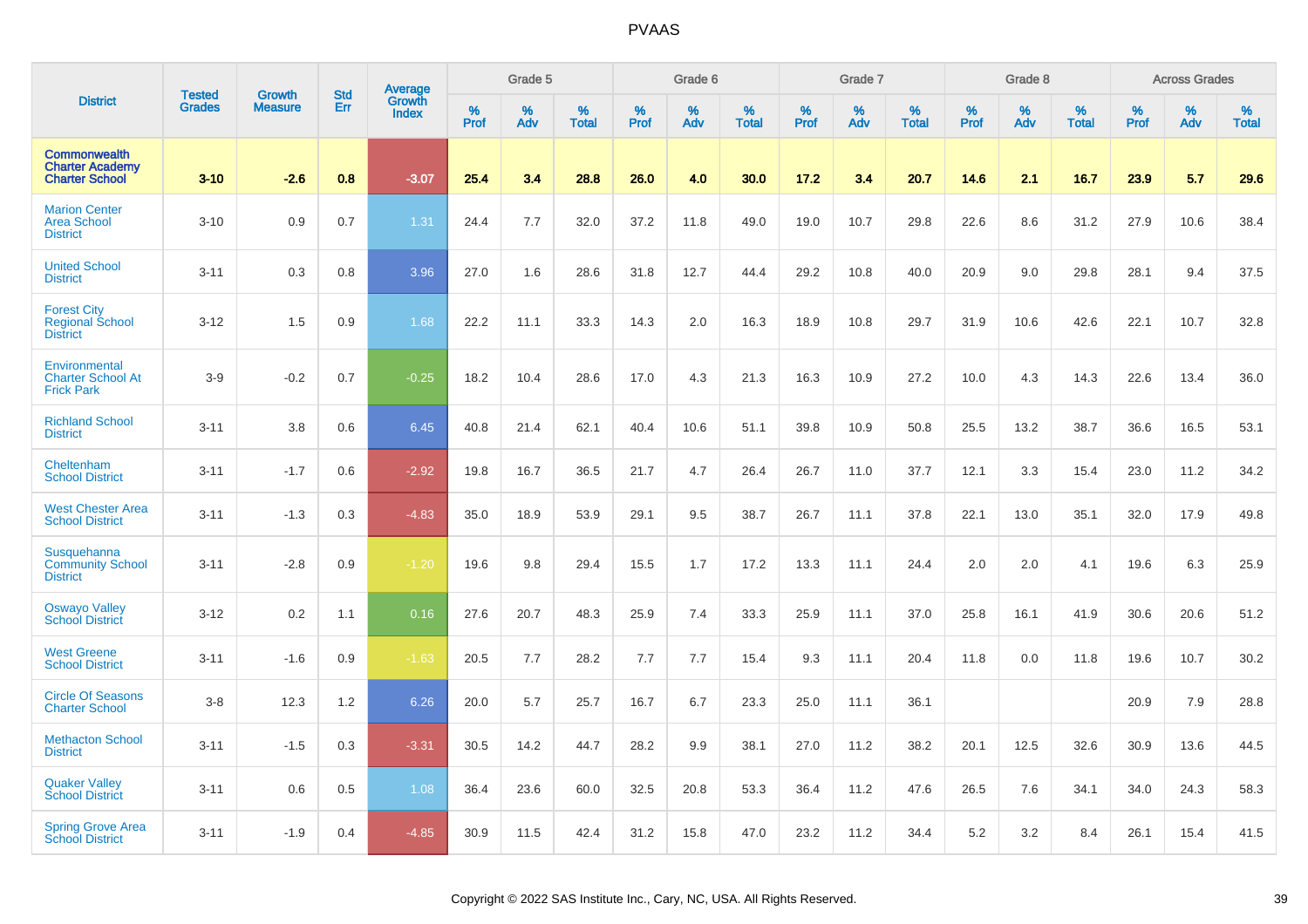| District | Tested Grades | Growth Measure | Std Err | Average Growth Index | Grade 5 | | | Grade 6 | | | Grade 7 | | | Grade 8 | | | Across Grades | | |
|---|---|---|---|---|---|---|---|---|---|---|---|---|---|---|---|---|---|---|---|
| | | | | | % Prof | % Adv | % Total | % Prof | % Adv | % Total | % Prof | % Adv | % Total | % Prof | % Adv | % Total | % Prof | % Adv | % Total |
| **Commonwealth Charter Academy Charter School** | **3-10** | **-2.6** | **0.8** | **-3.07** | **25.4** | **3.4** | **28.8** | **26.0** | **4.0** | **30.0** | **17.2** | **3.4** | **20.7** | **14.6** | **2.1** | **16.7** | **23.9** | **5.7** | **29.6** |
| Marion Center Area School District | 3-10 | 0.9 | 0.7 | 1.31 | 24.4 | 7.7 | 32.0 | 37.2 | 11.8 | 49.0 | 19.0 | 10.7 | 29.8 | 22.6 | 8.6 | 31.2 | 27.9 | 10.6 | 38.4 |
| United School District | 3-11 | 0.3 | 0.8 | 3.96 | 27.0 | 1.6 | 28.6 | 31.8 | 12.7 | 44.4 | 29.2 | 10.8 | 40.0 | 20.9 | 9.0 | 29.8 | 28.1 | 9.4 | 37.5 |
| Forest City Regional School District | 3-12 | 1.5 | 0.9 | 1.68 | 22.2 | 11.1 | 33.3 | 14.3 | 2.0 | 16.3 | 18.9 | 10.8 | 29.7 | 31.9 | 10.6 | 42.6 | 22.1 | 10.7 | 32.8 |
| Environmental Charter School At Frick Park | 3-9 | -0.2 | 0.7 | -0.25 | 18.2 | 10.4 | 28.6 | 17.0 | 4.3 | 21.3 | 16.3 | 10.9 | 27.2 | 10.0 | 4.3 | 14.3 | 22.6 | 13.4 | 36.0 |
| Richland School District | 3-11 | 3.8 | 0.6 | 6.45 | 40.8 | 21.4 | 62.1 | 40.4 | 10.6 | 51.1 | 39.8 | 10.9 | 50.8 | 25.5 | 13.2 | 38.7 | 36.6 | 16.5 | 53.1 |
| Cheltenham School District | 3-11 | -1.7 | 0.6 | -2.92 | 19.8 | 16.7 | 36.5 | 21.7 | 4.7 | 26.4 | 26.7 | 11.0 | 37.7 | 12.1 | 3.3 | 15.4 | 23.0 | 11.2 | 34.2 |
| West Chester Area School District | 3-11 | -1.3 | 0.3 | -4.83 | 35.0 | 18.9 | 53.9 | 29.1 | 9.5 | 38.7 | 26.7 | 11.1 | 37.8 | 22.1 | 13.0 | 35.1 | 32.0 | 17.9 | 49.8 |
| Susquehanna Community School District | 3-11 | -2.8 | 0.9 | -1.20 | 19.6 | 9.8 | 29.4 | 15.5 | 1.7 | 17.2 | 13.3 | 11.1 | 24.4 | 2.0 | 2.0 | 4.1 | 19.6 | 6.3 | 25.9 |
| Oswayo Valley School District | 3-12 | 0.2 | 1.1 | 0.16 | 27.6 | 20.7 | 48.3 | 25.9 | 7.4 | 33.3 | 25.9 | 11.1 | 37.0 | 25.8 | 16.1 | 41.9 | 30.6 | 20.6 | 51.2 |
| West Greene School District | 3-11 | -1.6 | 0.9 | -1.63 | 20.5 | 7.7 | 28.2 | 7.7 | 7.7 | 15.4 | 9.3 | 11.1 | 20.4 | 11.8 | 0.0 | 11.8 | 19.6 | 10.7 | 30.2 |
| Circle Of Seasons Charter School | 3-8 | 12.3 | 1.2 | 6.26 | 20.0 | 5.7 | 25.7 | 16.7 | 6.7 | 23.3 | 25.0 | 11.1 | 36.1 | | | | 20.9 | 7.9 | 28.8 |
| Methacton School District | 3-11 | -1.5 | 0.3 | -3.31 | 30.5 | 14.2 | 44.7 | 28.2 | 9.9 | 38.1 | 27.0 | 11.2 | 38.2 | 20.1 | 12.5 | 32.6 | 30.9 | 13.6 | 44.5 |
| Quaker Valley School District | 3-11 | 0.6 | 0.5 | 1.08 | 36.4 | 23.6 | 60.0 | 32.5 | 20.8 | 53.3 | 36.4 | 11.2 | 47.6 | 26.5 | 7.6 | 34.1 | 34.0 | 24.3 | 58.3 |
| Spring Grove Area School District | 3-11 | -1.9 | 0.4 | -4.85 | 30.9 | 11.5 | 42.4 | 31.2 | 15.8 | 47.0 | 23.2 | 11.2 | 34.4 | 5.2 | 3.2 | 8.4 | 26.1 | 15.4 | 41.5 |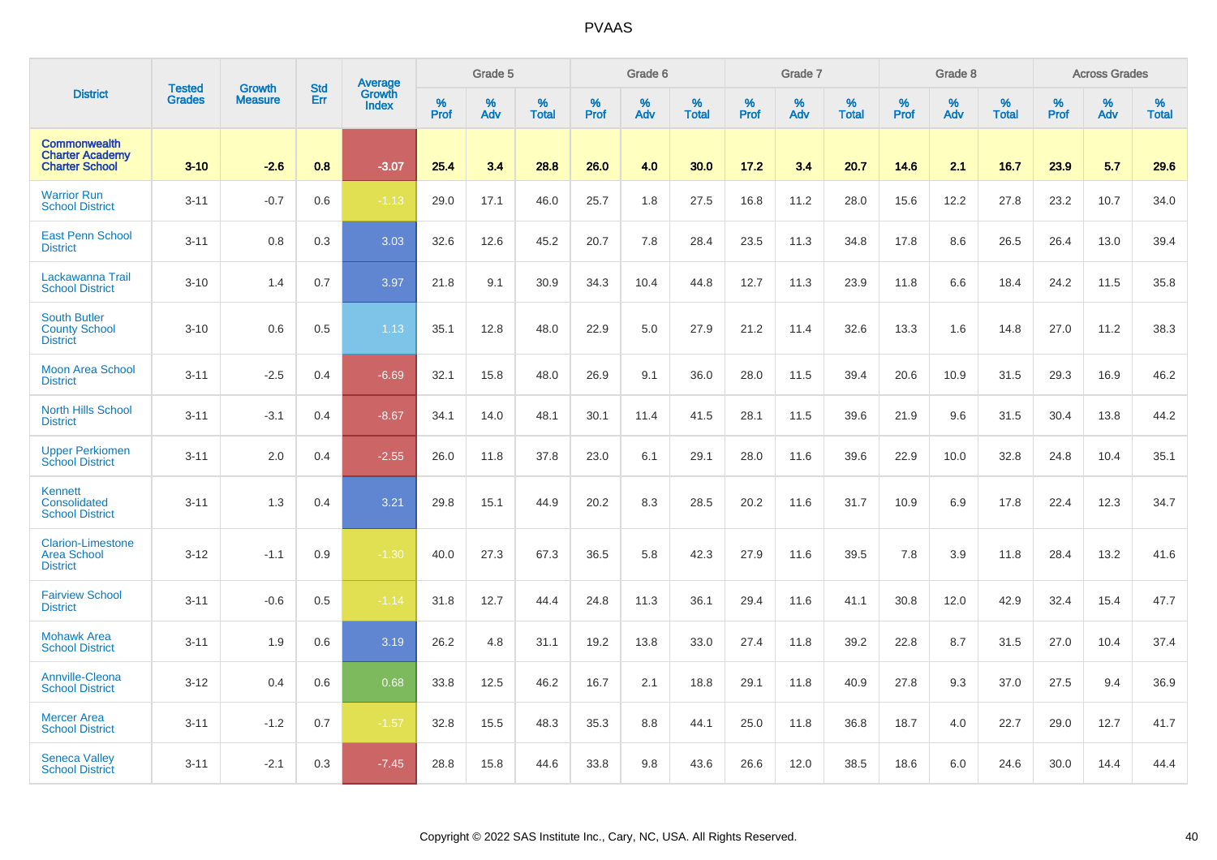| District | Tested Grades | Growth Measure | Std Err | Average Growth Index | Grade 5 | | | Grade 6 | | | Grade 7 | | | Grade 8 | | | Across Grades | | |
|---|---|---|---|---|---|---|---|---|---|---|---|---|---|---|---|---|---|---|---|
| | | | | | % Prof | % Adv | % Total | % Prof | % Adv | % Total | % Prof | % Adv | % Total | % Prof | % Adv | % Total | % Prof | % Adv | % Total |
| **Commonwealth Charter Academy Charter School** | **3-10** | **-2.6** | **0.8** | **-3.07** | **25.4** | **3.4** | **28.8** | **26.0** | **4.0** | **30.0** | **17.2** | **3.4** | **20.7** | **14.6** | **2.1** | **16.7** | **23.9** | **5.7** | **29.6** |
| Warrior Run School District | 3-11 | -0.7 | 0.6 | -1.13 | 29.0 | 17.1 | 46.0 | 25.7 | 1.8 | 27.5 | 16.8 | 11.2 | 28.0 | 15.6 | 12.2 | 27.8 | 23.2 | 10.7 | 34.0 |
| East Penn School District | 3-11 | 0.8 | 0.3 | 3.03 | 32.6 | 12.6 | 45.2 | 20.7 | 7.8 | 28.4 | 23.5 | 11.3 | 34.8 | 17.8 | 8.6 | 26.5 | 26.4 | 13.0 | 39.4 |
| Lackawanna Trail School District | 3-10 | 1.4 | 0.7 | 3.97 | 21.8 | 9.1 | 30.9 | 34.3 | 10.4 | 44.8 | 12.7 | 11.3 | 23.9 | 11.8 | 6.6 | 18.4 | 24.2 | 11.5 | 35.8 |
| South Butler County School District | 3-10 | 0.6 | 0.5 | 1.13 | 35.1 | 12.8 | 48.0 | 22.9 | 5.0 | 27.9 | 21.2 | 11.4 | 32.6 | 13.3 | 1.6 | 14.8 | 27.0 | 11.2 | 38.3 |
| Moon Area School District | 3-11 | -2.5 | 0.4 | -6.69 | 32.1 | 15.8 | 48.0 | 26.9 | 9.1 | 36.0 | 28.0 | 11.5 | 39.4 | 20.6 | 10.9 | 31.5 | 29.3 | 16.9 | 46.2 |
| North Hills School District | 3-11 | -3.1 | 0.4 | -8.67 | 34.1 | 14.0 | 48.1 | 30.1 | 11.4 | 41.5 | 28.1 | 11.5 | 39.6 | 21.9 | 9.6 | 31.5 | 30.4 | 13.8 | 44.2 |
| Upper Perkiomen School District | 3-11 | 2.0 | 0.4 | -2.55 | 26.0 | 11.8 | 37.8 | 23.0 | 6.1 | 29.1 | 28.0 | 11.6 | 39.6 | 22.9 | 10.0 | 32.8 | 24.8 | 10.4 | 35.1 |
| Kennett Consolidated School District | 3-11 | 1.3 | 0.4 | 3.21 | 29.8 | 15.1 | 44.9 | 20.2 | 8.3 | 28.5 | 20.2 | 11.6 | 31.7 | 10.9 | 6.9 | 17.8 | 22.4 | 12.3 | 34.7 |
| Clarion-Limestone Area School District | 3-12 | -1.1 | 0.9 | -1.30 | 40.0 | 27.3 | 67.3 | 36.5 | 5.8 | 42.3 | 27.9 | 11.6 | 39.5 | 7.8 | 3.9 | 11.8 | 28.4 | 13.2 | 41.6 |
| Fairview School District | 3-11 | -0.6 | 0.5 | -1.14 | 31.8 | 12.7 | 44.4 | 24.8 | 11.3 | 36.1 | 29.4 | 11.6 | 41.1 | 30.8 | 12.0 | 42.9 | 32.4 | 15.4 | 47.7 |
| Mohawk Area School District | 3-11 | 1.9 | 0.6 | 3.19 | 26.2 | 4.8 | 31.1 | 19.2 | 13.8 | 33.0 | 27.4 | 11.8 | 39.2 | 22.8 | 8.7 | 31.5 | 27.0 | 10.4 | 37.4 |
| Annville-Cleona School District | 3-12 | 0.4 | 0.6 | 0.68 | 33.8 | 12.5 | 46.2 | 16.7 | 2.1 | 18.8 | 29.1 | 11.8 | 40.9 | 27.8 | 9.3 | 37.0 | 27.5 | 9.4 | 36.9 |
| Mercer Area School District | 3-11 | -1.2 | 0.7 | -1.57 | 32.8 | 15.5 | 48.3 | 35.3 | 8.8 | 44.1 | 25.0 | 11.8 | 36.8 | 18.7 | 4.0 | 22.7 | 29.0 | 12.7 | 41.7 |
| Seneca Valley School District | 3-11 | -2.1 | 0.3 | -7.45 | 28.8 | 15.8 | 44.6 | 33.8 | 9.8 | 43.6 | 26.6 | 12.0 | 38.5 | 18.6 | 6.0 | 24.6 | 30.0 | 14.4 | 44.4 |

Copyright © 2022 SAS Institute Inc., Cary, NC, USA. All Rights Reserved.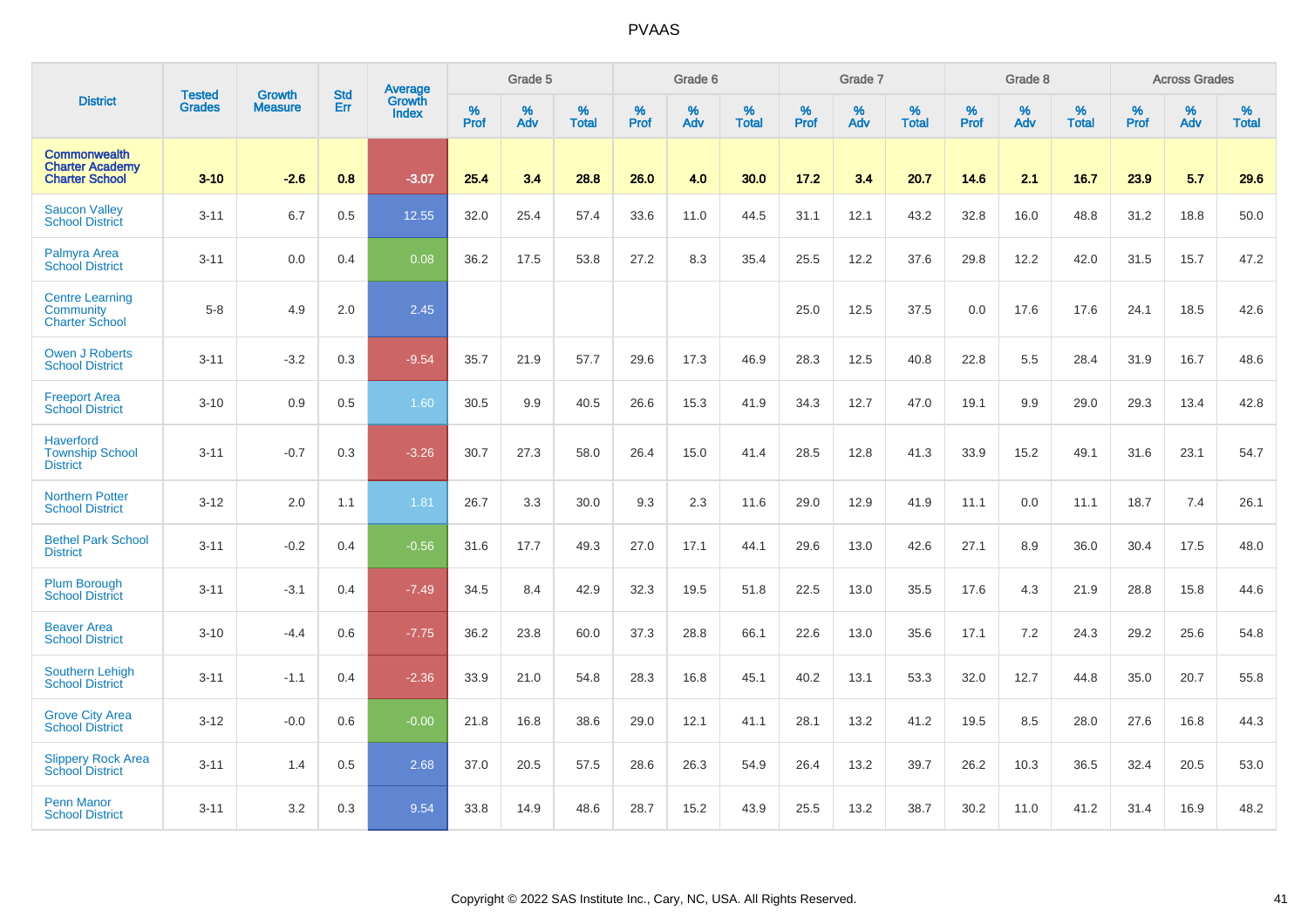# PVAAS

| District | Tested Grades | Growth Measure | Std Err | Average Growth Index | Grade 5 | | | Grade 6 | | | Grade 7 | | | Grade 8 | | | Across Grades | | |
|---|---|---|---|---|---|---|---|---|---|---|---|---|---|---|---|---|---|---|---|
| | | | | | % Prof | % Adv | % Total | % Prof | % Adv | % Total | % Prof | % Adv | % Total | % Prof | % Adv | % Total | % Prof | % Adv | % Total |
| **Commonwealth Charter Academy Charter School** | **3-10** | **-2.6** | **0.8** | **-3.07** | **25.4** | **3.4** | **28.8** | **26.0** | **4.0** | **30.0** | **17.2** | **3.4** | **20.7** | **14.6** | **2.1** | **16.7** | **23.9** | **5.7** | **29.6** |
| Saucon Valley School District | 3-11 | 6.7 | 0.5 | 12.55 | 32.0 | 25.4 | 57.4 | 33.6 | 11.0 | 44.5 | 31.1 | 12.1 | 43.2 | 32.8 | 16.0 | 48.8 | 31.2 | 18.8 | 50.0 |
| Palmyra Area School District | 3-11 | 0.0 | 0.4 | 0.08 | 36.2 | 17.5 | 53.8 | 27.2 | 8.3 | 35.4 | 25.5 | 12.2 | 37.6 | 29.8 | 12.2 | 42.0 | 31.5 | 15.7 | 47.2 |
| Centre Learning Community Charter School | 5-8 | 4.9 | 2.0 | 2.45 | | | | | | | 25.0 | 12.5 | 37.5 | 0.0 | 17.6 | 17.6 | 24.1 | 18.5 | 42.6 |
| Owen J Roberts School District | 3-11 | -3.2 | 0.3 | -9.54 | 35.7 | 21.9 | 57.7 | 29.6 | 17.3 | 46.9 | 28.3 | 12.5 | 40.8 | 22.8 | 5.5 | 28.4 | 31.9 | 16.7 | 48.6 |
| Freeport Area School District | 3-10 | 0.9 | 0.5 | 1.60 | 30.5 | 9.9 | 40.5 | 26.6 | 15.3 | 41.9 | 34.3 | 12.7 | 47.0 | 19.1 | 9.9 | 29.0 | 29.3 | 13.4 | 42.8 |
| Haverford Township School District | 3-11 | -0.7 | 0.3 | -3.26 | 30.7 | 27.3 | 58.0 | 26.4 | 15.0 | 41.4 | 28.5 | 12.8 | 41.3 | 33.9 | 15.2 | 49.1 | 31.6 | 23.1 | 54.7 |
| Northern Potter School District | 3-12 | 2.0 | 1.1 | 1.81 | 26.7 | 3.3 | 30.0 | 9.3 | 2.3 | 11.6 | 29.0 | 12.9 | 41.9 | 11.1 | 0.0 | 11.1 | 18.7 | 7.4 | 26.1 |
| Bethel Park School District | 3-11 | -0.2 | 0.4 | -0.56 | 31.6 | 17.7 | 49.3 | 27.0 | 17.1 | 44.1 | 29.6 | 13.0 | 42.6 | 27.1 | 8.9 | 36.0 | 30.4 | 17.5 | 48.0 |
| Plum Borough School District | 3-11 | -3.1 | 0.4 | -7.49 | 34.5 | 8.4 | 42.9 | 32.3 | 19.5 | 51.8 | 22.5 | 13.0 | 35.5 | 17.6 | 4.3 | 21.9 | 28.8 | 15.8 | 44.6 |
| Beaver Area School District | 3-10 | -4.4 | 0.6 | -7.75 | 36.2 | 23.8 | 60.0 | 37.3 | 28.8 | 66.1 | 22.6 | 13.0 | 35.6 | 17.1 | 7.2 | 24.3 | 29.2 | 25.6 | 54.8 |
| Southern Lehigh School District | 3-11 | -1.1 | 0.4 | -2.36 | 33.9 | 21.0 | 54.8 | 28.3 | 16.8 | 45.1 | 40.2 | 13.1 | 53.3 | 32.0 | 12.7 | 44.8 | 35.0 | 20.7 | 55.8 |
| Grove City Area School District | 3-12 | -0.0 | 0.6 | -0.00 | 21.8 | 16.8 | 38.6 | 29.0 | 12.1 | 41.1 | 28.1 | 13.2 | 41.2 | 19.5 | 8.5 | 28.0 | 27.6 | 16.8 | 44.3 |
| Slippery Rock Area School District | 3-11 | 1.4 | 0.5 | 2.68 | 37.0 | 20.5 | 57.5 | 28.6 | 26.3 | 54.9 | 26.4 | 13.2 | 39.7 | 26.2 | 10.3 | 36.5 | 32.4 | 20.5 | 53.0 |
| Penn Manor School District | 3-11 | 3.2 | 0.3 | 9.54 | 33.8 | 14.9 | 48.6 | 28.7 | 15.2 | 43.9 | 25.5 | 13.2 | 38.7 | 30.2 | 11.0 | 41.2 | 31.4 | 16.9 | 48.2 |

Copyright © 2022 SAS Institute Inc., Cary, NC, USA. All Rights Reserved.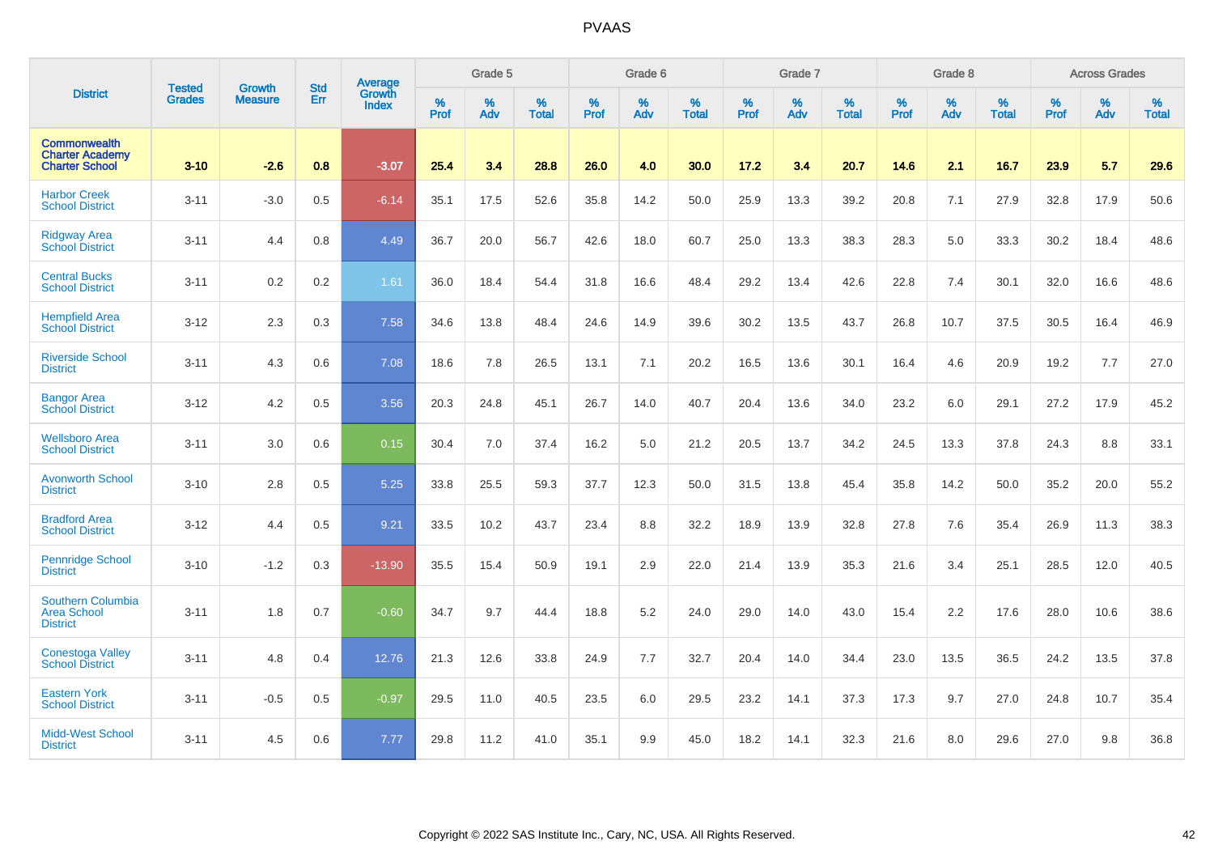# PVAAS

| District | Tested Grades | Growth Measure | Std Err | Average Growth Index | Grade 5 | | | Grade 6 | | | Grade 7 | | | Grade 8 | | | Across Grades | | |
|---|---|---|---|---|---|---|---|---|---|---|---|---|---|---|---|---|---|---|---|
| | | | | | % Prof | % Adv | % Total | % Prof | % Adv | % Total | % Prof | % Adv | % Total | % Prof | % Adv | % Total | % Prof | % Adv | % Total |
| **Commonwealth Charter Academy Charter School** | **3-10** | **-2.6** | **0.8** | **-3.07** | **25.4** | **3.4** | **28.8** | **26.0** | **4.0** | **30.0** | **17.2** | **3.4** | **20.7** | **14.6** | **2.1** | **16.7** | **23.9** | **5.7** | **29.6** |
| Harbor Creek School District | 3-11 | -3.0 | 0.5 | -6.14 | 35.1 | 17.5 | 52.6 | 35.8 | 14.2 | 50.0 | 25.9 | 13.3 | 39.2 | 20.8 | 7.1 | 27.9 | 32.8 | 17.9 | 50.6 |
| Ridgway Area School District | 3-11 | 4.4 | 0.8 | 4.49 | 36.7 | 20.0 | 56.7 | 42.6 | 18.0 | 60.7 | 25.0 | 13.3 | 38.3 | 28.3 | 5.0 | 33.3 | 30.2 | 18.4 | 48.6 |
| Central Bucks School District | 3-11 | 0.2 | 0.2 | 1.61 | 36.0 | 18.4 | 54.4 | 31.8 | 16.6 | 48.4 | 29.2 | 13.4 | 42.6 | 22.8 | 7.4 | 30.1 | 32.0 | 16.6 | 48.6 |
| Hempfield Area School District | 3-12 | 2.3 | 0.3 | 7.58 | 34.6 | 13.8 | 48.4 | 24.6 | 14.9 | 39.6 | 30.2 | 13.5 | 43.7 | 26.8 | 10.7 | 37.5 | 30.5 | 16.4 | 46.9 |
| Riverside School District | 3-11 | 4.3 | 0.6 | 7.08 | 18.6 | 7.8 | 26.5 | 13.1 | 7.1 | 20.2 | 16.5 | 13.6 | 30.1 | 16.4 | 4.6 | 20.9 | 19.2 | 7.7 | 27.0 |
| Bangor Area School District | 3-12 | 4.2 | 0.5 | 3.56 | 20.3 | 24.8 | 45.1 | 26.7 | 14.0 | 40.7 | 20.4 | 13.6 | 34.0 | 23.2 | 6.0 | 29.1 | 27.2 | 17.9 | 45.2 |
| Wellsboro Area School District | 3-11 | 3.0 | 0.6 | 0.15 | 30.4 | 7.0 | 37.4 | 16.2 | 5.0 | 21.2 | 20.5 | 13.7 | 34.2 | 24.5 | 13.3 | 37.8 | 24.3 | 8.8 | 33.1 |
| Avonworth School District | 3-10 | 2.8 | 0.5 | 5.25 | 33.8 | 25.5 | 59.3 | 37.7 | 12.3 | 50.0 | 31.5 | 13.8 | 45.4 | 35.8 | 14.2 | 50.0 | 35.2 | 20.0 | 55.2 |
| Bradford Area School District | 3-12 | 4.4 | 0.5 | 9.21 | 33.5 | 10.2 | 43.7 | 23.4 | 8.8 | 32.2 | 18.9 | 13.9 | 32.8 | 27.8 | 7.6 | 35.4 | 26.9 | 11.3 | 38.3 |
| Pennridge School District | 3-10 | -1.2 | 0.3 | -13.90 | 35.5 | 15.4 | 50.9 | 19.1 | 2.9 | 22.0 | 21.4 | 13.9 | 35.3 | 21.6 | 3.4 | 25.1 | 28.5 | 12.0 | 40.5 |
| Southern Columbia Area School District | 3-11 | 1.8 | 0.7 | -0.60 | 34.7 | 9.7 | 44.4 | 18.8 | 5.2 | 24.0 | 29.0 | 14.0 | 43.0 | 15.4 | 2.2 | 17.6 | 28.0 | 10.6 | 38.6 |
| Conestoga Valley School District | 3-11 | 4.8 | 0.4 | 12.76 | 21.3 | 12.6 | 33.8 | 24.9 | 7.7 | 32.7 | 20.4 | 14.0 | 34.4 | 23.0 | 13.5 | 36.5 | 24.2 | 13.5 | 37.8 |
| Eastern York School District | 3-11 | -0.5 | 0.5 | -0.97 | 29.5 | 11.0 | 40.5 | 23.5 | 6.0 | 29.5 | 23.2 | 14.1 | 37.3 | 17.3 | 9.7 | 27.0 | 24.8 | 10.7 | 35.4 |
| Midd-West School District | 3-11 | 4.5 | 0.6 | 7.77 | 29.8 | 11.2 | 41.0 | 35.1 | 9.9 | 45.0 | 18.2 | 14.1 | 32.3 | 21.6 | 8.0 | 29.6 | 27.0 | 9.8 | 36.8 |

Copyright © 2022 SAS Institute Inc., Cary, NC, USA. All Rights Reserved.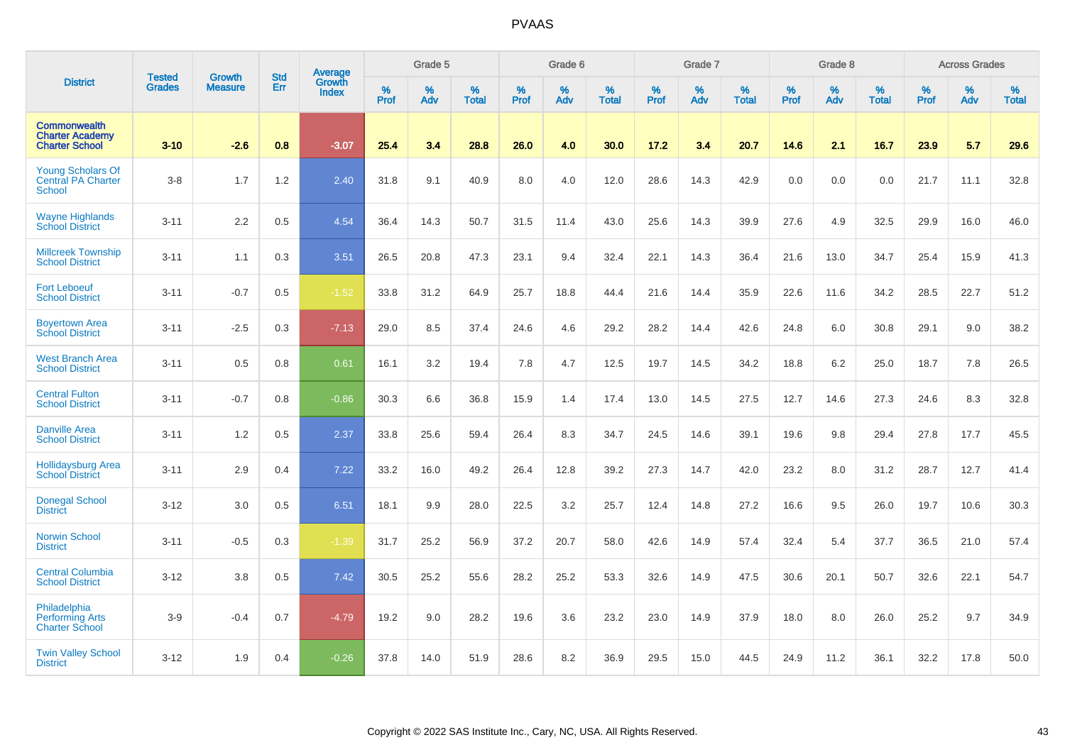# PVAAS

| District | Tested Grades | Growth Measure | Std Err | Average Growth Index | Grade 5 | | | Grade 6 | | | Grade 7 | | | Grade 8 | | | Across Grades | | |
|---|---|---|---|---|---|---|---|---|---|---|---|---|---|---|---|---|---|---|---|
| | | | | | % Prof | % Adv | % Total | % Prof | % Adv | % Total | % Prof | % Adv | % Total | % Prof | % Adv | % Total | % Prof | % Adv | % Total |
| **Commonwealth Charter Academy Charter School** | **3-10** | **-2.6** | **0.8** | **-3.07** | **25.4** | **3.4** | **28.8** | **26.0** | **4.0** | **30.0** | **17.2** | **3.4** | **20.7** | **14.6** | **2.1** | **16.7** | **23.9** | **5.7** | **29.6** |
| Young Scholars Of Central PA Charter School | 3-8 | 1.7 | 1.2 | 2.40 | 31.8 | 9.1 | 40.9 | 8.0 | 4.0 | 12.0 | 28.6 | 14.3 | 42.9 | 0.0 | 0.0 | 0.0 | 21.7 | 11.1 | 32.8 |
| Wayne Highlands School District | 3-11 | 2.2 | 0.5 | 4.54 | 36.4 | 14.3 | 50.7 | 31.5 | 11.4 | 43.0 | 25.6 | 14.3 | 39.9 | 27.6 | 4.9 | 32.5 | 29.9 | 16.0 | 46.0 |
| Millcreek Township School District | 3-11 | 1.1 | 0.3 | 3.51 | 26.5 | 20.8 | 47.3 | 23.1 | 9.4 | 32.4 | 22.1 | 14.3 | 36.4 | 21.6 | 13.0 | 34.7 | 25.4 | 15.9 | 41.3 |
| Fort Leboeuf School District | 3-11 | -0.7 | 0.5 | -1.52 | 33.8 | 31.2 | 64.9 | 25.7 | 18.8 | 44.4 | 21.6 | 14.4 | 35.9 | 22.6 | 11.6 | 34.2 | 28.5 | 22.7 | 51.2 |
| Boyertown Area School District | 3-11 | -2.5 | 0.3 | -7.13 | 29.0 | 8.5 | 37.4 | 24.6 | 4.6 | 29.2 | 28.2 | 14.4 | 42.6 | 24.8 | 6.0 | 30.8 | 29.1 | 9.0 | 38.2 |
| West Branch Area School District | 3-11 | 0.5 | 0.8 | 0.61 | 16.1 | 3.2 | 19.4 | 7.8 | 4.7 | 12.5 | 19.7 | 14.5 | 34.2 | 18.8 | 6.2 | 25.0 | 18.7 | 7.8 | 26.5 |
| Central Fulton School District | 3-11 | -0.7 | 0.8 | -0.86 | 30.3 | 6.6 | 36.8 | 15.9 | 1.4 | 17.4 | 13.0 | 14.5 | 27.5 | 12.7 | 14.6 | 27.3 | 24.6 | 8.3 | 32.8 |
| Danville Area School District | 3-11 | 1.2 | 0.5 | 2.37 | 33.8 | 25.6 | 59.4 | 26.4 | 8.3 | 34.7 | 24.5 | 14.6 | 39.1 | 19.6 | 9.8 | 29.4 | 27.8 | 17.7 | 45.5 |
| Hollidaysburg Area School District | 3-11 | 2.9 | 0.4 | 7.22 | 33.2 | 16.0 | 49.2 | 26.4 | 12.8 | 39.2 | 27.3 | 14.7 | 42.0 | 23.2 | 8.0 | 31.2 | 28.7 | 12.7 | 41.4 |
| Donegal School District | 3-12 | 3.0 | 0.5 | 6.51 | 18.1 | 9.9 | 28.0 | 22.5 | 3.2 | 25.7 | 12.4 | 14.8 | 27.2 | 16.6 | 9.5 | 26.0 | 19.7 | 10.6 | 30.3 |
| Norwin School District | 3-11 | -0.5 | 0.3 | -1.39 | 31.7 | 25.2 | 56.9 | 37.2 | 20.7 | 58.0 | 42.6 | 14.9 | 57.4 | 32.4 | 5.4 | 37.7 | 36.5 | 21.0 | 57.4 |
| Central Columbia School District | 3-12 | 3.8 | 0.5 | 7.42 | 30.5 | 25.2 | 55.6 | 28.2 | 25.2 | 53.3 | 32.6 | 14.9 | 47.5 | 30.6 | 20.1 | 50.7 | 32.6 | 22.1 | 54.7 |
| Philadelphia Performing Arts Charter School | 3-9 | -0.4 | 0.7 | -4.79 | 19.2 | 9.0 | 28.2 | 19.6 | 3.6 | 23.2 | 23.0 | 14.9 | 37.9 | 18.0 | 8.0 | 26.0 | 25.2 | 9.7 | 34.9 |
| Twin Valley School District | 3-12 | 1.9 | 0.4 | -0.26 | 37.8 | 14.0 | 51.9 | 28.6 | 8.2 | 36.9 | 29.5 | 15.0 | 44.5 | 24.9 | 11.2 | 36.1 | 32.2 | 17.8 | 50.0 |

Copyright © 2022 SAS Institute Inc., Cary, NC, USA. All Rights Reserved.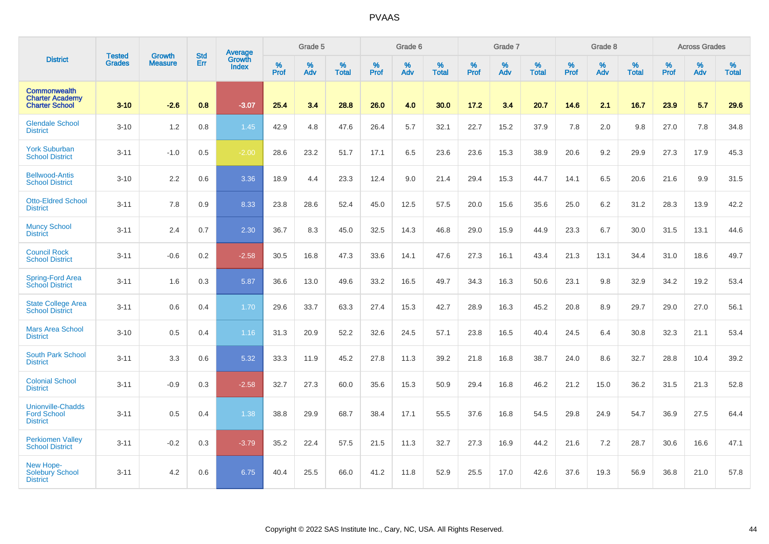# PVAAS

| District | Tested Grades | Growth Measure | Std Err | Average Growth Index | Grade 5 | | | Grade 6 | | | Grade 7 | | | Grade 8 | | | Across Grades | | |
|---|---|---|---|---|---|---|---|---|---|---|---|---|---|---|---|---|---|---|---|
| | | | | | % Prof | % Adv | % Total | % Prof | % Adv | % Total | % Prof | % Adv | % Total | % Prof | % Adv | % Total | % Prof | % Adv | % Total |
| **Commonwealth Charter Academy Charter School** | **3-10** | **-2.6** | **0.8** | **-3.07** | **25.4** | **3.4** | **28.8** | **26.0** | **4.0** | **30.0** | **17.2** | **3.4** | **20.7** | **14.6** | **2.1** | **16.7** | **23.9** | **5.7** | **29.6** |
| Glendale School District | 3-10 | 1.2 | 0.8 | 1.45 | 42.9 | 4.8 | 47.6 | 26.4 | 5.7 | 32.1 | 22.7 | 15.2 | 37.9 | 7.8 | 2.0 | 9.8 | 27.0 | 7.8 | 34.8 |
| York Suburban School District | 3-11 | -1.0 | 0.5 | -2.00 | 28.6 | 23.2 | 51.7 | 17.1 | 6.5 | 23.6 | 23.6 | 15.3 | 38.9 | 20.6 | 9.2 | 29.9 | 27.3 | 17.9 | 45.3 |
| Bellwood-Antis School District | 3-10 | 2.2 | 0.6 | 3.36 | 18.9 | 4.4 | 23.3 | 12.4 | 9.0 | 21.4 | 29.4 | 15.3 | 44.7 | 14.1 | 6.5 | 20.6 | 21.6 | 9.9 | 31.5 |
| Otto-Eldred School District | 3-11 | 7.8 | 0.9 | 8.33 | 23.8 | 28.6 | 52.4 | 45.0 | 12.5 | 57.5 | 20.0 | 15.6 | 35.6 | 25.0 | 6.2 | 31.2 | 28.3 | 13.9 | 42.2 |
| Muncy School District | 3-11 | 2.4 | 0.7 | 2.30 | 36.7 | 8.3 | 45.0 | 32.5 | 14.3 | 46.8 | 29.0 | 15.9 | 44.9 | 23.3 | 6.7 | 30.0 | 31.5 | 13.1 | 44.6 |
| Council Rock School District | 3-11 | -0.6 | 0.2 | -2.58 | 30.5 | 16.8 | 47.3 | 33.6 | 14.1 | 47.6 | 27.3 | 16.1 | 43.4 | 21.3 | 13.1 | 34.4 | 31.0 | 18.6 | 49.7 |
| Spring-Ford Area School District | 3-11 | 1.6 | 0.3 | 5.87 | 36.6 | 13.0 | 49.6 | 33.2 | 16.5 | 49.7 | 34.3 | 16.3 | 50.6 | 23.1 | 9.8 | 32.9 | 34.2 | 19.2 | 53.4 |
| State College Area School District | 3-11 | 0.6 | 0.4 | 1.70 | 29.6 | 33.7 | 63.3 | 27.4 | 15.3 | 42.7 | 28.9 | 16.3 | 45.2 | 20.8 | 8.9 | 29.7 | 29.0 | 27.0 | 56.1 |
| Mars Area School District | 3-10 | 0.5 | 0.4 | 1.16 | 31.3 | 20.9 | 52.2 | 32.6 | 24.5 | 57.1 | 23.8 | 16.5 | 40.4 | 24.5 | 6.4 | 30.8 | 32.3 | 21.1 | 53.4 |
| South Park School District | 3-11 | 3.3 | 0.6 | 5.32 | 33.3 | 11.9 | 45.2 | 27.8 | 11.3 | 39.2 | 21.8 | 16.8 | 38.7 | 24.0 | 8.6 | 32.7 | 28.8 | 10.4 | 39.2 |
| Colonial School District | 3-11 | -0.9 | 0.3 | -2.58 | 32.7 | 27.3 | 60.0 | 35.6 | 15.3 | 50.9 | 29.4 | 16.8 | 46.2 | 21.2 | 15.0 | 36.2 | 31.5 | 21.3 | 52.8 |
| Unionville-Chadds Ford School District | 3-11 | 0.5 | 0.4 | 1.38 | 38.8 | 29.9 | 68.7 | 38.4 | 17.1 | 55.5 | 37.6 | 16.8 | 54.5 | 29.8 | 24.9 | 54.7 | 36.9 | 27.5 | 64.4 |
| Perkiomen Valley School District | 3-11 | -0.2 | 0.3 | -3.79 | 35.2 | 22.4 | 57.5 | 21.5 | 11.3 | 32.7 | 27.3 | 16.9 | 44.2 | 21.6 | 7.2 | 28.7 | 30.6 | 16.6 | 47.1 |
| New Hope-Solebury School District | 3-11 | 4.2 | 0.6 | 6.75 | 40.4 | 25.5 | 66.0 | 41.2 | 11.8 | 52.9 | 25.5 | 17.0 | 42.6 | 37.6 | 19.3 | 56.9 | 36.8 | 21.0 | 57.8 |

Copyright © 2022 SAS Institute Inc., Cary, NC, USA. All Rights Reserved.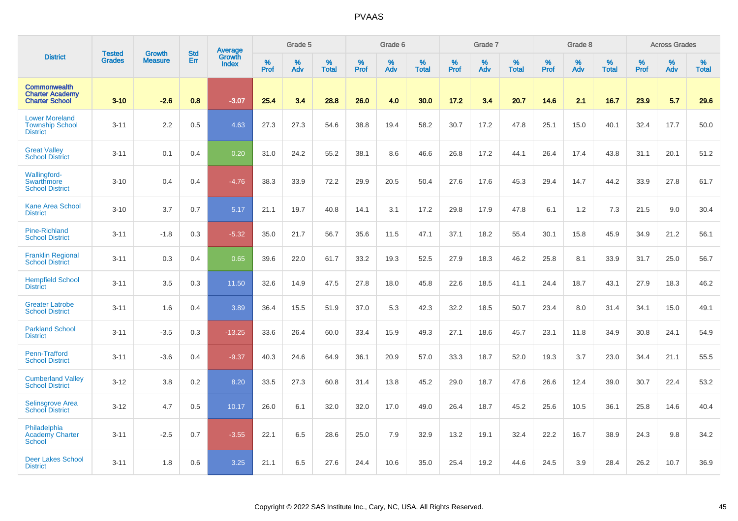# PVAAS

| District | Tested Grades | Growth Measure | Std Err | Average Growth Index | Grade 5 | | | Grade 6 | | | Grade 7 | | | Grade 8 | | | Across Grades | | |
|---|---|---|---|---|---|---|---|---|---|---|---|---|---|---|---|---|---|---|---|
| | | | | | % Prof | % Adv | % Total | % Prof | % Adv | % Total | % Prof | % Adv | % Total | % Prof | % Adv | % Total | % Prof | % Adv | % Total |
| **Commonwealth Charter Academy Charter School** | **3-10** | **-2.6** | **0.8** | **-3.07** | **25.4** | **3.4** | **28.8** | **26.0** | **4.0** | **30.0** | **17.2** | **3.4** | **20.7** | **14.6** | **2.1** | **16.7** | **23.9** | **5.7** | **29.6** |
| Lower Moreland Township School District | 3-11 | 2.2 | 0.5 | 4.63 | 27.3 | 27.3 | 54.6 | 38.8 | 19.4 | 58.2 | 30.7 | 17.2 | 47.8 | 25.1 | 15.0 | 40.1 | 32.4 | 17.7 | 50.0 |
| Great Valley School District | 3-11 | 0.1 | 0.4 | 0.20 | 31.0 | 24.2 | 55.2 | 38.1 | 8.6 | 46.6 | 26.8 | 17.2 | 44.1 | 26.4 | 17.4 | 43.8 | 31.1 | 20.1 | 51.2 |
| Wallingford-Swarthmore School District | 3-10 | 0.4 | 0.4 | -4.76 | 38.3 | 33.9 | 72.2 | 29.9 | 20.5 | 50.4 | 27.6 | 17.6 | 45.3 | 29.4 | 14.7 | 44.2 | 33.9 | 27.8 | 61.7 |
| Kane Area School District | 3-10 | 3.7 | 0.7 | 5.17 | 21.1 | 19.7 | 40.8 | 14.1 | 3.1 | 17.2 | 29.8 | 17.9 | 47.8 | 6.1 | 1.2 | 7.3 | 21.5 | 9.0 | 30.4 |
| Pine-Richland School District | 3-11 | -1.8 | 0.3 | -5.32 | 35.0 | 21.7 | 56.7 | 35.6 | 11.5 | 47.1 | 37.1 | 18.2 | 55.4 | 30.1 | 15.8 | 45.9 | 34.9 | 21.2 | 56.1 |
| Franklin Regional School District | 3-11 | 0.3 | 0.4 | 0.65 | 39.6 | 22.0 | 61.7 | 33.2 | 19.3 | 52.5 | 27.9 | 18.3 | 46.2 | 25.8 | 8.1 | 33.9 | 31.7 | 25.0 | 56.7 |
| Hempfield School District | 3-11 | 3.5 | 0.3 | 11.50 | 32.6 | 14.9 | 47.5 | 27.8 | 18.0 | 45.8 | 22.6 | 18.5 | 41.1 | 24.4 | 18.7 | 43.1 | 27.9 | 18.3 | 46.2 |
| Greater Latrobe School District | 3-11 | 1.6 | 0.4 | 3.89 | 36.4 | 15.5 | 51.9 | 37.0 | 5.3 | 42.3 | 32.2 | 18.5 | 50.7 | 23.4 | 8.0 | 31.4 | 34.1 | 15.0 | 49.1 |
| Parkland School District | 3-11 | -3.5 | 0.3 | -13.25 | 33.6 | 26.4 | 60.0 | 33.4 | 15.9 | 49.3 | 27.1 | 18.6 | 45.7 | 23.1 | 11.8 | 34.9 | 30.8 | 24.1 | 54.9 |
| Penn-Trafford School District | 3-11 | -3.6 | 0.4 | -9.37 | 40.3 | 24.6 | 64.9 | 36.1 | 20.9 | 57.0 | 33.3 | 18.7 | 52.0 | 19.3 | 3.7 | 23.0 | 34.4 | 21.1 | 55.5 |
| Cumberland Valley School District | 3-12 | 3.8 | 0.2 | 8.20 | 33.5 | 27.3 | 60.8 | 31.4 | 13.8 | 45.2 | 29.0 | 18.7 | 47.6 | 26.6 | 12.4 | 39.0 | 30.7 | 22.4 | 53.2 |
| Selinsgrove Area School District | 3-12 | 4.7 | 0.5 | 10.17 | 26.0 | 6.1 | 32.0 | 32.0 | 17.0 | 49.0 | 26.4 | 18.7 | 45.2 | 25.6 | 10.5 | 36.1 | 25.8 | 14.6 | 40.4 |
| Philadelphia Academy Charter School | 3-11 | -2.5 | 0.7 | -3.55 | 22.1 | 6.5 | 28.6 | 25.0 | 7.9 | 32.9 | 13.2 | 19.1 | 32.4 | 22.2 | 16.7 | 38.9 | 24.3 | 9.8 | 34.2 |
| Deer Lakes School District | 3-11 | 1.8 | 0.6 | 3.25 | 21.1 | 6.5 | 27.6 | 24.4 | 10.6 | 35.0 | 25.4 | 19.2 | 44.6 | 24.5 | 3.9 | 28.4 | 26.2 | 10.7 | 36.9 |

Copyright © 2022 SAS Institute Inc., Cary, NC, USA. All Rights Reserved.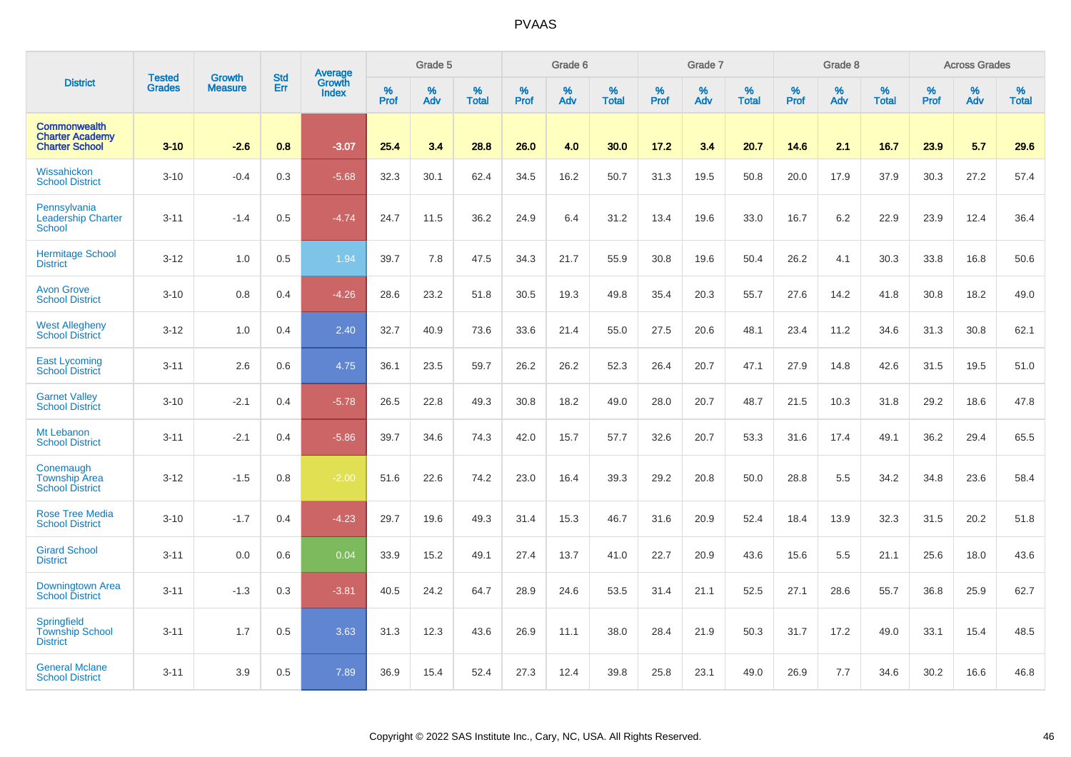# PVAAS

| District | Tested Grades | Growth Measure | Std Err | Average Growth Index | Grade 5 | | | Grade 6 | | | Grade 7 | | | Grade 8 | | | Across Grades | | |
|---|---|---|---|---|---|---|---|---|---|---|---|---|---|---|---|---|---|---|---|
| | | | | | % Prof | % Adv | % Total | % Prof | % Adv | % Total | % Prof | % Adv | % Total | % Prof | % Adv | % Total | % Prof | % Adv | % Total |
| **Commonwealth Charter Academy Charter School** | **3-10** | **-2.6** | **0.8** | **-3.07** | **25.4** | **3.4** | **28.8** | **26.0** | **4.0** | **30.0** | **17.2** | **3.4** | **20.7** | **14.6** | **2.1** | **16.7** | **23.9** | **5.7** | **29.6** |
| Wissahickon School District | 3-10 | -0.4 | 0.3 | -5.68 | 32.3 | 30.1 | 62.4 | 34.5 | 16.2 | 50.7 | 31.3 | 19.5 | 50.8 | 20.0 | 17.9 | 37.9 | 30.3 | 27.2 | 57.4 |
| Pennsylvania Leadership Charter School | 3-11 | -1.4 | 0.5 | -4.74 | 24.7 | 11.5 | 36.2 | 24.9 | 6.4 | 31.2 | 13.4 | 19.6 | 33.0 | 16.7 | 6.2 | 22.9 | 23.9 | 12.4 | 36.4 |
| Hermitage School District | 3-12 | 1.0 | 0.5 | 1.94 | 39.7 | 7.8 | 47.5 | 34.3 | 21.7 | 55.9 | 30.8 | 19.6 | 50.4 | 26.2 | 4.1 | 30.3 | 33.8 | 16.8 | 50.6 |
| Avon Grove School District | 3-10 | 0.8 | 0.4 | -4.26 | 28.6 | 23.2 | 51.8 | 30.5 | 19.3 | 49.8 | 35.4 | 20.3 | 55.7 | 27.6 | 14.2 | 41.8 | 30.8 | 18.2 | 49.0 |
| West Allegheny School District | 3-12 | 1.0 | 0.4 | 2.40 | 32.7 | 40.9 | 73.6 | 33.6 | 21.4 | 55.0 | 27.5 | 20.6 | 48.1 | 23.4 | 11.2 | 34.6 | 31.3 | 30.8 | 62.1 |
| East Lycoming School District | 3-11 | 2.6 | 0.6 | 4.75 | 36.1 | 23.5 | 59.7 | 26.2 | 26.2 | 52.3 | 26.4 | 20.7 | 47.1 | 27.9 | 14.8 | 42.6 | 31.5 | 19.5 | 51.0 |
| Garnet Valley School District | 3-10 | -2.1 | 0.4 | -5.78 | 26.5 | 22.8 | 49.3 | 30.8 | 18.2 | 49.0 | 28.0 | 20.7 | 48.7 | 21.5 | 10.3 | 31.8 | 29.2 | 18.6 | 47.8 |
| Mt Lebanon School District | 3-11 | -2.1 | 0.4 | -5.86 | 39.7 | 34.6 | 74.3 | 42.0 | 15.7 | 57.7 | 32.6 | 20.7 | 53.3 | 31.6 | 17.4 | 49.1 | 36.2 | 29.4 | 65.5 |
| Conemaugh Township Area School District | 3-12 | -1.5 | 0.8 | -2.00 | 51.6 | 22.6 | 74.2 | 23.0 | 16.4 | 39.3 | 29.2 | 20.8 | 50.0 | 28.8 | 5.5 | 34.2 | 34.8 | 23.6 | 58.4 |
| Rose Tree Media School District | 3-10 | -1.7 | 0.4 | -4.23 | 29.7 | 19.6 | 49.3 | 31.4 | 15.3 | 46.7 | 31.6 | 20.9 | 52.4 | 18.4 | 13.9 | 32.3 | 31.5 | 20.2 | 51.8 |
| Girard School District | 3-11 | 0.0 | 0.6 | 0.04 | 33.9 | 15.2 | 49.1 | 27.4 | 13.7 | 41.0 | 22.7 | 20.9 | 43.6 | 15.6 | 5.5 | 21.1 | 25.6 | 18.0 | 43.6 |
| Downingtown Area School District | 3-11 | -1.3 | 0.3 | -3.81 | 40.5 | 24.2 | 64.7 | 28.9 | 24.6 | 53.5 | 31.4 | 21.1 | 52.5 | 27.1 | 28.6 | 55.7 | 36.8 | 25.9 | 62.7 |
| Springfield Township School District | 3-11 | 1.7 | 0.5 | 3.63 | 31.3 | 12.3 | 43.6 | 26.9 | 11.1 | 38.0 | 28.4 | 21.9 | 50.3 | 31.7 | 17.2 | 49.0 | 33.1 | 15.4 | 48.5 |
| General Mclane School District | 3-11 | 3.9 | 0.5 | 7.89 | 36.9 | 15.4 | 52.4 | 27.3 | 12.4 | 39.8 | 25.8 | 23.1 | 49.0 | 26.9 | 7.7 | 34.6 | 30.2 | 16.6 | 46.8 |

Copyright © 2022 SAS Institute Inc., Cary, NC, USA. All Rights Reserved.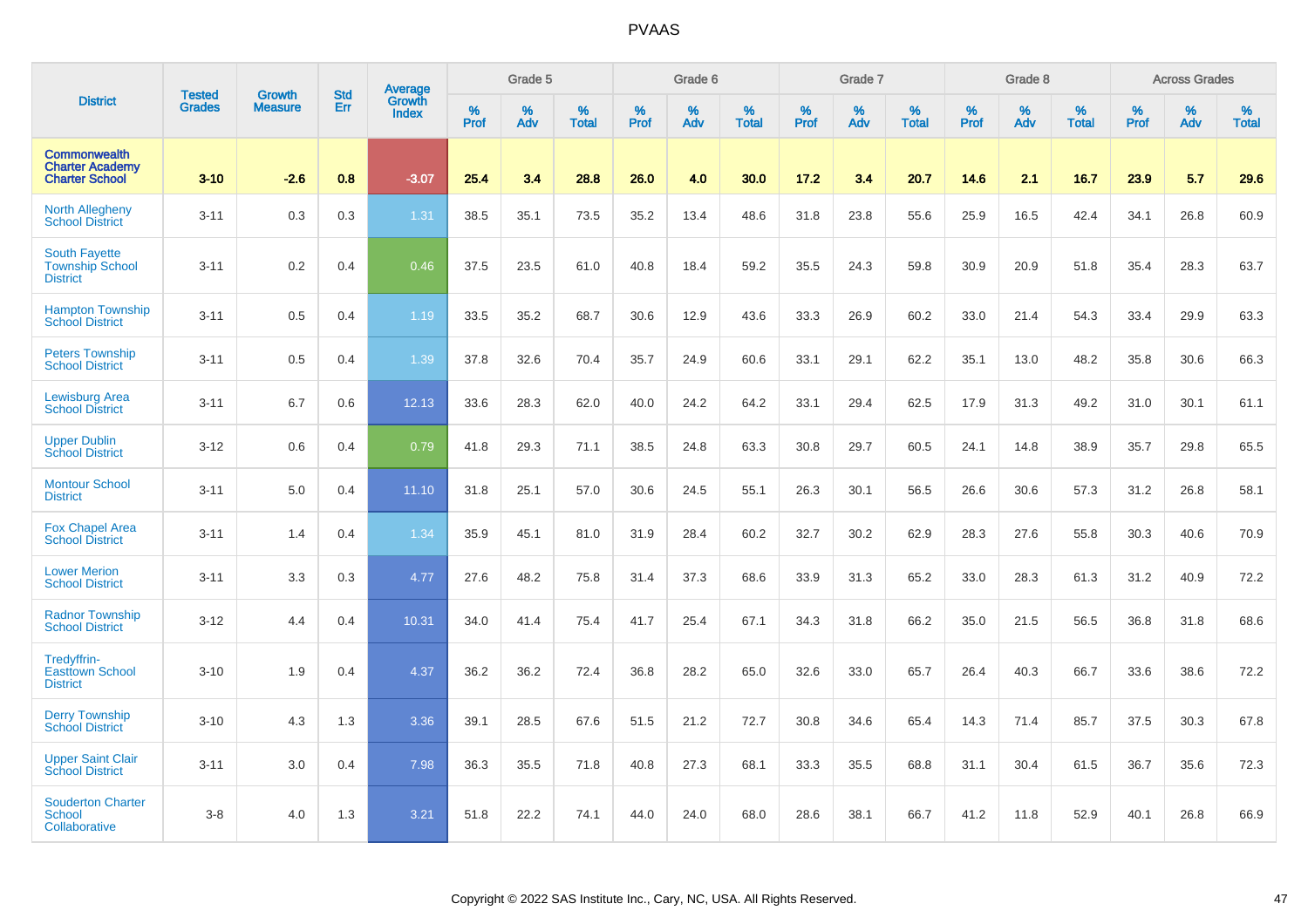| District | Tested Grades | Growth Measure | Std Err | Average Growth Index | Grade 5 | | | Grade 6 | | | Grade 7 | | | Grade 8 | | | Across Grades | | |
|---|---|---|---|---|---|---|---|---|---|---|---|---|---|---|---|---|---|---|---|
| | | | | | % Prof | % Adv | % Total | % Prof | % Adv | % Total | % Prof | % Adv | % Total | % Prof | % Adv | % Total | % Prof | % Adv | % Total |
| **Commonwealth Charter Academy Charter School** | **3-10** | **-2.6** | **0.8** | **-3.07** | **25.4** | **3.4** | **28.8** | **26.0** | **4.0** | **30.0** | **17.2** | **3.4** | **20.7** | **14.6** | **2.1** | **16.7** | **23.9** | **5.7** | **29.6** |
| North Allegheny School District | 3-11 | 0.3 | 0.3 | 1.31 | 38.5 | 35.1 | 73.5 | 35.2 | 13.4 | 48.6 | 31.8 | 23.8 | 55.6 | 25.9 | 16.5 | 42.4 | 34.1 | 26.8 | 60.9 |
| South Fayette Township School District | 3-11 | 0.2 | 0.4 | 0.46 | 37.5 | 23.5 | 61.0 | 40.8 | 18.4 | 59.2 | 35.5 | 24.3 | 59.8 | 30.9 | 20.9 | 51.8 | 35.4 | 28.3 | 63.7 |
| Hampton Township School District | 3-11 | 0.5 | 0.4 | 1.19 | 33.5 | 35.2 | 68.7 | 30.6 | 12.9 | 43.6 | 33.3 | 26.9 | 60.2 | 33.0 | 21.4 | 54.3 | 33.4 | 29.9 | 63.3 |
| Peters Township School District | 3-11 | 0.5 | 0.4 | 1.39 | 37.8 | 32.6 | 70.4 | 35.7 | 24.9 | 60.6 | 33.1 | 29.1 | 62.2 | 35.1 | 13.0 | 48.2 | 35.8 | 30.6 | 66.3 |
| Lewisburg Area School District | 3-11 | 6.7 | 0.6 | 12.13 | 33.6 | 28.3 | 62.0 | 40.0 | 24.2 | 64.2 | 33.1 | 29.4 | 62.5 | 17.9 | 31.3 | 49.2 | 31.0 | 30.1 | 61.1 |
| Upper Dublin School District | 3-12 | 0.6 | 0.4 | 0.79 | 41.8 | 29.3 | 71.1 | 38.5 | 24.8 | 63.3 | 30.8 | 29.7 | 60.5 | 24.1 | 14.8 | 38.9 | 35.7 | 29.8 | 65.5 |
| Montour School District | 3-11 | 5.0 | 0.4 | 11.10 | 31.8 | 25.1 | 57.0 | 30.6 | 24.5 | 55.1 | 26.3 | 30.1 | 56.5 | 26.6 | 30.6 | 57.3 | 31.2 | 26.8 | 58.1 |
| Fox Chapel Area School District | 3-11 | 1.4 | 0.4 | 1.34 | 35.9 | 45.1 | 81.0 | 31.9 | 28.4 | 60.2 | 32.7 | 30.2 | 62.9 | 28.3 | 27.6 | 55.8 | 30.3 | 40.6 | 70.9 |
| Lower Merion School District | 3-11 | 3.3 | 0.3 | 4.77 | 27.6 | 48.2 | 75.8 | 31.4 | 37.3 | 68.6 | 33.9 | 31.3 | 65.2 | 33.0 | 28.3 | 61.3 | 31.2 | 40.9 | 72.2 |
| Radnor Township School District | 3-12 | 4.4 | 0.4 | 10.31 | 34.0 | 41.4 | 75.4 | 41.7 | 25.4 | 67.1 | 34.3 | 31.8 | 66.2 | 35.0 | 21.5 | 56.5 | 36.8 | 31.8 | 68.6 |
| Tredyffrin-Easttown School District | 3-10 | 1.9 | 0.4 | 4.37 | 36.2 | 36.2 | 72.4 | 36.8 | 28.2 | 65.0 | 32.6 | 33.0 | 65.7 | 26.4 | 40.3 | 66.7 | 33.6 | 38.6 | 72.2 |
| Derry Township School District | 3-10 | 4.3 | 1.3 | 3.36 | 39.1 | 28.5 | 67.6 | 51.5 | 21.2 | 72.7 | 30.8 | 34.6 | 65.4 | 14.3 | 71.4 | 85.7 | 37.5 | 30.3 | 67.8 |
| Upper Saint Clair School District | 3-11 | 3.0 | 0.4 | 7.98 | 36.3 | 35.5 | 71.8 | 40.8 | 27.3 | 68.1 | 33.3 | 35.5 | 68.8 | 31.1 | 30.4 | 61.5 | 36.7 | 35.6 | 72.3 |
| Souderton Charter School Collaborative | 3-8 | 4.0 | 1.3 | 3.21 | 51.8 | 22.2 | 74.1 | 44.0 | 24.0 | 68.0 | 28.6 | 38.1 | 66.7 | 41.2 | 11.8 | 52.9 | 40.1 | 26.8 | 66.9 |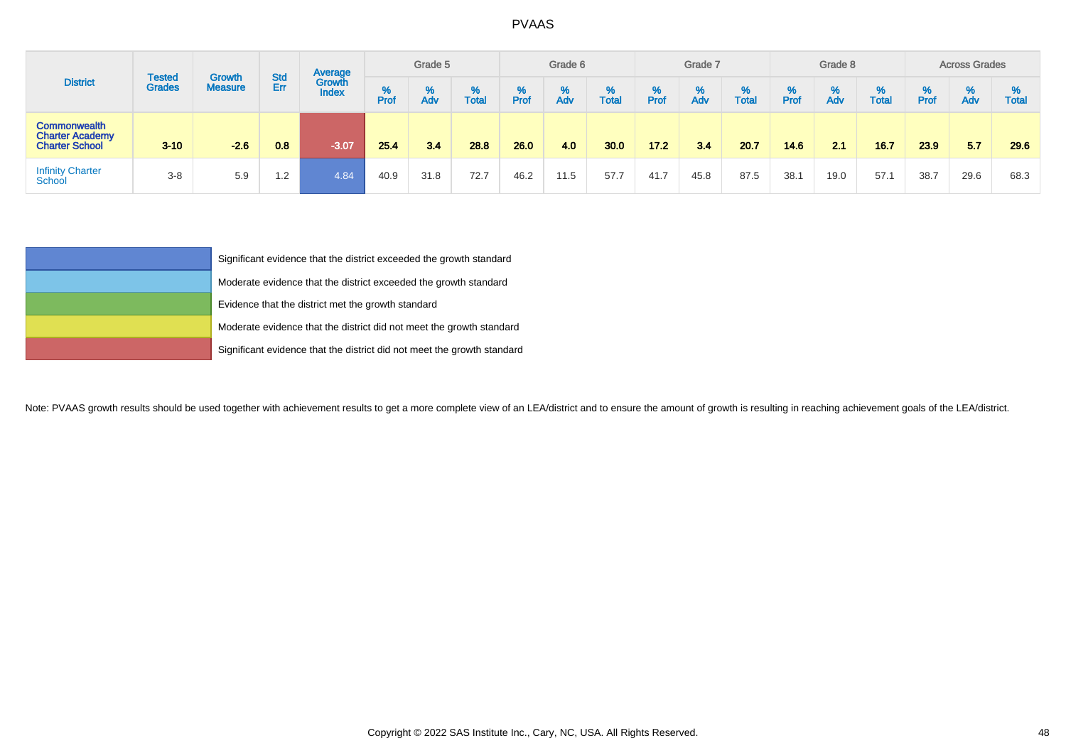# PVAAS

| District | Tested Grades | Growth Measure | Std Err | Average Growth Index | Grade 5 | | | Grade 6 | | | Grade 7 | | | Grade 8 | | | Across Grades | | |
|---|---|---|---|---|---|---|---|---|---|---|---|---|---|---|---|---|---|---|---|
| | | | | | % Prof | % Adv | % Total | % Prof | % Adv | % Total | % Prof | % Adv | % Total | % Prof | % Adv | % Total | % Prof | % Adv | % Total |
| **Commonwealth Charter Academy Charter School** | **3-10** | **-2.6** | **0.8** | **-3.07** | **25.4** | **3.4** | **28.8** | **26.0** | **4.0** | **30.0** | **17.2** | **3.4** | **20.7** | **14.6** | **2.1** | **16.7** | **23.9** | **5.7** | **29.6** |
| Infinity Charter School | 3-8 | 5.9 | 1.2 | 4.84 | 40.9 | 31.8 | 72.7 | 46.2 | 11.5 | 57.7 | 41.7 | 45.8 | 87.5 | 38.1 | 19.0 | 57.1 | 38.7 | 29.6 | 68.3 |

| Color | Meaning |
|---|---|
| Dark blue | Significant evidence that the district exceeded the growth standard |
| Light blue | Moderate evidence that the district exceeded the growth standard |
| Green | Evidence that the district met the growth standard |
| Yellow | Moderate evidence that the district did not meet the growth standard |
| Red | Significant evidence that the district did not meet the growth standard |

Note: PVAAS growth results should be used together with achievement results to get a more complete view of an LEA/district and to ensure the amount of growth is resulting in reaching achievement goals of the LEA/district.

Copyright © 2022 SAS Institute Inc., Cary, NC, USA. All Rights Reserved.